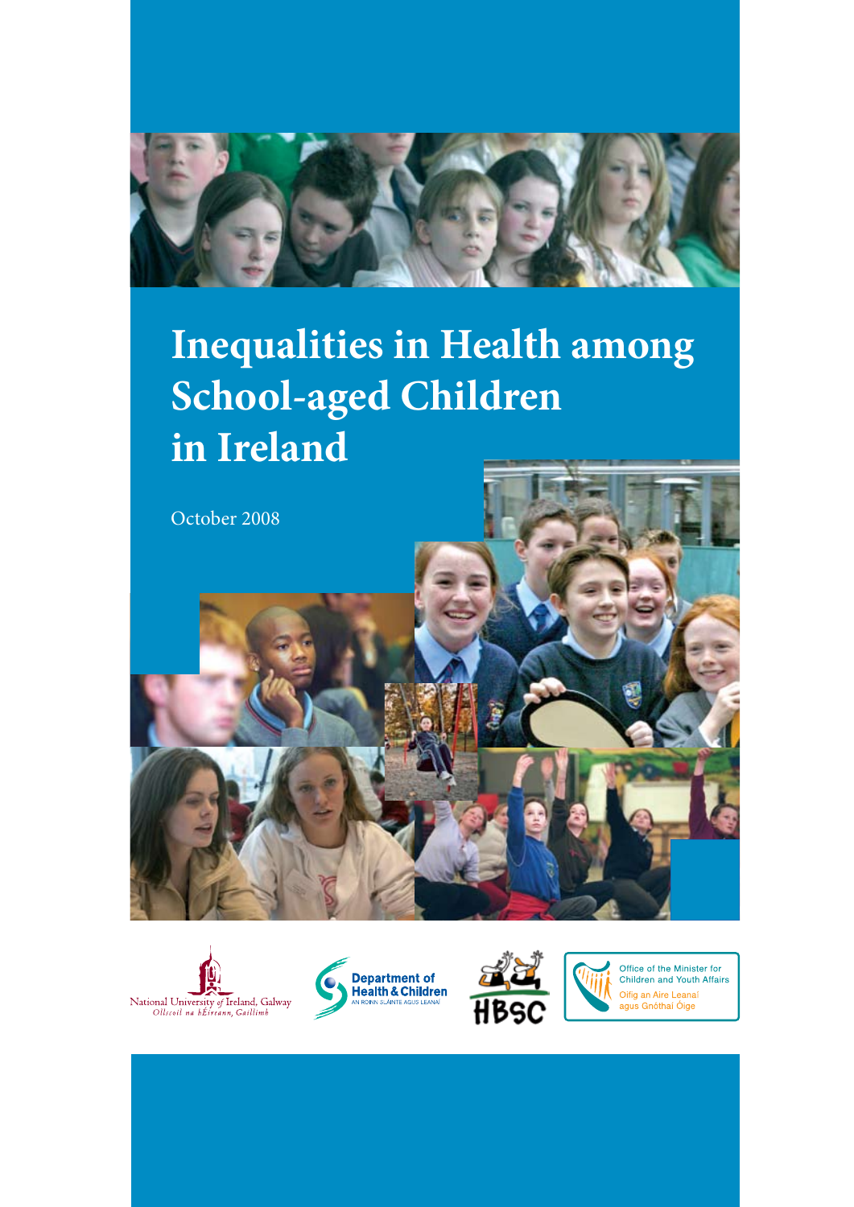# Inequalities in Health among School-aged Children in Ireland

October 2008

National University of Ireland, Galway
Ollscoil na hÉireann, Gaillimh

Department of Health & Children
An Roinn Sláinte agus Leanaí

HBSC

Office of the Minister for Children and Youth Affairs
Oifig an Aire Leanaí agus Gnóthaí Óige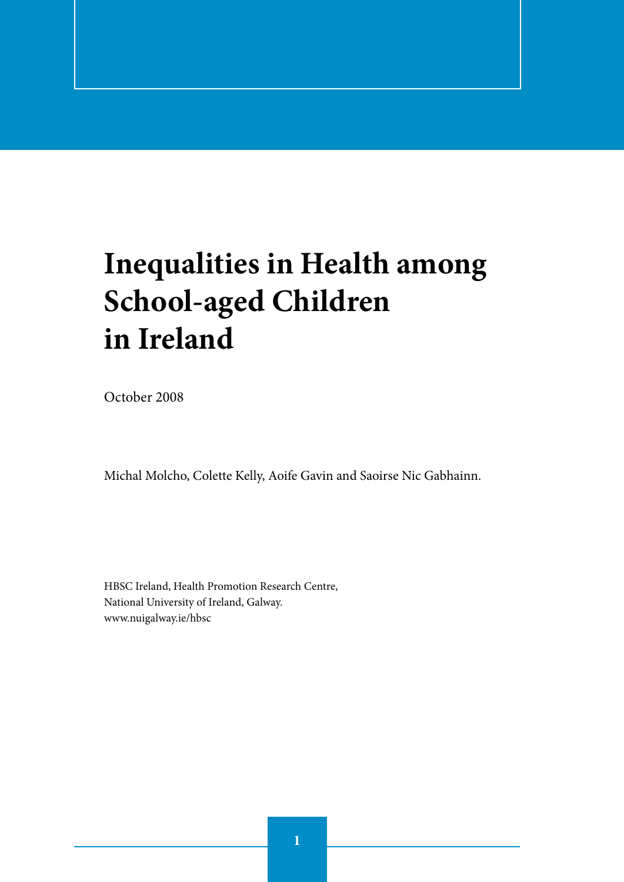# Inequalities in Health among School-aged Children in Ireland

October 2008

Michal Molcho, Colette Kelly, Aoife Gavin and Saoirse Nic Gabhainn.

HBSC Ireland, Health Promotion Research Centre,
National University of Ireland, Galway.
www.nuigalway.ie/hbsc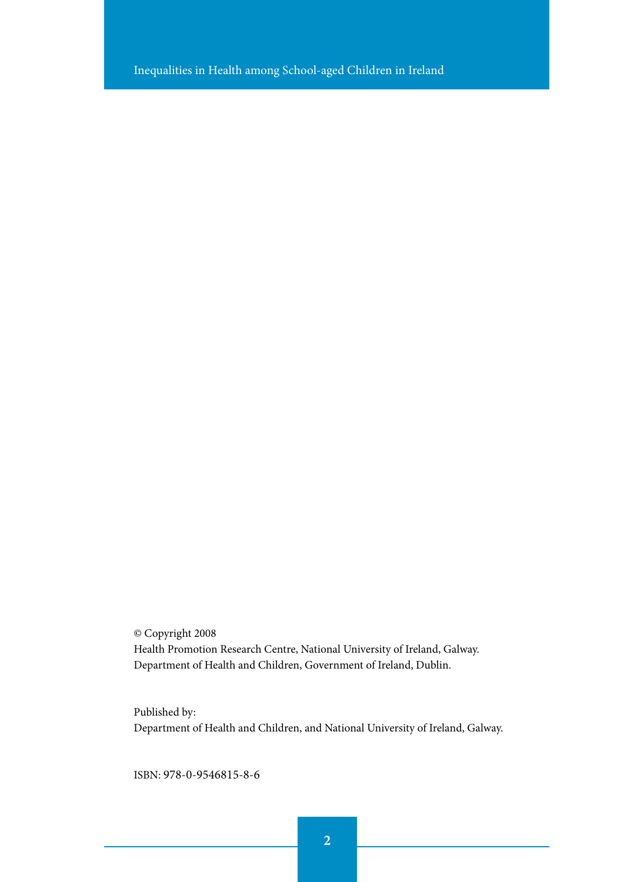© Copyright 2008
Health Promotion Research Centre, National University of Ireland, Galway.
Department of Health and Children, Government of Ireland, Dublin.

Published by:
Department of Health and Children, and National University of Ireland, Galway.

ISBN: 978-0-9546815-8-6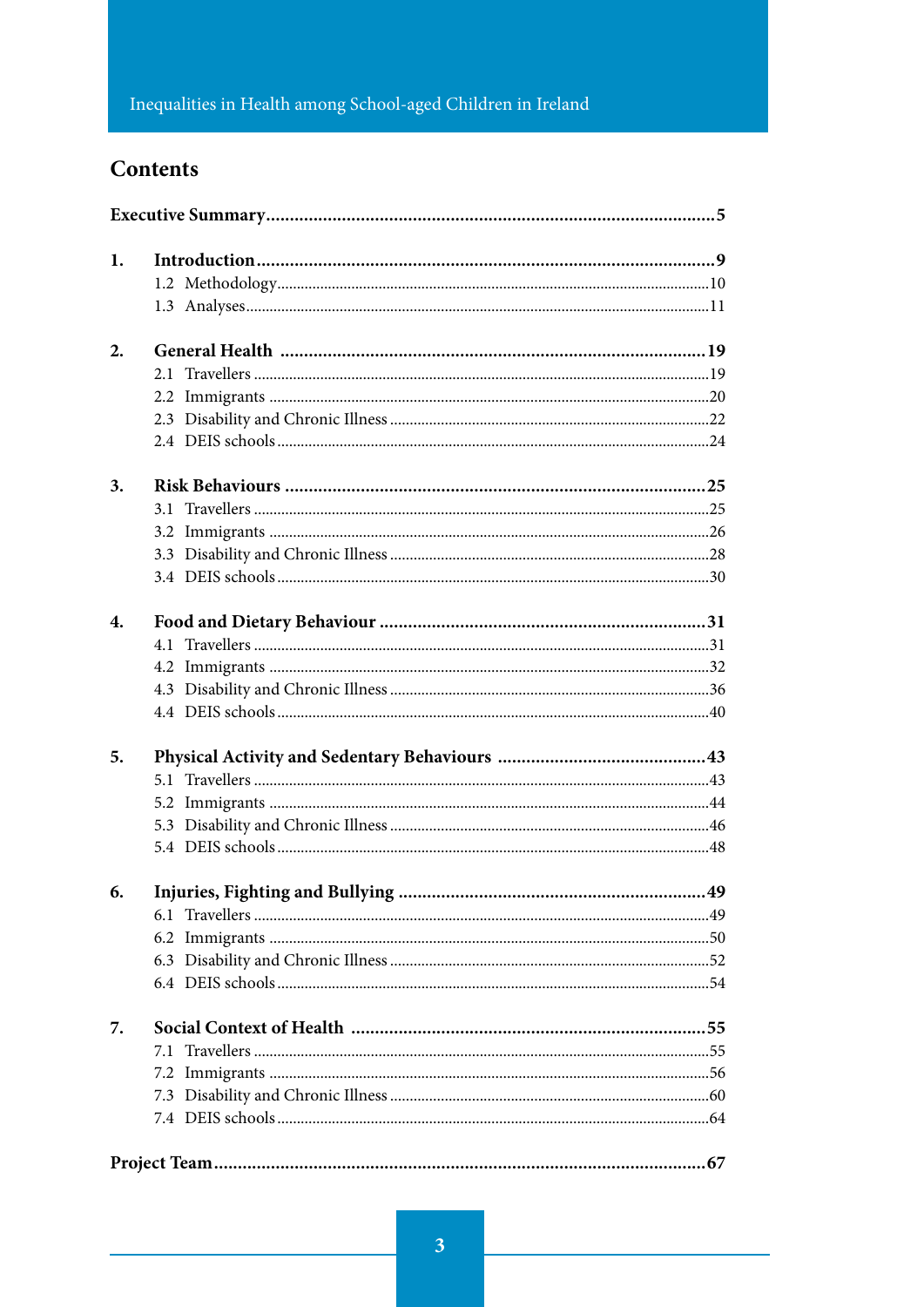# Contents

**Executive Summary** ..... **5**

**1. Introduction** ..... **9**

- 1.2 Methodology ..... 10
- 1.3 Analyses ..... 11

**2. General Health** ..... **19**

- 2.1 Travellers ..... 19
- 2.2 Immigrants ..... 20
- 2.3 Disability and Chronic Illness ..... 22
- 2.4 DEIS schools ..... 24

**3. Risk Behaviours** ..... **25**

- 3.1 Travellers ..... 25
- 3.2 Immigrants ..... 26
- 3.3 Disability and Chronic Illness ..... 28
- 3.4 DEIS schools ..... 30

**4. Food and Dietary Behaviour** ..... **31**

- 4.1 Travellers ..... 31
- 4.2 Immigrants ..... 32
- 4.3 Disability and Chronic Illness ..... 36
- 4.4 DEIS schools ..... 40

**5. Physical Activity and Sedentary Behaviours** ..... **43**

- 5.1 Travellers ..... 43
- 5.2 Immigrants ..... 44
- 5.3 Disability and Chronic Illness ..... 46
- 5.4 DEIS schools ..... 48

**6. Injuries, Fighting and Bullying** ..... **49**

- 6.1 Travellers ..... 49
- 6.2 Immigrants ..... 50
- 6.3 Disability and Chronic Illness ..... 52
- 6.4 DEIS schools ..... 54

**7. Social Context of Health** ..... **55**

- 7.1 Travellers ..... 55
- 7.2 Immigrants ..... 56
- 7.3 Disability and Chronic Illness ..... 60
- 7.4 DEIS schools ..... 64

**Project Team** ..... **67**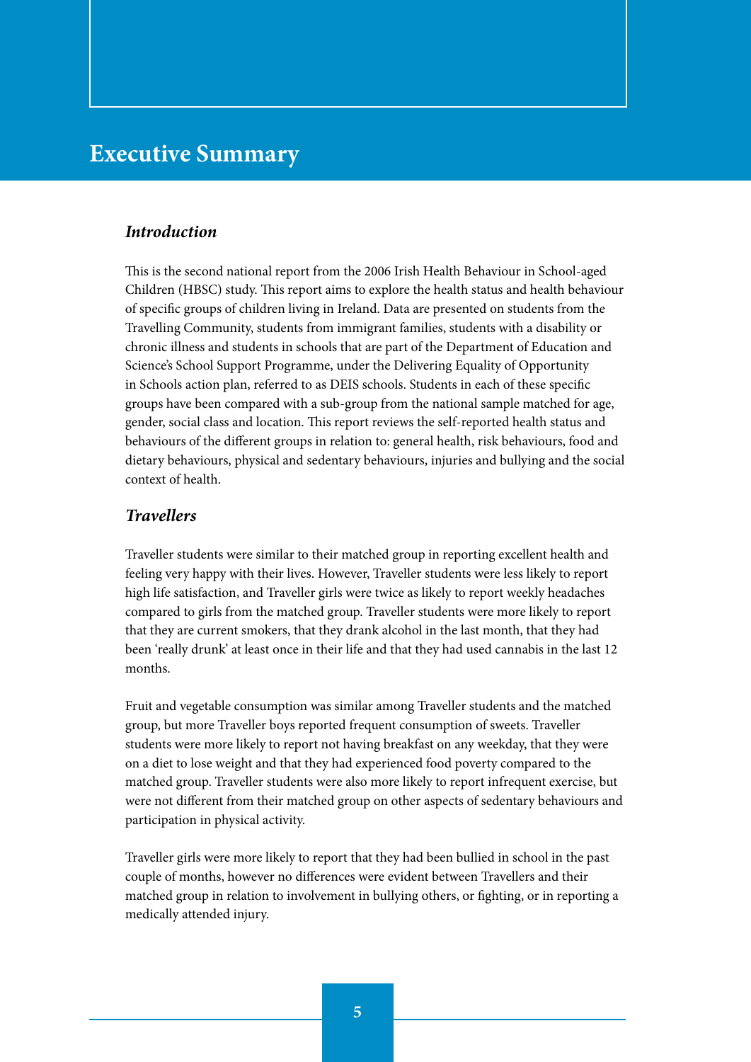# Executive Summary

### *Introduction*

This is the second national report from the 2006 Irish Health Behaviour in School-aged Children (HBSC) study. This report aims to explore the health status and health behaviour of specific groups of children living in Ireland. Data are presented on students from the Travelling Community, students from immigrant families, students with a disability or chronic illness and students in schools that are part of the Department of Education and Science's School Support Programme, under the Delivering Equality of Opportunity in Schools action plan, referred to as DEIS schools. Students in each of these specific groups have been compared with a sub-group from the national sample matched for age, gender, social class and location. This report reviews the self-reported health status and behaviours of the different groups in relation to: general health, risk behaviours, food and dietary behaviours, physical and sedentary behaviours, injuries and bullying and the social context of health.

### *Travellers*

Traveller students were similar to their matched group in reporting excellent health and feeling very happy with their lives. However, Traveller students were less likely to report high life satisfaction, and Traveller girls were twice as likely to report weekly headaches compared to girls from the matched group. Traveller students were more likely to report that they are current smokers, that they drank alcohol in the last month, that they had been 'really drunk' at least once in their life and that they had used cannabis in the last 12 months.

Fruit and vegetable consumption was similar among Traveller students and the matched group, but more Traveller boys reported frequent consumption of sweets. Traveller students were more likely to report not having breakfast on any weekday, that they were on a diet to lose weight and that they had experienced food poverty compared to the matched group. Traveller students were also more likely to report infrequent exercise, but were not different from their matched group on other aspects of sedentary behaviours and participation in physical activity.

Traveller girls were more likely to report that they had been bullied in school in the past couple of months, however no differences were evident between Travellers and their matched group in relation to involvement in bullying others, or fighting, or in reporting a medically attended injury.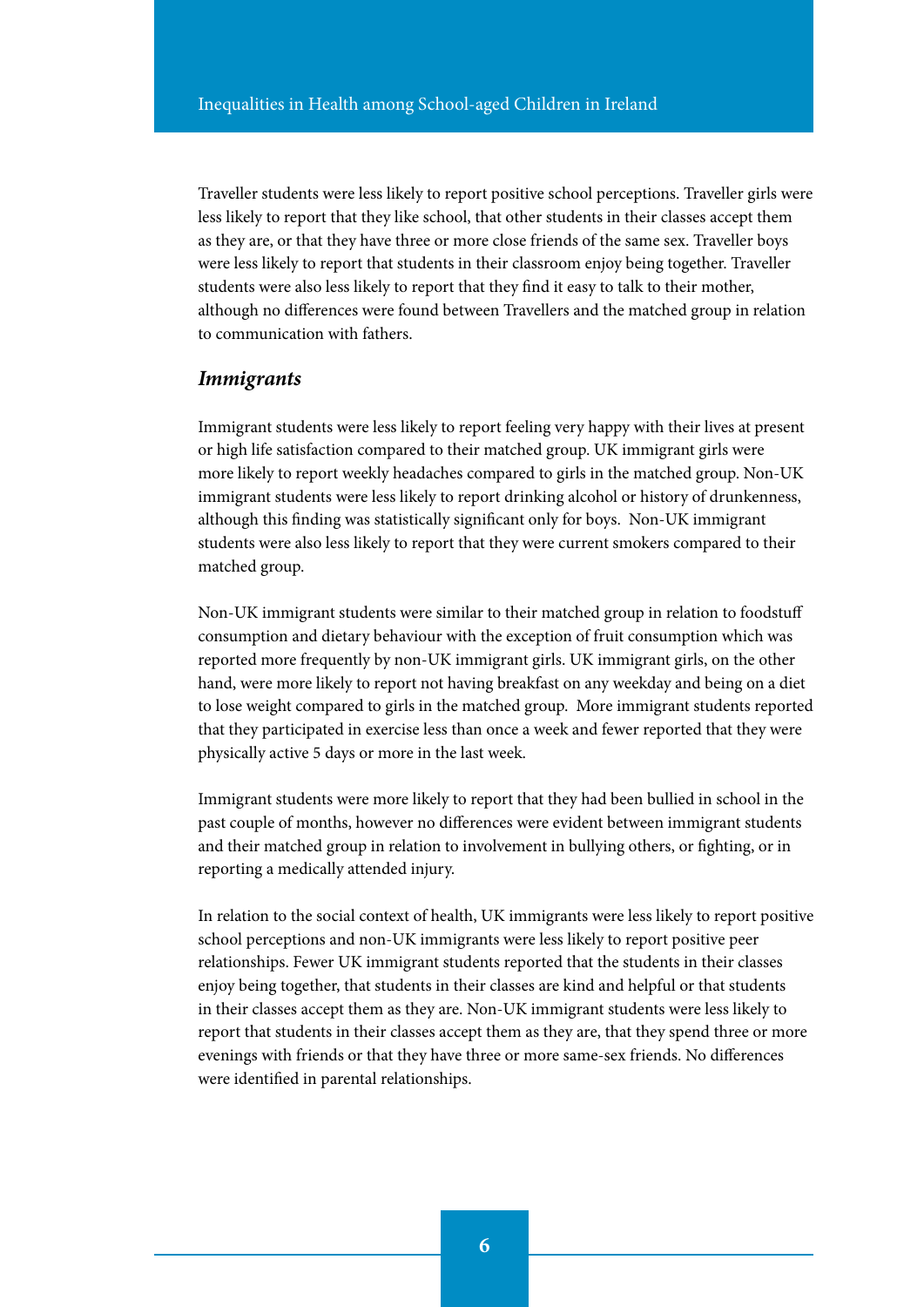Traveller students were less likely to report positive school perceptions. Traveller girls were less likely to report that they like school, that other students in their classes accept them as they are, or that they have three or more close friends of the same sex. Traveller boys were less likely to report that students in their classroom enjoy being together. Traveller students were also less likely to report that they find it easy to talk to their mother, although no differences were found between Travellers and the matched group in relation to communication with fathers.

### *Immigrants*

Immigrant students were less likely to report feeling very happy with their lives at present or high life satisfaction compared to their matched group. UK immigrant girls were more likely to report weekly headaches compared to girls in the matched group. Non-UK immigrant students were less likely to report drinking alcohol or history of drunkenness, although this finding was statistically significant only for boys. Non-UK immigrant students were also less likely to report that they were current smokers compared to their matched group.

Non-UK immigrant students were similar to their matched group in relation to foodstuff consumption and dietary behaviour with the exception of fruit consumption which was reported more frequently by non-UK immigrant girls. UK immigrant girls, on the other hand, were more likely to report not having breakfast on any weekday and being on a diet to lose weight compared to girls in the matched group. More immigrant students reported that they participated in exercise less than once a week and fewer reported that they were physically active 5 days or more in the last week.

Immigrant students were more likely to report that they had been bullied in school in the past couple of months, however no differences were evident between immigrant students and their matched group in relation to involvement in bullying others, or fighting, or in reporting a medically attended injury.

In relation to the social context of health, UK immigrants were less likely to report positive school perceptions and non-UK immigrants were less likely to report positive peer relationships. Fewer UK immigrant students reported that the students in their classes enjoy being together, that students in their classes are kind and helpful or that students in their classes accept them as they are. Non-UK immigrant students were less likely to report that students in their classes accept them as they are, that they spend three or more evenings with friends or that they have three or more same-sex friends. No differences were identified in parental relationships.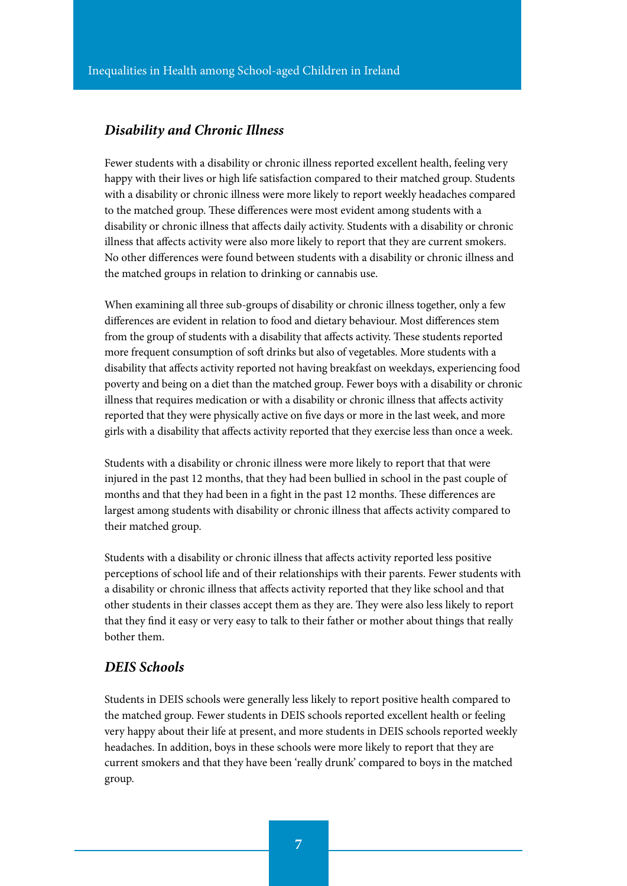### *Disability and Chronic Illness*

Fewer students with a disability or chronic illness reported excellent health, feeling very happy with their lives or high life satisfaction compared to their matched group. Students with a disability or chronic illness were more likely to report weekly headaches compared to the matched group. These differences were most evident among students with a disability or chronic illness that affects daily activity. Students with a disability or chronic illness that affects activity were also more likely to report that they are current smokers. No other differences were found between students with a disability or chronic illness and the matched groups in relation to drinking or cannabis use.

When examining all three sub-groups of disability or chronic illness together, only a few differences are evident in relation to food and dietary behaviour. Most differences stem from the group of students with a disability that affects activity. These students reported more frequent consumption of soft drinks but also of vegetables. More students with a disability that affects activity reported not having breakfast on weekdays, experiencing food poverty and being on a diet than the matched group. Fewer boys with a disability or chronic illness that requires medication or with a disability or chronic illness that affects activity reported that they were physically active on five days or more in the last week, and more girls with a disability that affects activity reported that they exercise less than once a week.

Students with a disability or chronic illness were more likely to report that that were injured in the past 12 months, that they had been bullied in school in the past couple of months and that they had been in a fight in the past 12 months. These differences are largest among students with disability or chronic illness that affects activity compared to their matched group.

Students with a disability or chronic illness that affects activity reported less positive perceptions of school life and of their relationships with their parents. Fewer students with a disability or chronic illness that affects activity reported that they like school and that other students in their classes accept them as they are. They were also less likely to report that they find it easy or very easy to talk to their father or mother about things that really bother them.

### *DEIS Schools*

Students in DEIS schools were generally less likely to report positive health compared to the matched group. Fewer students in DEIS schools reported excellent health or feeling very happy about their life at present, and more students in DEIS schools reported weekly headaches. In addition, boys in these schools were more likely to report that they are current smokers and that they have been 'really drunk' compared to boys in the matched group.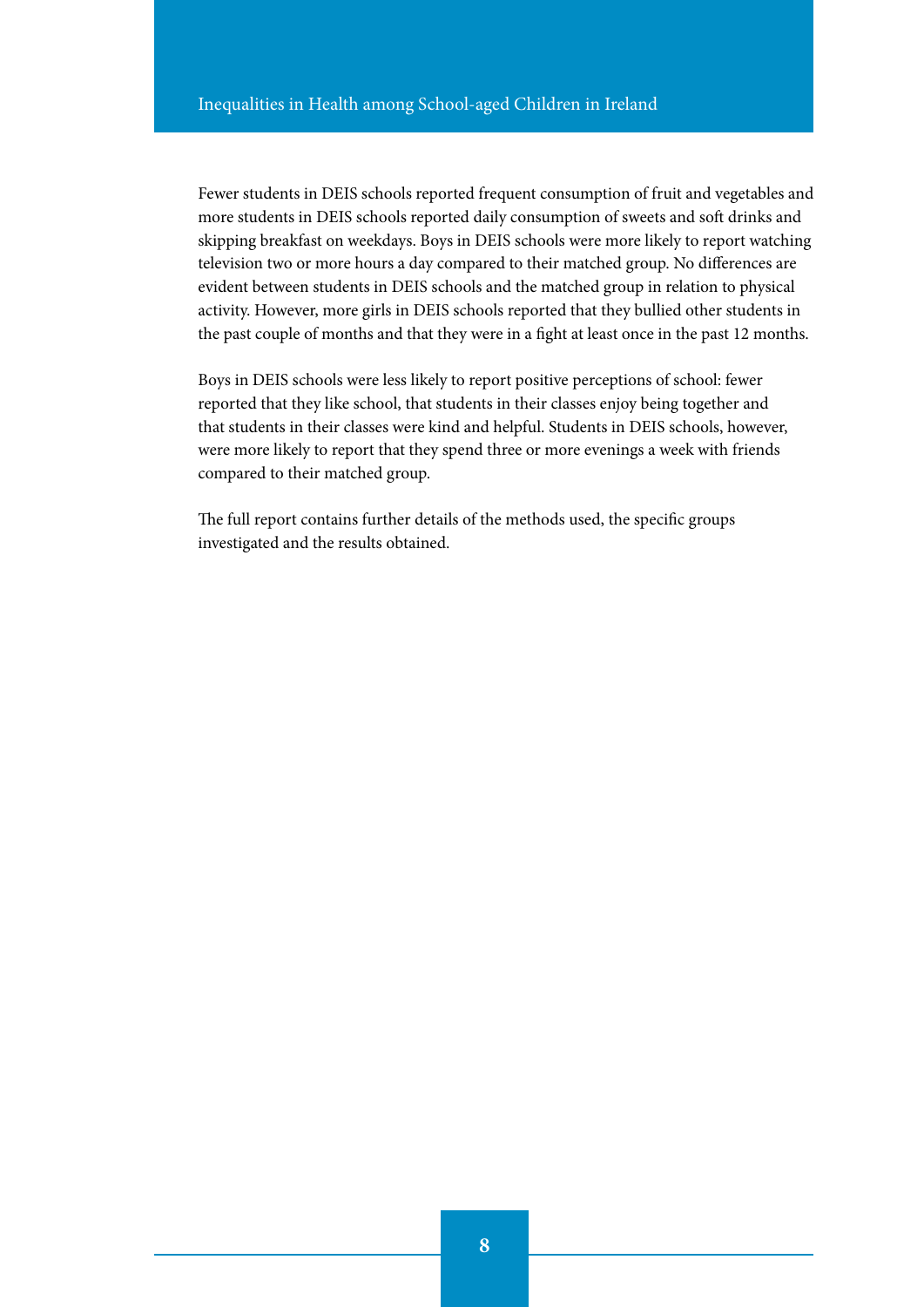Fewer students in DEIS schools reported frequent consumption of fruit and vegetables and more students in DEIS schools reported daily consumption of sweets and soft drinks and skipping breakfast on weekdays. Boys in DEIS schools were more likely to report watching television two or more hours a day compared to their matched group. No differences are evident between students in DEIS schools and the matched group in relation to physical activity. However, more girls in DEIS schools reported that they bullied other students in the past couple of months and that they were in a fight at least once in the past 12 months.

Boys in DEIS schools were less likely to report positive perceptions of school: fewer reported that they like school, that students in their classes enjoy being together and that students in their classes were kind and helpful. Students in DEIS schools, however, were more likely to report that they spend three or more evenings a week with friends compared to their matched group.

The full report contains further details of the methods used, the specific groups investigated and the results obtained.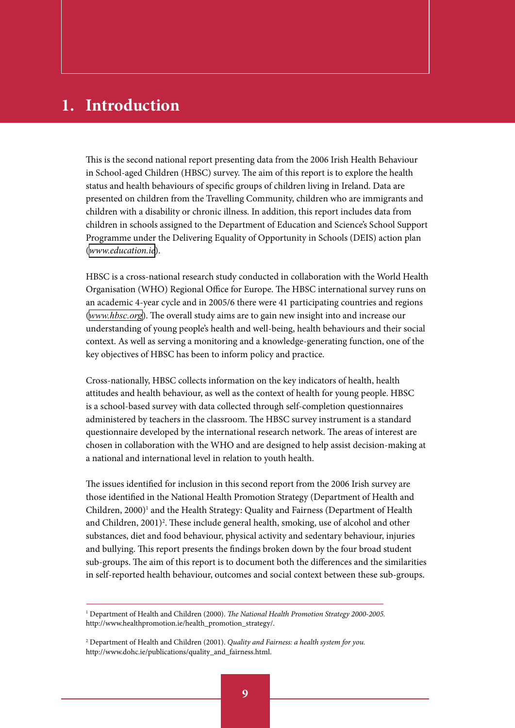# 1. Introduction

This is the second national report presenting data from the 2006 Irish Health Behaviour in School-aged Children (HBSC) survey. The aim of this report is to explore the health status and health behaviours of specific groups of children living in Ireland. Data are presented on children from the Travelling Community, children who are immigrants and children with a disability or chronic illness. In addition, this report includes data from children in schools assigned to the Department of Education and Science's School Support Programme under the Delivering Equality of Opportunity in Schools (DEIS) action plan (*www.education.ie*).

HBSC is a cross-national research study conducted in collaboration with the World Health Organisation (WHO) Regional Office for Europe. The HBSC international survey runs on an academic 4-year cycle and in 2005/6 there were 41 participating countries and regions (*www.hbsc.org*). The overall study aims are to gain new insight into and increase our understanding of young people's health and well-being, health behaviours and their social context. As well as serving a monitoring and a knowledge-generating function, one of the key objectives of HBSC has been to inform policy and practice.

Cross-nationally, HBSC collects information on the key indicators of health, health attitudes and health behaviour, as well as the context of health for young people. HBSC is a school-based survey with data collected through self-completion questionnaires administered by teachers in the classroom. The HBSC survey instrument is a standard questionnaire developed by the international research network. The areas of interest are chosen in collaboration with the WHO and are designed to help assist decision-making at a national and international level in relation to youth health.

The issues identified for inclusion in this second report from the 2006 Irish survey are those identified in the National Health Promotion Strategy (Department of Health and Children, 2000)[1] and the Health Strategy: Quality and Fairness (Department of Health and Children, 2001)[2]. These include general health, smoking, use of alcohol and other substances, diet and food behaviour, physical activity and sedentary behaviour, injuries and bullying. This report presents the findings broken down by the four broad student sub-groups. The aim of this report is to document both the differences and the similarities in self-reported health behaviour, outcomes and social context between these sub-groups.

---

[1] Department of Health and Children (2000). *The National Health Promotion Strategy 2000-2005.* http://www.healthpromotion.ie/health_promotion_strategy/.

[2] Department of Health and Children (2001). *Quality and Fairness: a health system for you.* http://www.dohc.ie/publications/quality_and_fairness.html.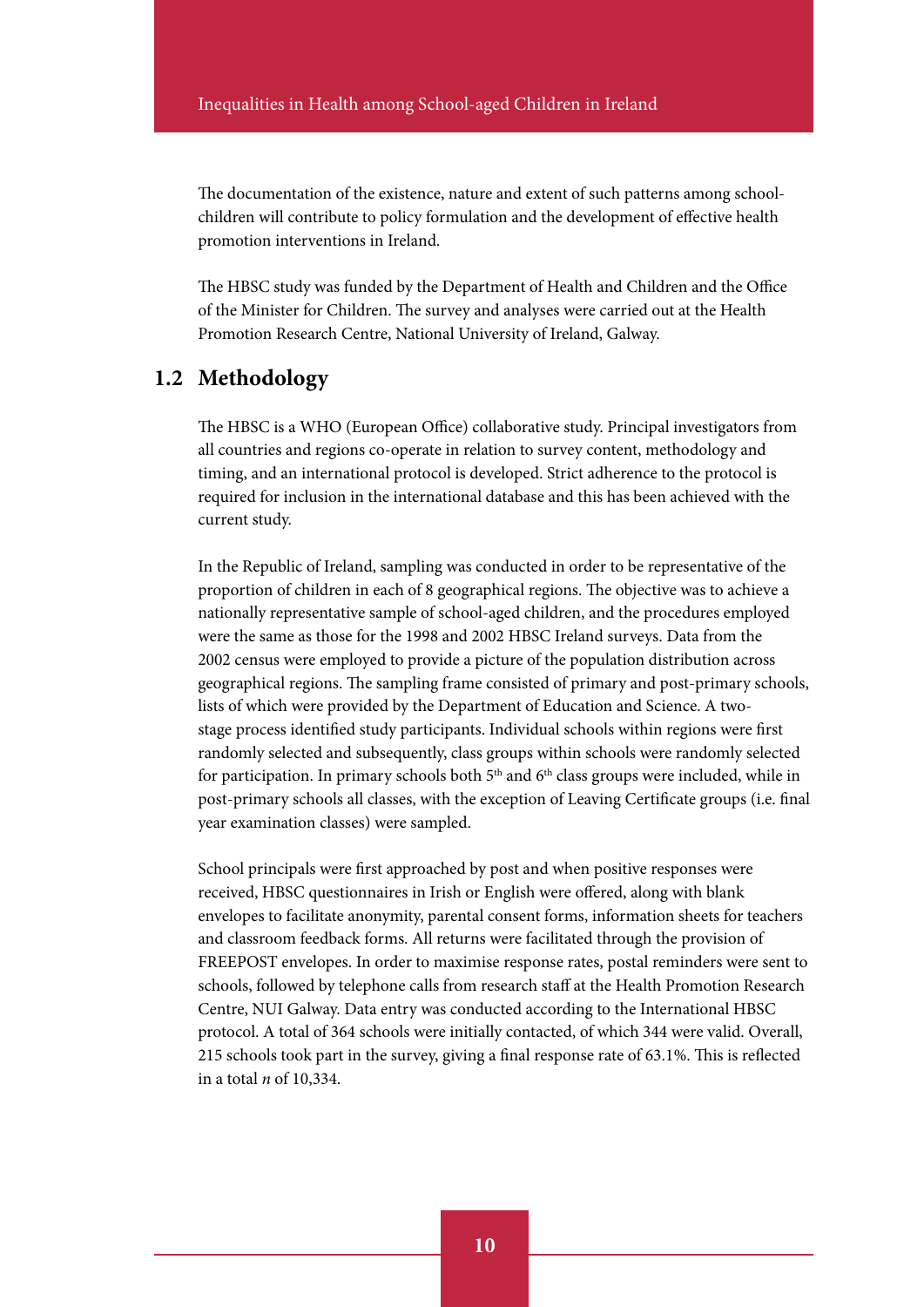The documentation of the existence, nature and extent of such patterns among school-children will contribute to policy formulation and the development of effective health promotion interventions in Ireland.

The HBSC study was funded by the Department of Health and Children and the Office of the Minister for Children. The survey and analyses were carried out at the Health Promotion Research Centre, National University of Ireland, Galway.

## 1.2 Methodology

The HBSC is a WHO (European Office) collaborative study. Principal investigators from all countries and regions co-operate in relation to survey content, methodology and timing, and an international protocol is developed. Strict adherence to the protocol is required for inclusion in the international database and this has been achieved with the current study.

In the Republic of Ireland, sampling was conducted in order to be representative of the proportion of children in each of 8 geographical regions. The objective was to achieve a nationally representative sample of school-aged children, and the procedures employed were the same as those for the 1998 and 2002 HBSC Ireland surveys. Data from the 2002 census were employed to provide a picture of the population distribution across geographical regions. The sampling frame consisted of primary and post-primary schools, lists of which were provided by the Department of Education and Science. A two-stage process identified study participants. Individual schools within regions were first randomly selected and subsequently, class groups within schools were randomly selected for participation. In primary schools both 5th and 6th class groups were included, while in post-primary schools all classes, with the exception of Leaving Certificate groups (i.e. final year examination classes) were sampled.

School principals were first approached by post and when positive responses were received, HBSC questionnaires in Irish or English were offered, along with blank envelopes to facilitate anonymity, parental consent forms, information sheets for teachers and classroom feedback forms. All returns were facilitated through the provision of FREEPOST envelopes. In order to maximise response rates, postal reminders were sent to schools, followed by telephone calls from research staff at the Health Promotion Research Centre, NUI Galway. Data entry was conducted according to the International HBSC protocol. A total of 364 schools were initially contacted, of which 344 were valid. Overall, 215 schools took part in the survey, giving a final response rate of 63.1%. This is reflected in a total *n* of 10,334.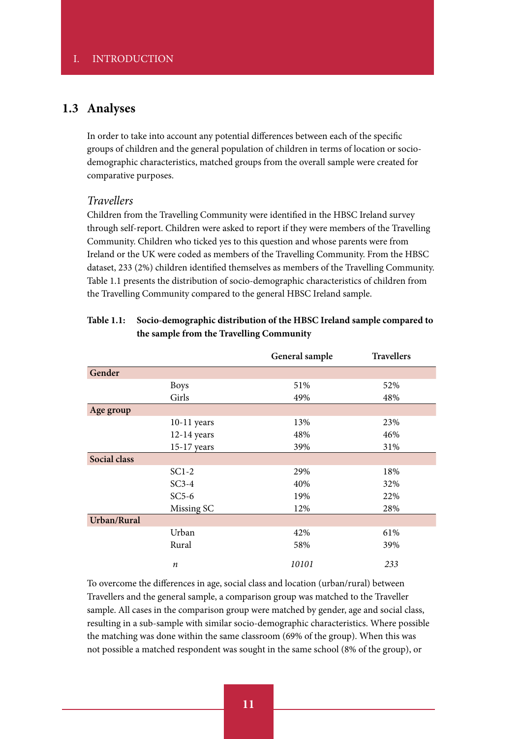## 1.3 Analyses

In order to take into account any potential differences between each of the specific groups of children and the general population of children in terms of location or socio-demographic characteristics, matched groups from the overall sample were created for comparative purposes.

### *Travellers*

Children from the Travelling Community were identified in the HBSC Ireland survey through self-report. Children were asked to report if they were members of the Travelling Community. Children who ticked yes to this question and whose parents were from Ireland or the UK were coded as members of the Travelling Community. From the HBSC dataset, 233 (2%) children identified themselves as members of the Travelling Community. Table 1.1 presents the distribution of socio-demographic characteristics of children from the Travelling Community compared to the general HBSC Ireland sample.

**Table 1.1: Socio-demographic distribution of the HBSC Ireland sample compared to the sample from the Travelling Community**

| | | General sample | Travellers |
|---|---|---|---|
| **Gender** | | | |
| | Boys | 51% | 52% |
| | Girls | 49% | 48% |
| **Age group** | | | |
| | 10-11 years | 13% | 23% |
| | 12-14 years | 48% | 46% |
| | 15-17 years | 39% | 31% |
| **Social class** | | | |
| | SC1-2 | 29% | 18% |
| | SC3-4 | 40% | 32% |
| | SC5-6 | 19% | 22% |
| | Missing SC | 12% | 28% |
| **Urban/Rural** | | | |
| | Urban | 42% | 61% |
| | Rural | 58% | 39% |
| | *n* | *10101* | *233* |

To overcome the differences in age, social class and location (urban/rural) between Travellers and the general sample, a comparison group was matched to the Traveller sample. All cases in the comparison group were matched by gender, age and social class, resulting in a sub-sample with similar socio-demographic characteristics. Where possible the matching was done within the same classroom (69% of the group). When this was not possible a matched respondent was sought in the same school (8% of the group), or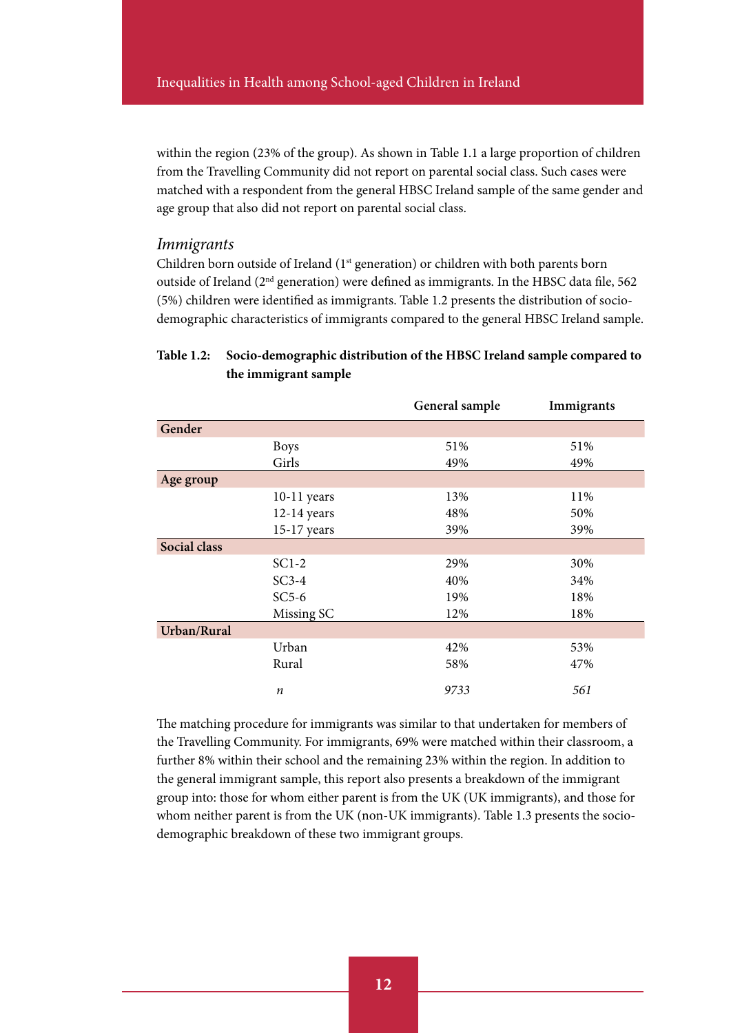within the region (23% of the group). As shown in Table 1.1 a large proportion of children from the Travelling Community did not report on parental social class. Such cases were matched with a respondent from the general HBSC Ireland sample of the same gender and age group that also did not report on parental social class.

### *Immigrants*

Children born outside of Ireland (1st generation) or children with both parents born outside of Ireland (2nd generation) were defined as immigrants. In the HBSC data file, 562 (5%) children were identified as immigrants. Table 1.2 presents the distribution of socio-demographic characteristics of immigrants compared to the general HBSC Ireland sample.

**Table 1.2: Socio-demographic distribution of the HBSC Ireland sample compared to the immigrant sample**

| | | General sample | Immigrants |
|---|---|---|---|
| **Gender** | | | |
| | Boys | 51% | 51% |
| | Girls | 49% | 49% |
| **Age group** | | | |
| | 10-11 years | 13% | 11% |
| | 12-14 years | 48% | 50% |
| | 15-17 years | 39% | 39% |
| **Social class** | | | |
| | SC1-2 | 29% | 30% |
| | SC3-4 | 40% | 34% |
| | SC5-6 | 19% | 18% |
| | Missing SC | 12% | 18% |
| **Urban/Rural** | | | |
| | Urban | 42% | 53% |
| | Rural | 58% | 47% |
| | *n* | *9733* | *561* |

The matching procedure for immigrants was similar to that undertaken for members of the Travelling Community. For immigrants, 69% were matched within their classroom, a further 8% within their school and the remaining 23% within the region. In addition to the general immigrant sample, this report also presents a breakdown of the immigrant group into: those for whom either parent is from the UK (UK immigrants), and those for whom neither parent is from the UK (non-UK immigrants). Table 1.3 presents the socio-demographic breakdown of these two immigrant groups.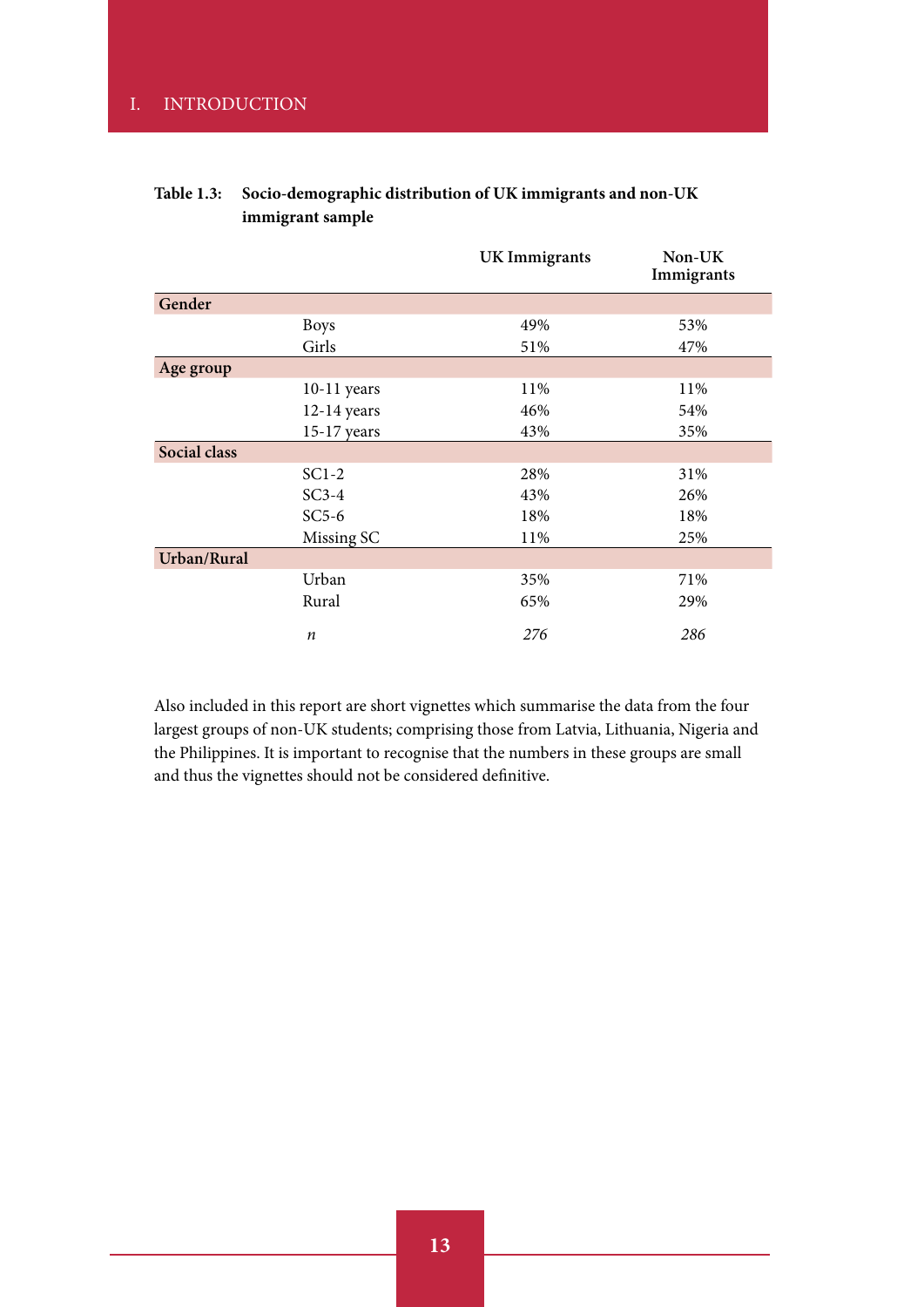**Table 1.3: Socio-demographic distribution of UK immigrants and non-UK immigrant sample**

| | | UK Immigrants | Non-UK Immigrants |
|---|---|---|---|
| **Gender** | | | |
| | Boys | 49% | 53% |
| | Girls | 51% | 47% |
| **Age group** | | | |
| | 10-11 years | 11% | 11% |
| | 12-14 years | 46% | 54% |
| | 15-17 years | 43% | 35% |
| **Social class** | | | |
| | SC1-2 | 28% | 31% |
| | SC3-4 | 43% | 26% |
| | SC5-6 | 18% | 18% |
| | Missing SC | 11% | 25% |
| **Urban/Rural** | | | |
| | Urban | 35% | 71% |
| | Rural | 65% | 29% |
| | *n* | *276* | *286* |

Also included in this report are short vignettes which summarise the data from the four largest groups of non-UK students; comprising those from Latvia, Lithuania, Nigeria and the Philippines. It is important to recognise that the numbers in these groups are small and thus the vignettes should not be considered definitive.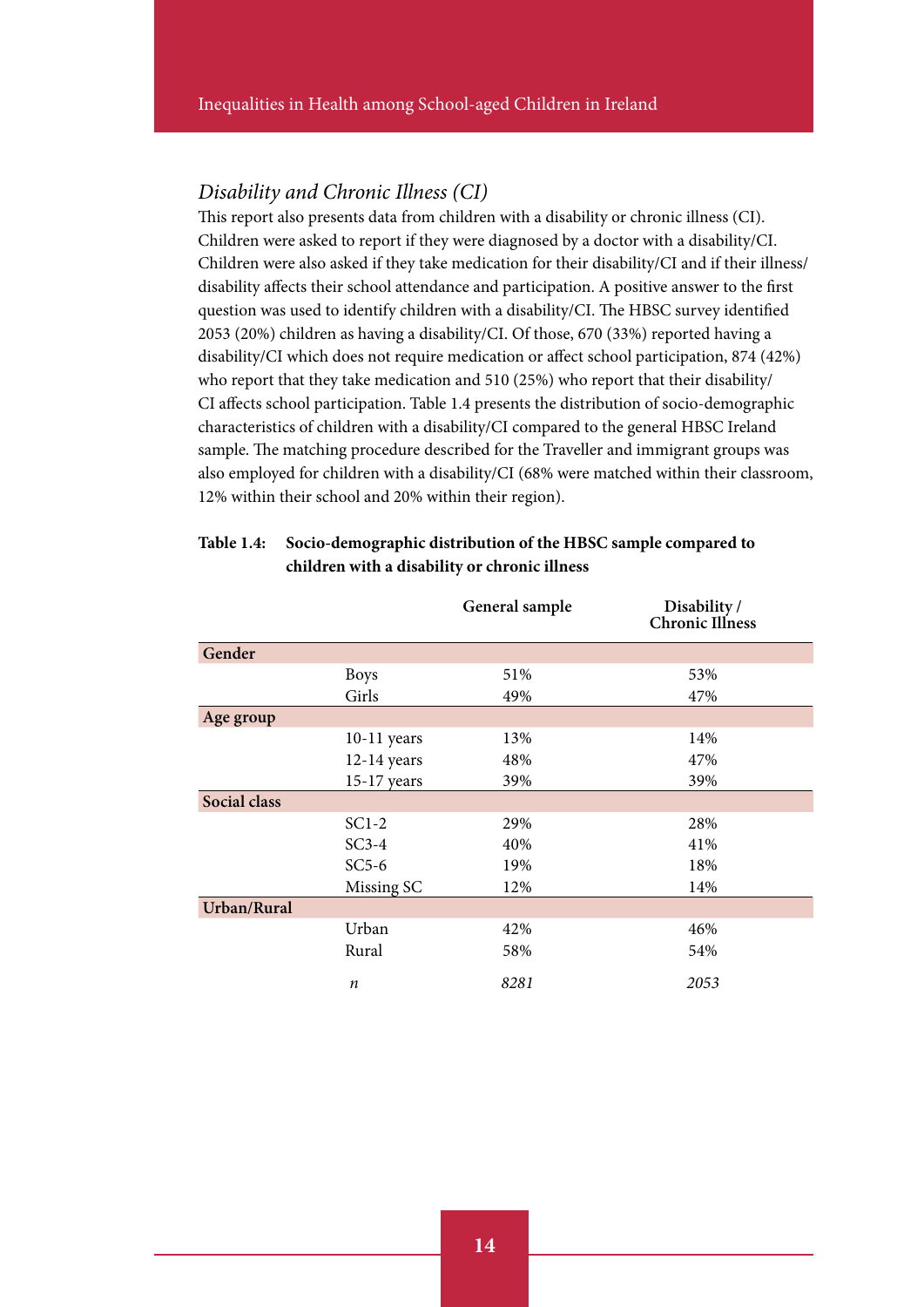### *Disability and Chronic Illness (CI)*

This report also presents data from children with a disability or chronic illness (CI). Children were asked to report if they were diagnosed by a doctor with a disability/CI. Children were also asked if they take medication for their disability/CI and if their illness/disability affects their school attendance and participation. A positive answer to the first question was used to identify children with a disability/CI. The HBSC survey identified 2053 (20%) children as having a disability/CI. Of those, 670 (33%) reported having a disability/CI which does not require medication or affect school participation, 874 (42%) who report that they take medication and 510 (25%) who report that their disability/CI affects school participation. Table 1.4 presents the distribution of socio-demographic characteristics of children with a disability/CI compared to the general HBSC Ireland sample. The matching procedure described for the Traveller and immigrant groups was also employed for children with a disability/CI (68% were matched within their classroom, 12% within their school and 20% within their region).

**Table 1.4: Socio-demographic distribution of the HBSC sample compared to children with a disability or chronic illness**

| | | General sample | Disability / Chronic Illness |
|---|---|---|---|
| **Gender** | | | |
| | Boys | 51% | 53% |
| | Girls | 49% | 47% |
| **Age group** | | | |
| | 10-11 years | 13% | 14% |
| | 12-14 years | 48% | 47% |
| | 15-17 years | 39% | 39% |
| **Social class** | | | |
| | SC1-2 | 29% | 28% |
| | SC3-4 | 40% | 41% |
| | SC5-6 | 19% | 18% |
| | Missing SC | 12% | 14% |
| **Urban/Rural** | | | |
| | Urban | 42% | 46% |
| | Rural | 58% | 54% |
| | *n* | *8281* | *2053* |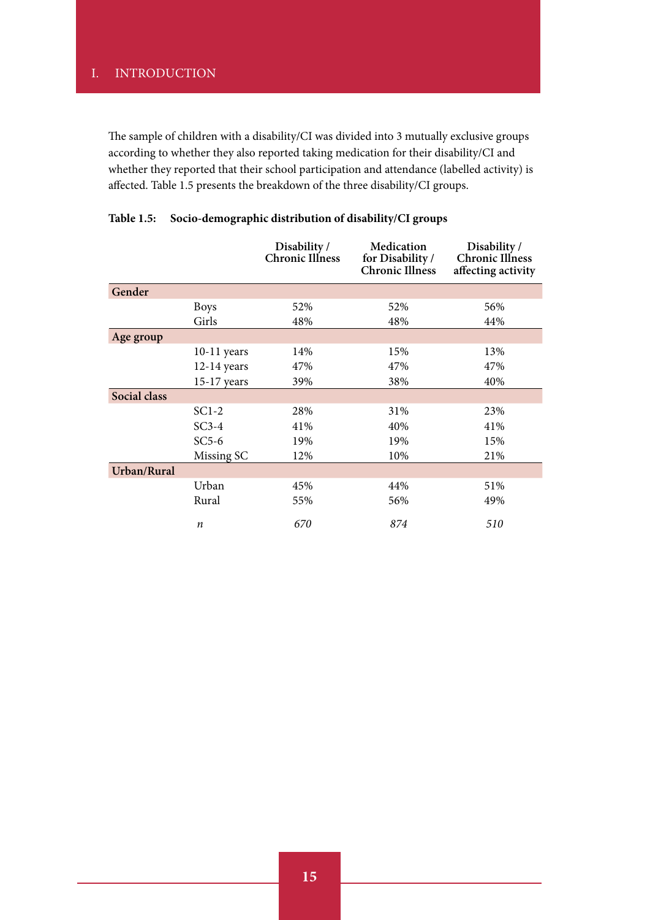The sample of children with a disability/CI was divided into 3 mutually exclusive groups according to whether they also reported taking medication for their disability/CI and whether they reported that their school participation and attendance (labelled activity) is affected. Table 1.5 presents the breakdown of the three disability/CI groups.

**Table 1.5: Socio-demographic distribution of disability/CI groups**

| | | Disability / Chronic Illness | Medication for Disability / Chronic Illness | Disability / Chronic Illness affecting activity |
|---|---|---|---|---|
| **Gender** | | | | |
| | Boys | 52% | 52% | 56% |
| | Girls | 48% | 48% | 44% |
| **Age group** | | | | |
| | 10-11 years | 14% | 15% | 13% |
| | 12-14 years | 47% | 47% | 47% |
| | 15-17 years | 39% | 38% | 40% |
| **Social class** | | | | |
| | SC1-2 | 28% | 31% | 23% |
| | SC3-4 | 41% | 40% | 41% |
| | SC5-6 | 19% | 19% | 15% |
| | Missing SC | 12% | 10% | 21% |
| **Urban/Rural** | | | | |
| | Urban | 45% | 44% | 51% |
| | Rural | 55% | 56% | 49% |
| | *n* | *670* | *874* | *510* |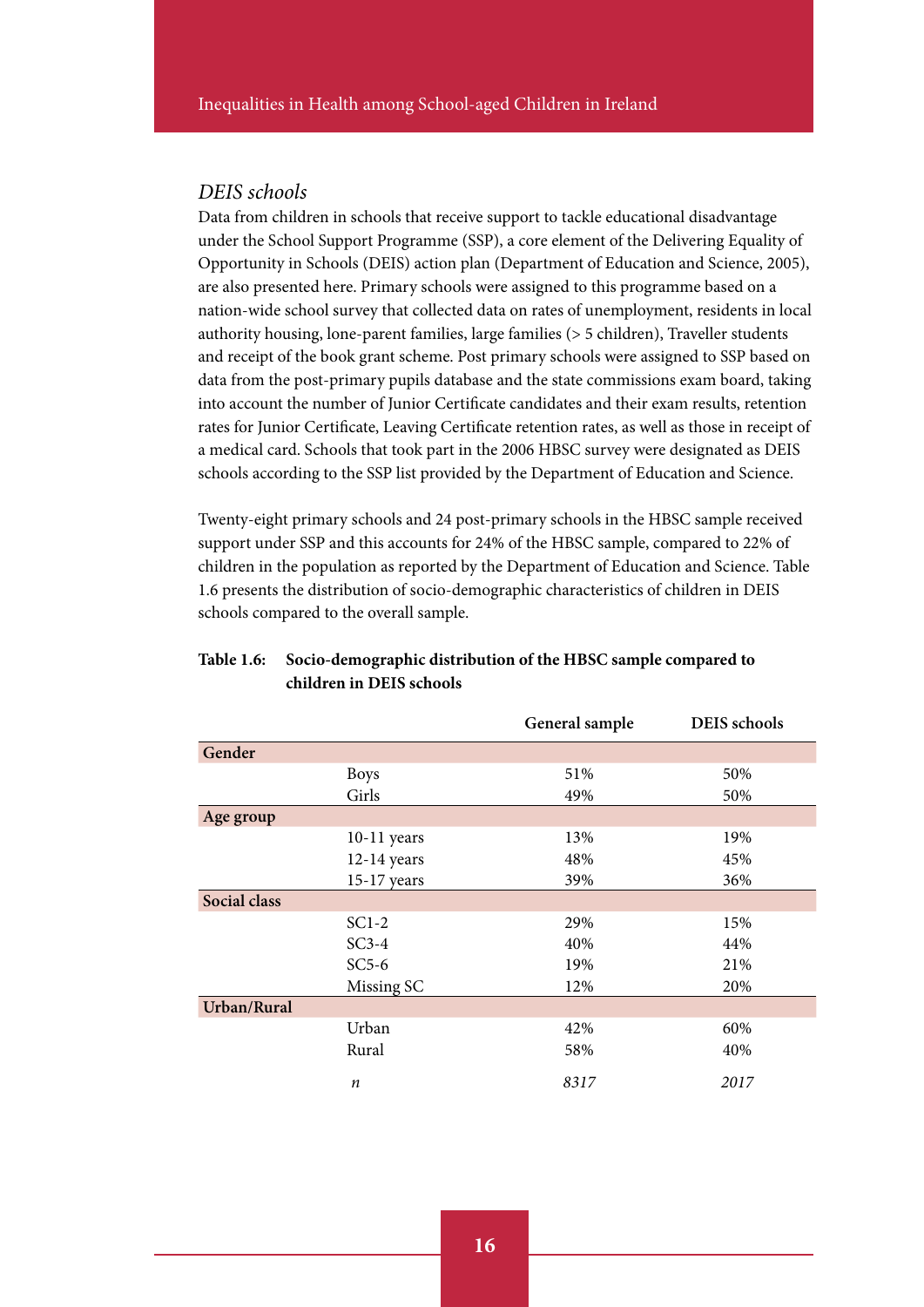### *DEIS schools*

Data from children in schools that receive support to tackle educational disadvantage under the School Support Programme (SSP), a core element of the Delivering Equality of Opportunity in Schools (DEIS) action plan (Department of Education and Science, 2005), are also presented here. Primary schools were assigned to this programme based on a nation-wide school survey that collected data on rates of unemployment, residents in local authority housing, lone-parent families, large families (> 5 children), Traveller students and receipt of the book grant scheme. Post primary schools were assigned to SSP based on data from the post-primary pupils database and the state commissions exam board, taking into account the number of Junior Certificate candidates and their exam results, retention rates for Junior Certificate, Leaving Certificate retention rates, as well as those in receipt of a medical card. Schools that took part in the 2006 HBSC survey were designated as DEIS schools according to the SSP list provided by the Department of Education and Science.

Twenty-eight primary schools and 24 post-primary schools in the HBSC sample received support under SSP and this accounts for 24% of the HBSC sample, compared to 22% of children in the population as reported by the Department of Education and Science. Table 1.6 presents the distribution of socio-demographic characteristics of children in DEIS schools compared to the overall sample.

**Table 1.6: Socio-demographic distribution of the HBSC sample compared to children in DEIS schools**

| | | General sample | DEIS schools |
|---|---|---|---|
| **Gender** | | | |
| | Boys | 51% | 50% |
| | Girls | 49% | 50% |
| **Age group** | | | |
| | 10-11 years | 13% | 19% |
| | 12-14 years | 48% | 45% |
| | 15-17 years | 39% | 36% |
| **Social class** | | | |
| | SC1-2 | 29% | 15% |
| | SC3-4 | 40% | 44% |
| | SC5-6 | 19% | 21% |
| | Missing SC | 12% | 20% |
| **Urban/Rural** | | | |
| | Urban | 42% | 60% |
| | Rural | 58% | 40% |
| | *n* | *8317* | *2017* |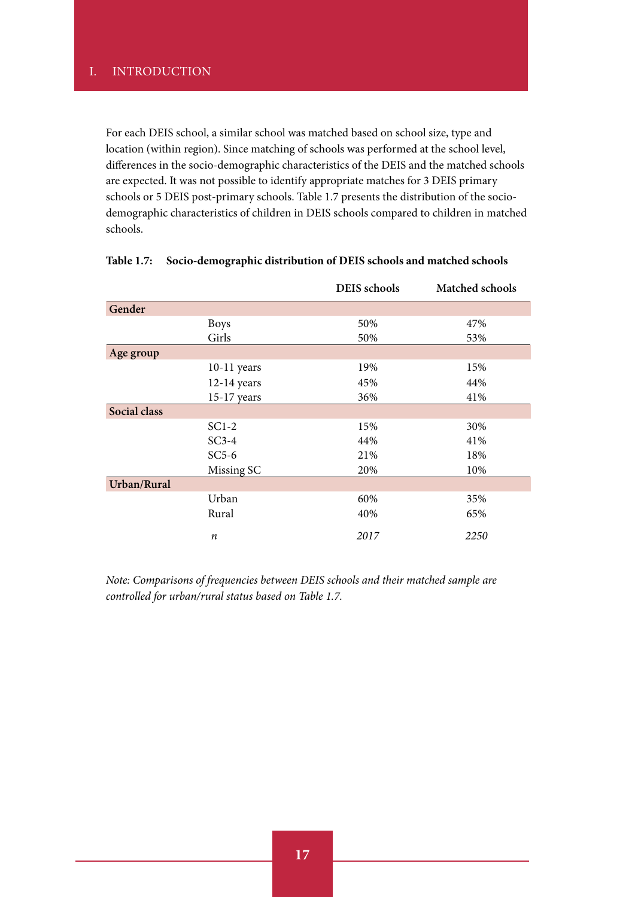For each DEIS school, a similar school was matched based on school size, type and location (within region). Since matching of schools was performed at the school level, differences in the socio-demographic characteristics of the DEIS and the matched schools are expected. It was not possible to identify appropriate matches for 3 DEIS primary schools or 5 DEIS post-primary schools. Table 1.7 presents the distribution of the socio-demographic characteristics of children in DEIS schools compared to children in matched schools.

**Table 1.7: Socio-demographic distribution of DEIS schools and matched schools**

| | | DEIS schools | Matched schools |
|---|---|---|---|
| **Gender** | | | |
| | Boys | 50% | 47% |
| | Girls | 50% | 53% |
| **Age group** | | | |
| | 10-11 years | 19% | 15% |
| | 12-14 years | 45% | 44% |
| | 15-17 years | 36% | 41% |
| **Social class** | | | |
| | SC1-2 | 15% | 30% |
| | SC3-4 | 44% | 41% |
| | SC5-6 | 21% | 18% |
| | Missing SC | 20% | 10% |
| **Urban/Rural** | | | |
| | Urban | 60% | 35% |
| | Rural | 40% | 65% |
| | *n* | *2017* | *2250* |

*Note: Comparisons of frequencies between DEIS schools and their matched sample are controlled for urban/rural status based on Table 1.7.*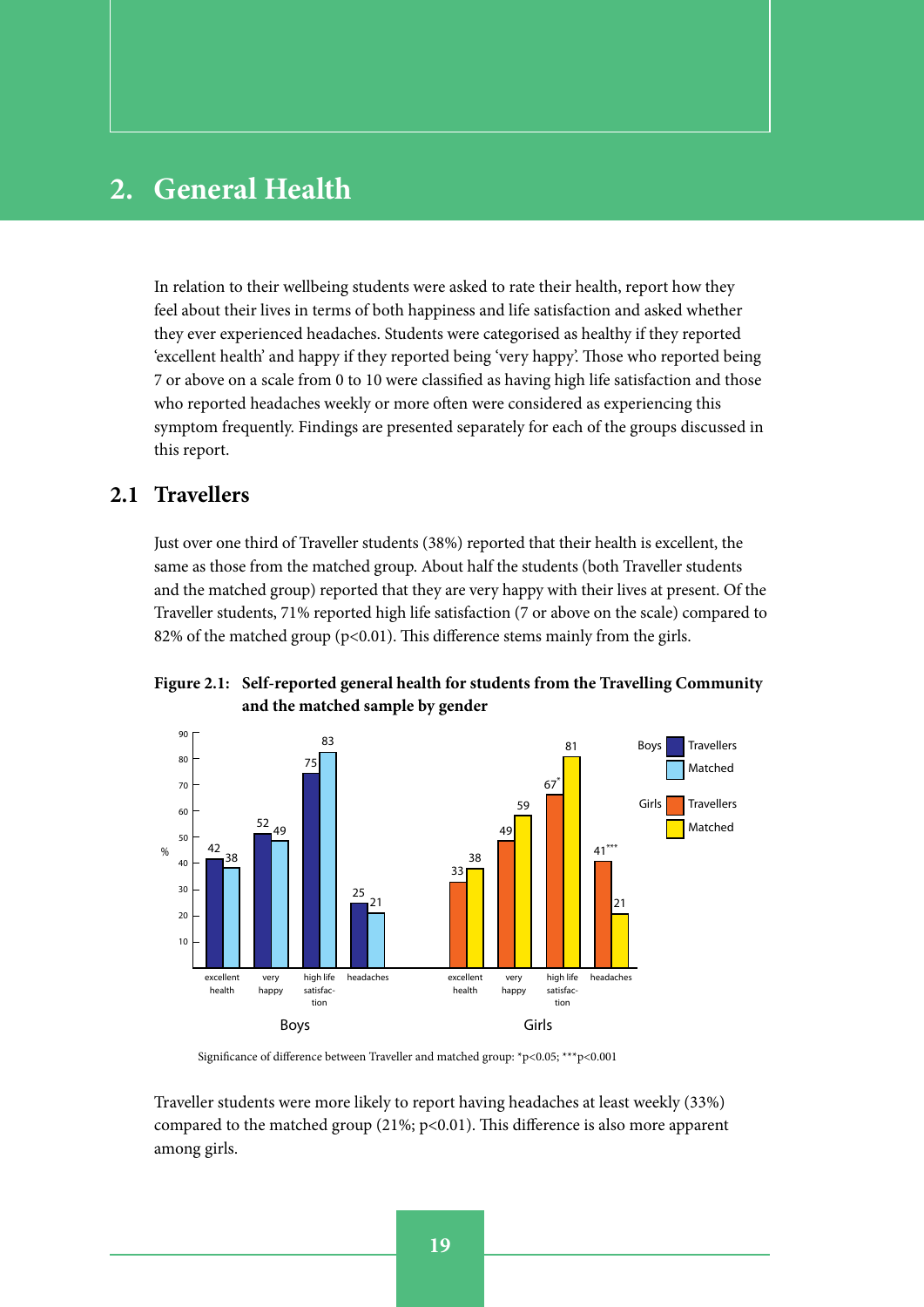# 2. General Health

In relation to their wellbeing students were asked to rate their health, report how they feel about their lives in terms of both happiness and life satisfaction and asked whether they ever experienced headaches. Students were categorised as healthy if they reported 'excellent health' and happy if they reported being 'very happy'. Those who reported being 7 or above on a scale from 0 to 10 were classified as having high life satisfaction and those who reported headaches weekly or more often were considered as experiencing this symptom frequently. Findings are presented separately for each of the groups discussed in this report.

## 2.1 Travellers

Just over one third of Traveller students (38%) reported that their health is excellent, the same as those from the matched group. About half the students (both Traveller students and the matched group) reported that they are very happy with their lives at present. Of the Traveller students, 71% reported high life satisfaction (7 or above on the scale) compared to 82% of the matched group ($p<0.01$). This difference stems mainly from the girls.

**Figure 2.1: Self-reported general health for students from the Travelling Community and the matched sample by gender**

| % | Boys – Travellers | Boys – Matched | Girls – Travellers | Girls – Matched |
|---|---|---|---|---|
| excellent health | 42 | 38 | 33 | 38 |
| very happy | 52 | 49 | 49 | 59 |
| high life satisfaction | 75 | 83 | 67* | 81 |
| headaches | 25 | 21 | 41*** | 21 |

Significance of difference between Traveller and matched group: $^{*}p<0.05$; $^{***}p<0.001$

Traveller students were more likely to report having headaches at least weekly (33%) compared to the matched group (21%; $p<0.01$). This difference is also more apparent among girls.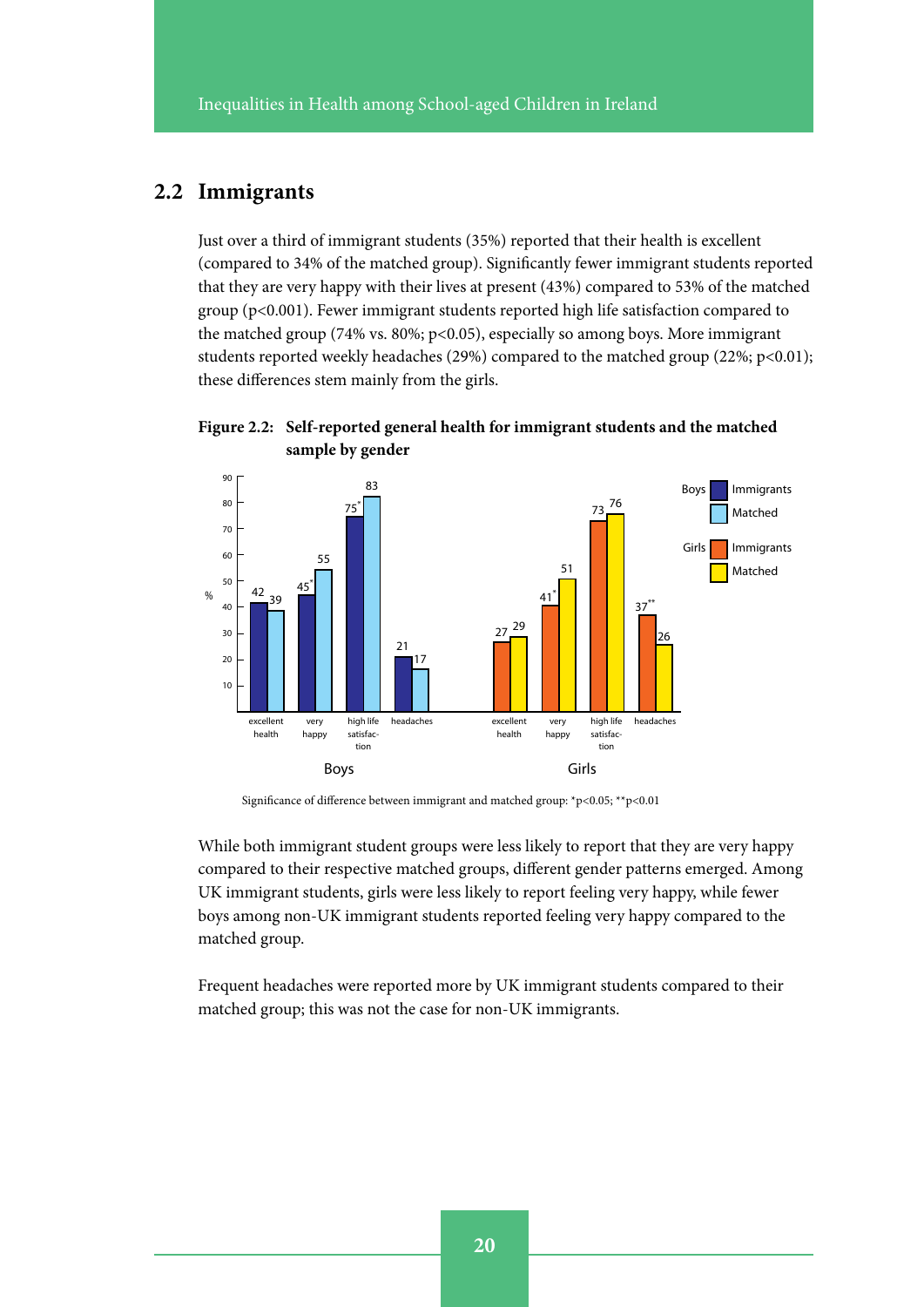## 2.2 Immigrants

Just over a third of immigrant students (35%) reported that their health is excellent (compared to 34% of the matched group). Significantly fewer immigrant students reported that they are very happy with their lives at present (43%) compared to 53% of the matched group ($p<0.001$). Fewer immigrant students reported high life satisfaction compared to the matched group (74% vs. 80%; $p<0.05$), especially so among boys. More immigrant students reported weekly headaches (29%) compared to the matched group (22%; $p<0.01$); these differences stem mainly from the girls.

**Figure 2.2: Self-reported general health for immigrant students and the matched sample by gender**

| | Boys – Immigrants (%) | Boys – Matched (%) | Girls – Immigrants (%) | Girls – Matched (%) |
|---|---|---|---|---|
| excellent health | 42 | 39 | 27 | 29 |
| very happy | 45* | 55 | 41* | 51 |
| high life satisfaction | 75* | 83 | 73 | 76 |
| headaches | 21 | 17 | 37** | 26 |

Significance of difference between immigrant and matched group: *$p<0.05$; **$p<0.01$

While both immigrant student groups were less likely to report that they are very happy compared to their respective matched groups, different gender patterns emerged. Among UK immigrant students, girls were less likely to report feeling very happy, while fewer boys among non-UK immigrant students reported feeling very happy compared to the matched group.

Frequent headaches were reported more by UK immigrant students compared to their matched group; this was not the case for non-UK immigrants.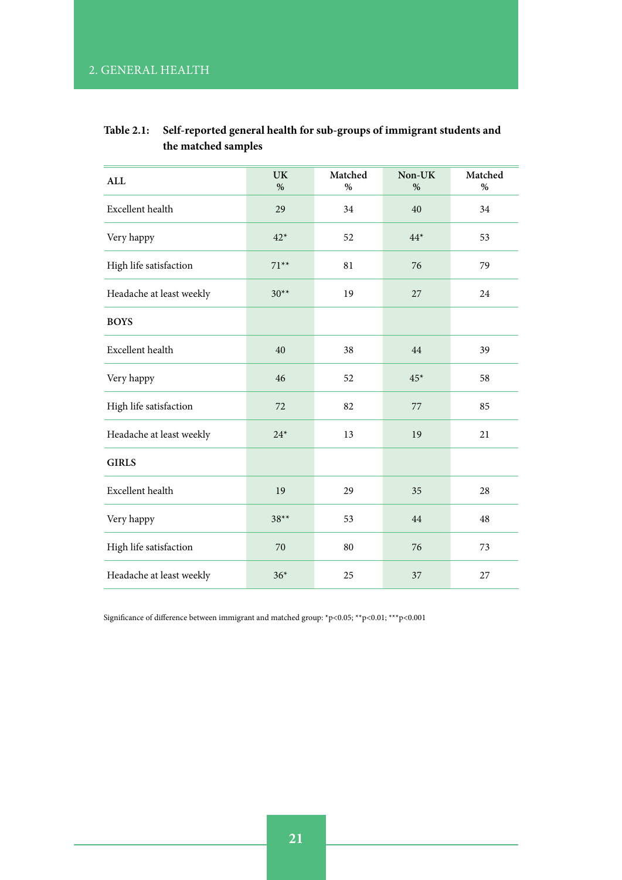**Table 2.1: Self-reported general health for sub-groups of immigrant students and the matched samples**

| ALL | UK % | Matched % | Non-UK % | Matched % |
|---|---|---|---|---|
| Excellent health | 29 | 34 | 40 | 34 |
| Very happy | 42* | 52 | 44* | 53 |
| High life satisfaction | 71** | 81 | 76 | 79 |
| Headache at least weekly | 30** | 19 | 27 | 24 |
| **BOYS** | | | | |
| Excellent health | 40 | 38 | 44 | 39 |
| Very happy | 46 | 52 | 45* | 58 |
| High life satisfaction | 72 | 82 | 77 | 85 |
| Headache at least weekly | 24* | 13 | 19 | 21 |
| **GIRLS** | | | | |
| Excellent health | 19 | 29 | 35 | 28 |
| Very happy | 38** | 53 | 44 | 48 |
| High life satisfaction | 70 | 80 | 76 | 73 |
| Headache at least weekly | 36* | 25 | 37 | 27 |

Significance of difference between immigrant and matched group: *$p<0.05$; **$p<0.01$; ***$p<0.001$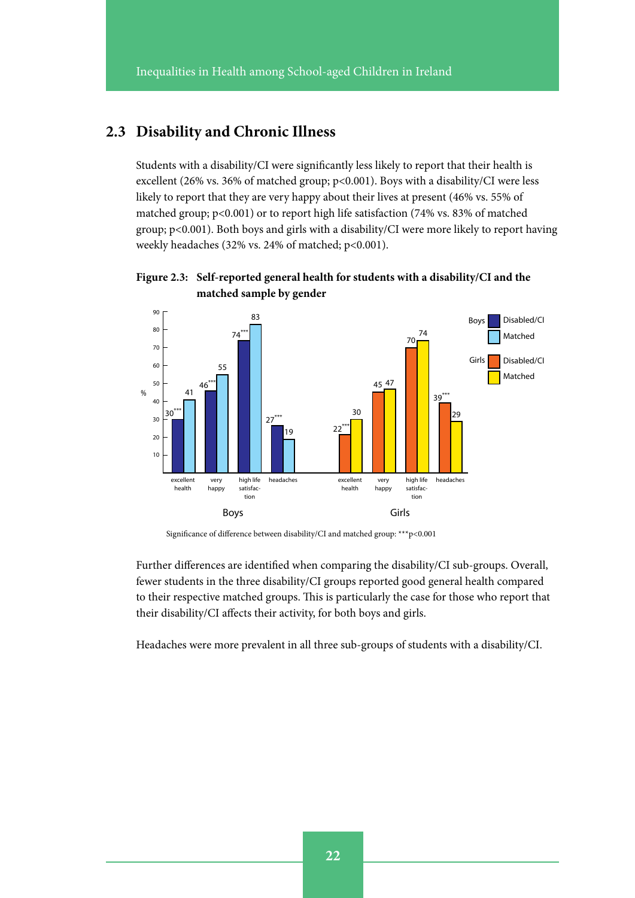## 2.3 Disability and Chronic Illness

Students with a disability/CI were significantly less likely to report that their health is excellent (26% vs. 36% of matched group; $p<0.001$). Boys with a disability/CI were less likely to report that they are very happy about their lives at present (46% vs. 55% of matched group; $p<0.001$) or to report high life satisfaction (74% vs. 83% of matched group; $p<0.001$). Both boys and girls with a disability/CI were more likely to report having weekly headaches (32% vs. 24% of matched; $p<0.001$).

**Figure 2.3: Self-reported general health for students with a disability/CI and the matched sample by gender**

| % | Boys Disabled/CI | Boys Matched | Girls Disabled/CI | Girls Matched |
|---|---|---|---|---|
| excellent health | 30*** | 41 | 22*** | 30 |
| very happy | 46*** | 55 | 45 | 47 |
| high life satisfaction | 74*** | 83 | 70 | 74 |
| headaches | 27*** | 19 | 39*** | 29 |

Significance of difference between disability/CI and matched group: ***$p<0.001$

Further differences are identified when comparing the disability/CI sub-groups. Overall, fewer students in the three disability/CI groups reported good general health compared to their respective matched groups. This is particularly the case for those who report that their disability/CI affects their activity, for both boys and girls.

Headaches were more prevalent in all three sub-groups of students with a disability/CI.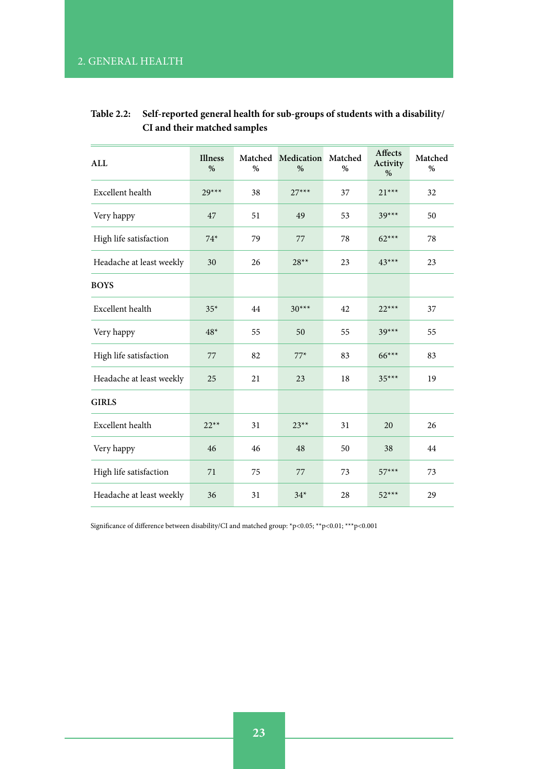**Table 2.2: Self-reported general health for sub-groups of students with a disability/ CI and their matched samples**

| ALL | Illness % | Matched % | Medication % | Matched % | Affects Activity % | Matched % |
|---|---|---|---|---|---|---|
| Excellent health | 29*** | 38 | 27*** | 37 | 21*** | 32 |
| Very happy | 47 | 51 | 49 | 53 | 39*** | 50 |
| High life satisfaction | 74* | 79 | 77 | 78 | 62*** | 78 |
| Headache at least weekly | 30 | 26 | 28** | 23 | 43*** | 23 |
| **BOYS** | | | | | | |
| Excellent health | 35* | 44 | 30*** | 42 | 22*** | 37 |
| Very happy | 48* | 55 | 50 | 55 | 39*** | 55 |
| High life satisfaction | 77 | 82 | 77* | 83 | 66*** | 83 |
| Headache at least weekly | 25 | 21 | 23 | 18 | 35*** | 19 |
| **GIRLS** | | | | | | |
| Excellent health | 22** | 31 | 23** | 31 | 20 | 26 |
| Very happy | 46 | 46 | 48 | 50 | 38 | 44 |
| High life satisfaction | 71 | 75 | 77 | 73 | 57*** | 73 |
| Headache at least weekly | 36 | 31 | 34* | 28 | 52*** | 29 |

Significance of difference between disability/CI and matched group: *$p<0.05$; **$p<0.01$; ***$p<0.001$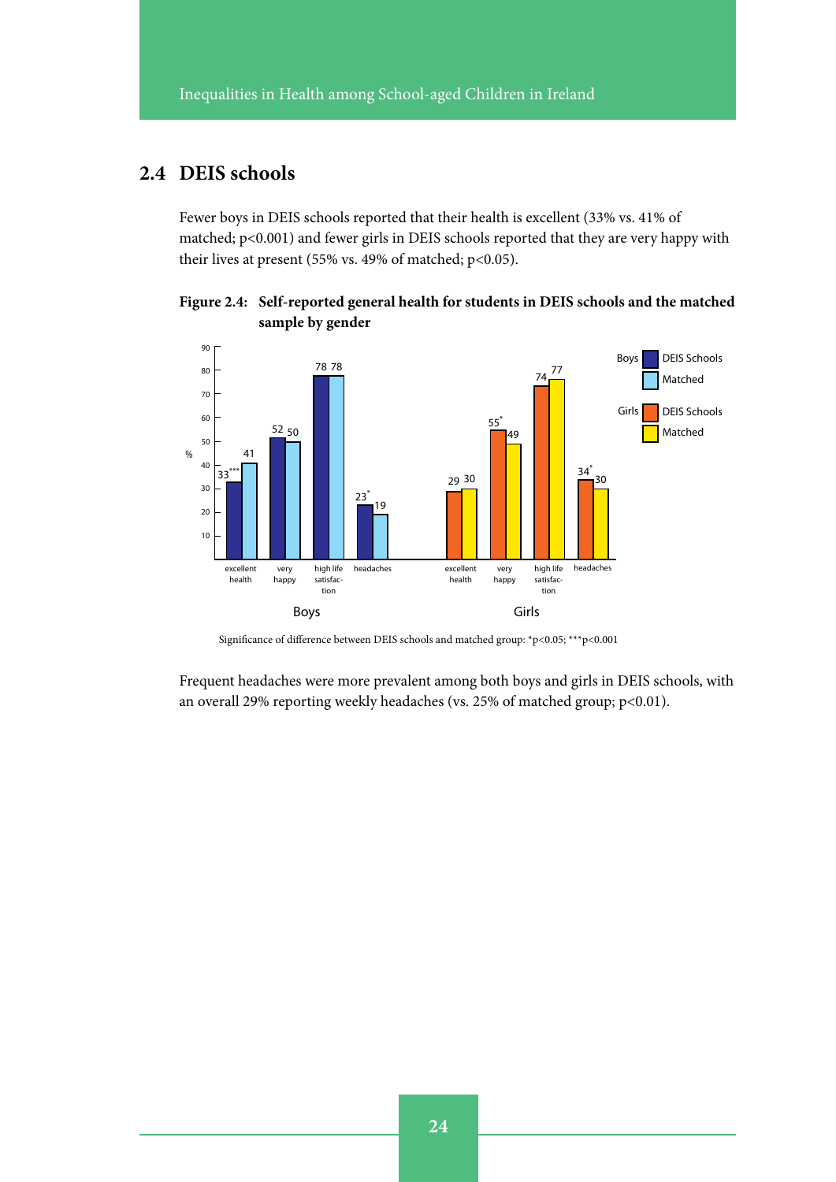## 2.4 DEIS schools

Fewer boys in DEIS schools reported that their health is excellent (33% vs. 41% of matched; $p<0.001$) and fewer girls in DEIS schools reported that they are very happy with their lives at present (55% vs. 49% of matched; $p<0.05$).

**Figure 2.4: Self-reported general health for students in DEIS schools and the matched sample by gender**

| | Boys – DEIS Schools | Boys – Matched | Girls – DEIS Schools | Girls – Matched |
|---|---|---|---|---|
| excellent health | 33*** | 41 | 29 | 30 |
| very happy | 52 | 50 | 55* | 49 |
| high life satisfaction | 78 | 78 | 74 | 77 |
| headaches | 23* | 19 | 34* | 30 |

Significance of difference between DEIS schools and matched group: \*$p<0.05$; \*\*\*$p<0.001$

Frequent headaches were more prevalent among both boys and girls in DEIS schools, with an overall 29% reporting weekly headaches (vs. 25% of matched group; $p<0.01$).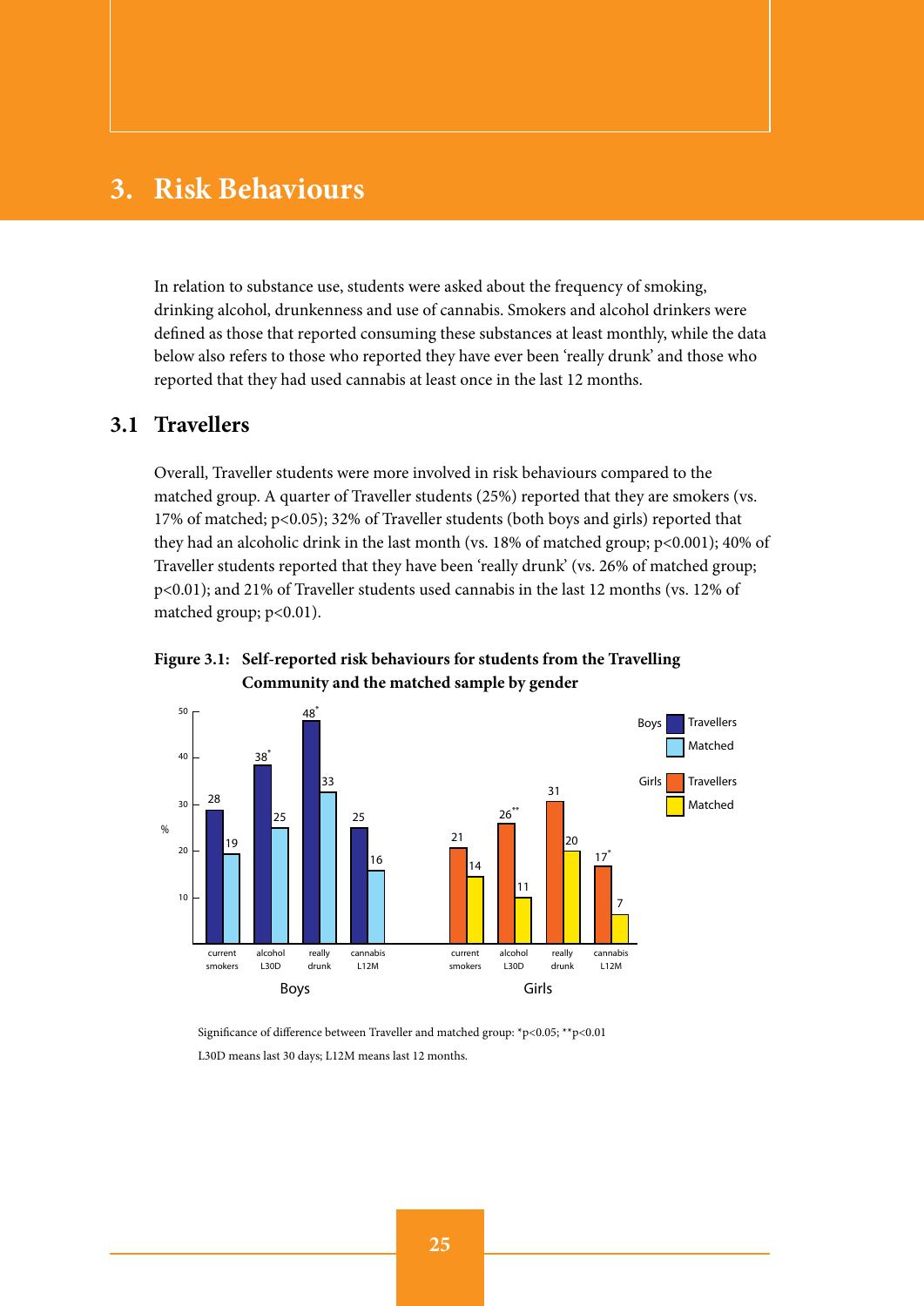# 3. Risk Behaviours

In relation to substance use, students were asked about the frequency of smoking, drinking alcohol, drunkenness and use of cannabis. Smokers and alcohol drinkers were defined as those that reported consuming these substances at least monthly, while the data below also refers to those who reported they have ever been 'really drunk' and those who reported that they had used cannabis at least once in the last 12 months.

## 3.1 Travellers

Overall, Traveller students were more involved in risk behaviours compared to the matched group. A quarter of Traveller students (25%) reported that they are smokers (vs. 17% of matched; $p<0.05$); 32% of Traveller students (both boys and girls) reported that they had an alcoholic drink in the last month (vs. 18% of matched group; $p<0.001$); 40% of Traveller students reported that they have been 'really drunk' (vs. 26% of matched group; $p<0.01$); and 21% of Traveller students used cannabis in the last 12 months (vs. 12% of matched group; $p<0.01$).

**Figure 3.1: Self-reported risk behaviours for students from the Travelling Community and the matched sample by gender**

| % | Boys – Travellers | Boys – Matched | Girls – Travellers | Girls – Matched |
|---|---|---|---|---|
| current smokers | 28 | 19 | 21 | 14 |
| alcohol L30D | 38* | 25 | 26** | 11 |
| really drunk | 48* | 33 | 31 | 20 |
| cannabis L12M | 25 | 16 | 17* | 7 |

Significance of difference between Traveller and matched group: *$p<0.05$; **$p<0.01$

L30D means last 30 days; L12M means last 12 months.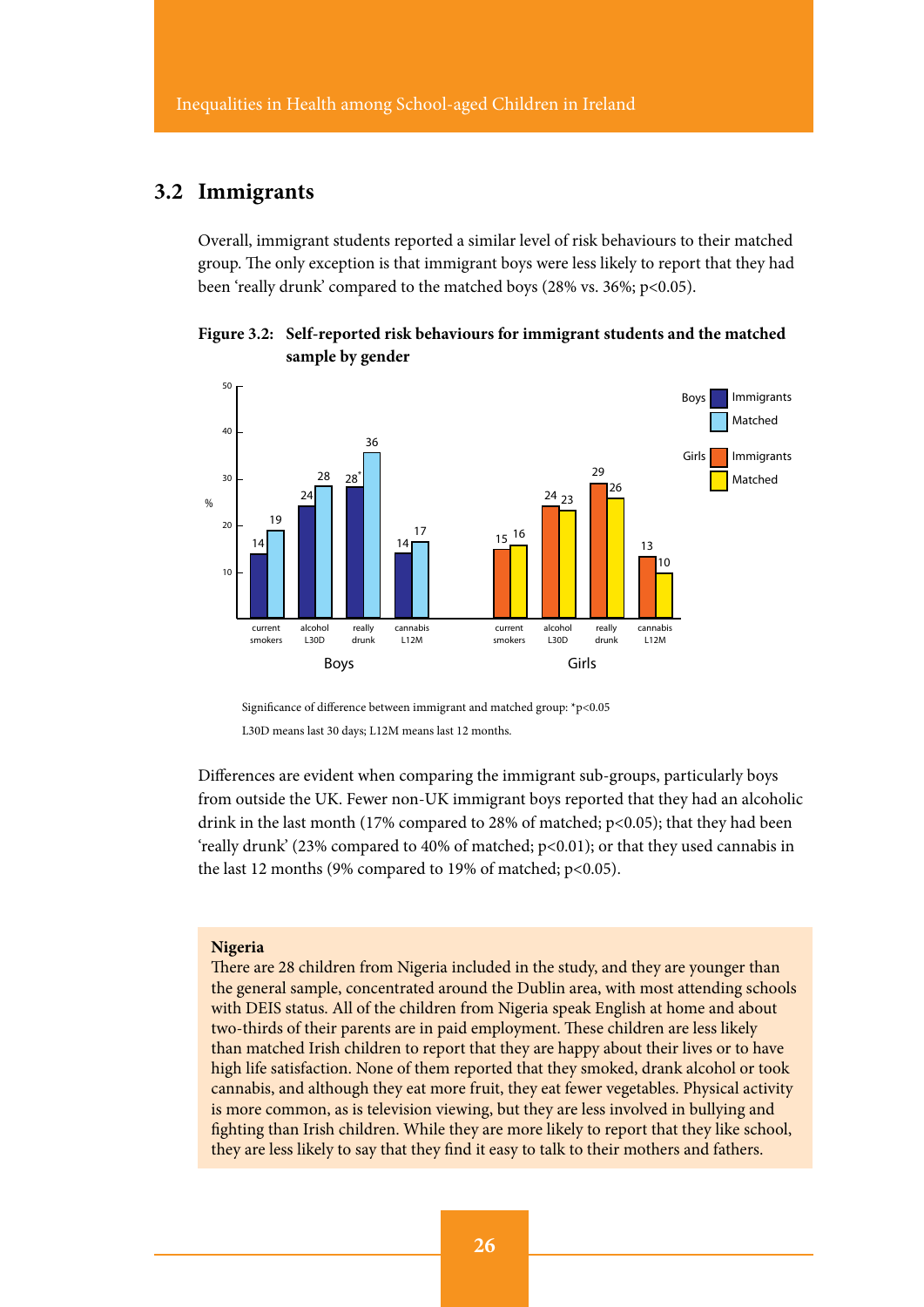## 3.2 Immigrants

Overall, immigrant students reported a similar level of risk behaviours to their matched group. The only exception is that immigrant boys were less likely to report that they had been 'really drunk' compared to the matched boys (28% vs. 36%; $p<0.05$).

**Figure 3.2: Self-reported risk behaviours for immigrant students and the matched sample by gender**

| | Boys – Immigrants | Boys – Matched | Girls – Immigrants | Girls – Matched |
|---|---|---|---|---|
| current smokers | 14 | 19 | 15 | 16 |
| alcohol L30D | 24 | 28 | 24 | 23 |
| really drunk | 28* | 36 | 29 | 26 |
| cannabis L12M | 14 | 17 | 13 | 10 |

Significance of difference between immigrant and matched group: *p<0.05

L30D means last 30 days; L12M means last 12 months.

Differences are evident when comparing the immigrant sub-groups, particularly boys from outside the UK. Fewer non-UK immigrant boys reported that they had an alcoholic drink in the last month (17% compared to 28% of matched; $p<0.05$); that they had been 'really drunk' (23% compared to 40% of matched; $p<0.01$); or that they used cannabis in the last 12 months (9% compared to 19% of matched; $p<0.05$).

**Nigeria**

There are 28 children from Nigeria included in the study, and they are younger than the general sample, concentrated around the Dublin area, with most attending schools with DEIS status. All of the children from Nigeria speak English at home and about two-thirds of their parents are in paid employment. These children are less likely than matched Irish children to report that they are happy about their lives or to have high life satisfaction. None of them reported that they smoked, drank alcohol or took cannabis, and although they eat more fruit, they eat fewer vegetables. Physical activity is more common, as is television viewing, but they are less involved in bullying and fighting than Irish children. While they are more likely to report that they like school, they are less likely to say that they find it easy to talk to their mothers and fathers.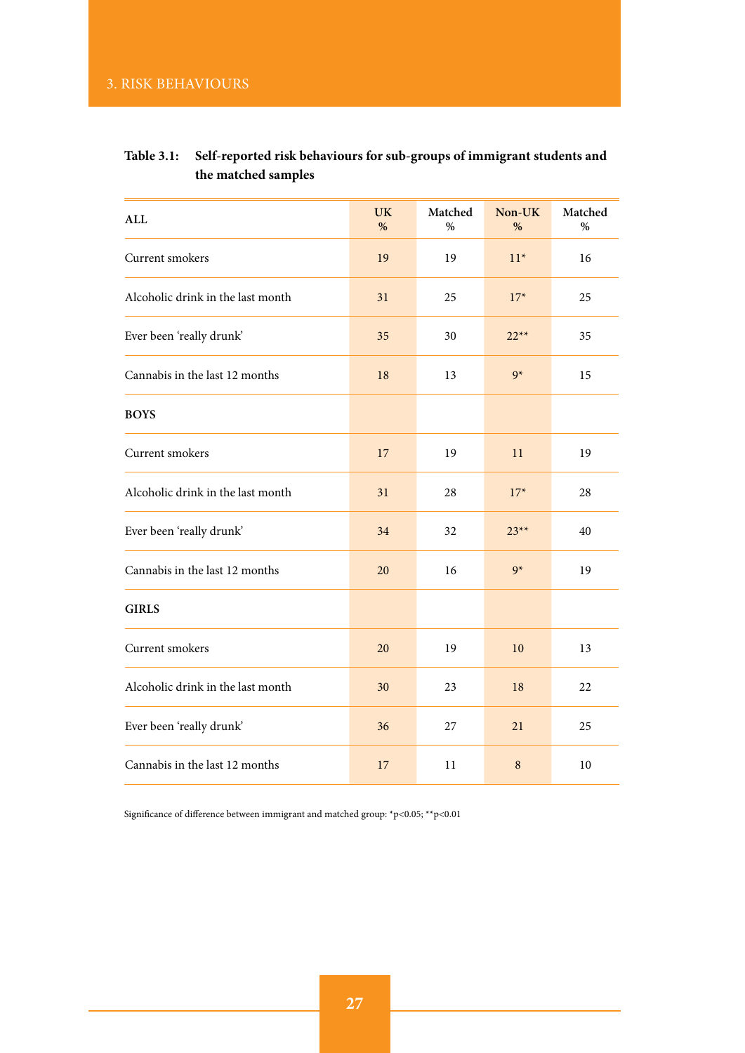**Table 3.1: Self-reported risk behaviours for sub-groups of immigrant students and the matched samples**

| ALL | UK % | Matched % | Non-UK % | Matched % |
|---|---|---|---|---|
| Current smokers | 19 | 19 | 11* | 16 |
| Alcoholic drink in the last month | 31 | 25 | 17* | 25 |
| Ever been 'really drunk' | 35 | 30 | 22** | 35 |
| Cannabis in the last 12 months | 18 | 13 | 9* | 15 |
| **BOYS** | | | | |
| Current smokers | 17 | 19 | 11 | 19 |
| Alcoholic drink in the last month | 31 | 28 | 17* | 28 |
| Ever been 'really drunk' | 34 | 32 | 23** | 40 |
| Cannabis in the last 12 months | 20 | 16 | 9* | 19 |
| **GIRLS** | | | | |
| Current smokers | 20 | 19 | 10 | 13 |
| Alcoholic drink in the last month | 30 | 23 | 18 | 22 |
| Ever been 'really drunk' | 36 | 27 | 21 | 25 |
| Cannabis in the last 12 months | 17 | 11 | 8 | 10 |

Significance of difference between immigrant and matched group: *$p<0.05$; **$p<0.01$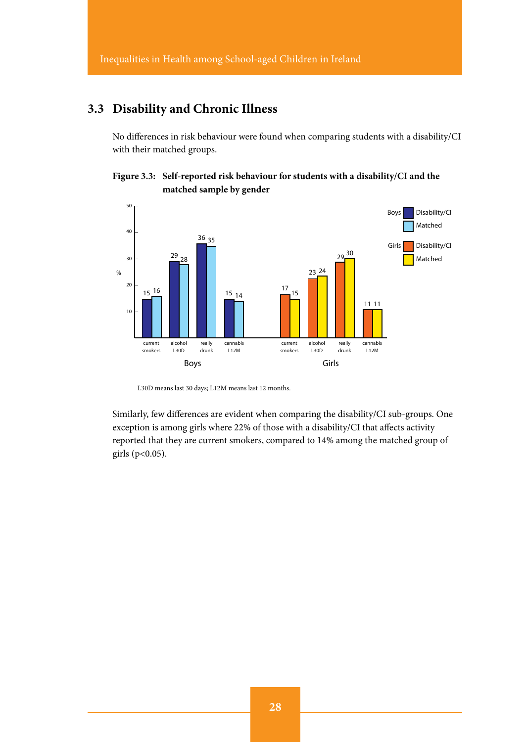## 3.3 Disability and Chronic Illness

No differences in risk behaviour were found when comparing students with a disability/CI with their matched groups.

**Figure 3.3: Self-reported risk behaviour for students with a disability/CI and the matched sample by gender**

| | current smokers | alcohol L30D | really drunk | cannabis L12M |
|---|---|---|---|---|
| Boys – Disability/CI | 15 | 29 | 36 | 15 |
| Boys – Matched | 16 | 28 | 35 | 14 |
| Girls – Disability/CI | 17 | 23 | 29 | 11 |
| Girls – Matched | 15 | 24 | 30 | 11 |

L30D means last 30 days; L12M means last 12 months.

Similarly, few differences are evident when comparing the disability/CI sub-groups. One exception is among girls where 22% of those with a disability/CI that affects activity reported that they are current smokers, compared to 14% among the matched group of girls ($p<0.05$).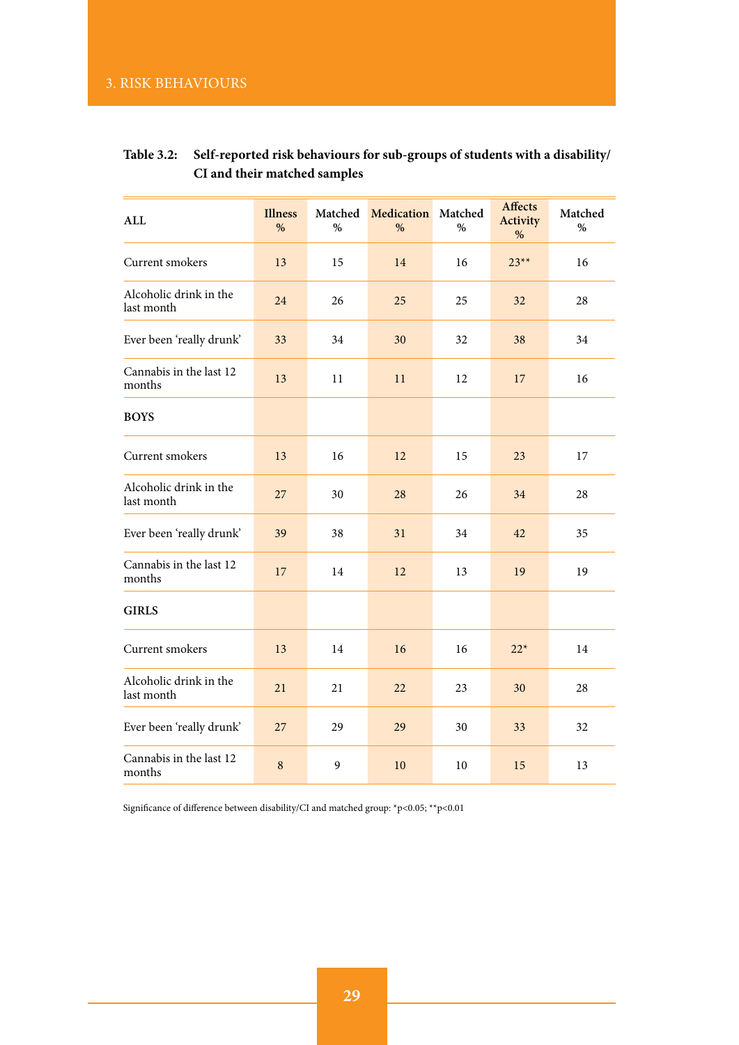**Table 3.2: Self-reported risk behaviours for sub-groups of students with a disability/CI and their matched samples**

| ALL | Illness % | Matched % | Medication % | Matched % | Affects Activity % | Matched % |
|---|---|---|---|---|---|---|
| Current smokers | 13 | 15 | 14 | 16 | 23** | 16 |
| Alcoholic drink in the last month | 24 | 26 | 25 | 25 | 32 | 28 |
| Ever been 'really drunk' | 33 | 34 | 30 | 32 | 38 | 34 |
| Cannabis in the last 12 months | 13 | 11 | 11 | 12 | 17 | 16 |
| **BOYS** | | | | | | |
| Current smokers | 13 | 16 | 12 | 15 | 23 | 17 |
| Alcoholic drink in the last month | 27 | 30 | 28 | 26 | 34 | 28 |
| Ever been 'really drunk' | 39 | 38 | 31 | 34 | 42 | 35 |
| Cannabis in the last 12 months | 17 | 14 | 12 | 13 | 19 | 19 |
| **GIRLS** | | | | | | |
| Current smokers | 13 | 14 | 16 | 16 | 22* | 14 |
| Alcoholic drink in the last month | 21 | 21 | 22 | 23 | 30 | 28 |
| Ever been 'really drunk' | 27 | 29 | 29 | 30 | 33 | 32 |
| Cannabis in the last 12 months | 8 | 9 | 10 | 10 | 15 | 13 |

Significance of difference between disability/CI and matched group: *$p<0.05$; **$p<0.01$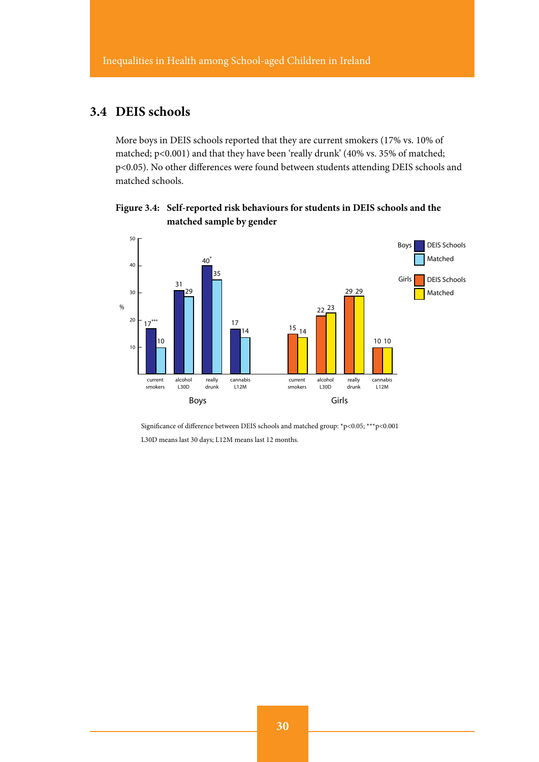## 3.4 DEIS schools

More boys in DEIS schools reported that they are current smokers (17% vs. 10% of matched; $p<0.001$) and that they have been 'really drunk' (40% vs. 35% of matched; $p<0.05$). No other differences were found between students attending DEIS schools and matched schools.

**Figure 3.4: Self-reported risk behaviours for students in DEIS schools and the matched sample by gender**

| | Boys DEIS Schools (%) | Boys Matched (%) | Girls DEIS Schools (%) | Girls Matched (%) |
|---|---|---|---|---|
| current smokers | 17*** | 10 | 15 | 14 |
| alcohol L30D | 31 | 29 | 22 | 23 |
| really drunk | 40* | 35 | 29 | 29 |
| cannabis L12M | 17 | 14 | 10 | 10 |

Significance of difference between DEIS schools and matched group: *$p<0.05$; ***$p<0.001$

L30D means last 30 days; L12M means last 12 months.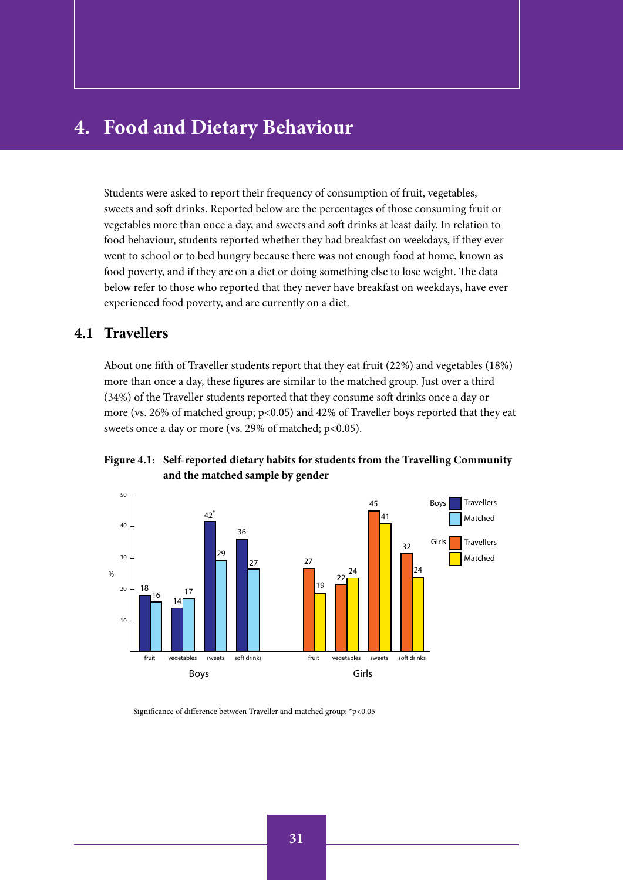# 4. Food and Dietary Behaviour

Students were asked to report their frequency of consumption of fruit, vegetables, sweets and soft drinks. Reported below are the percentages of those consuming fruit or vegetables more than once a day, and sweets and soft drinks at least daily. In relation to food behaviour, students reported whether they had breakfast on weekdays, if they ever went to school or to bed hungry because there was not enough food at home, known as food poverty, and if they are on a diet or doing something else to lose weight. The data below refer to those who reported that they never have breakfast on weekdays, have ever experienced food poverty, and are currently on a diet.

## 4.1 Travellers

About one fifth of Traveller students report that they eat fruit (22%) and vegetables (18%) more than once a day, these figures are similar to the matched group. Just over a third (34%) of the Traveller students reported that they consume soft drinks once a day or more (vs. 26% of matched group; $p<0.05$) and 42% of Traveller boys reported that they eat sweets once a day or more (vs. 29% of matched; $p<0.05$).

**Figure 4.1: Self-reported dietary habits for students from the Travelling Community and the matched sample by gender**

| % | Boys – Travellers | Boys – Matched | Girls – Travellers | Girls – Matched |
|---|---|---|---|---|
| fruit | 18 | 16 | 27 | 19 |
| vegetables | 14 | 17 | 22 | 24 |
| sweets | 42* | 29 | 45 | 41 |
| soft drinks | 36 | 27 | 32 | 24 |

Significance of difference between Traveller and matched group: *$p<0.05$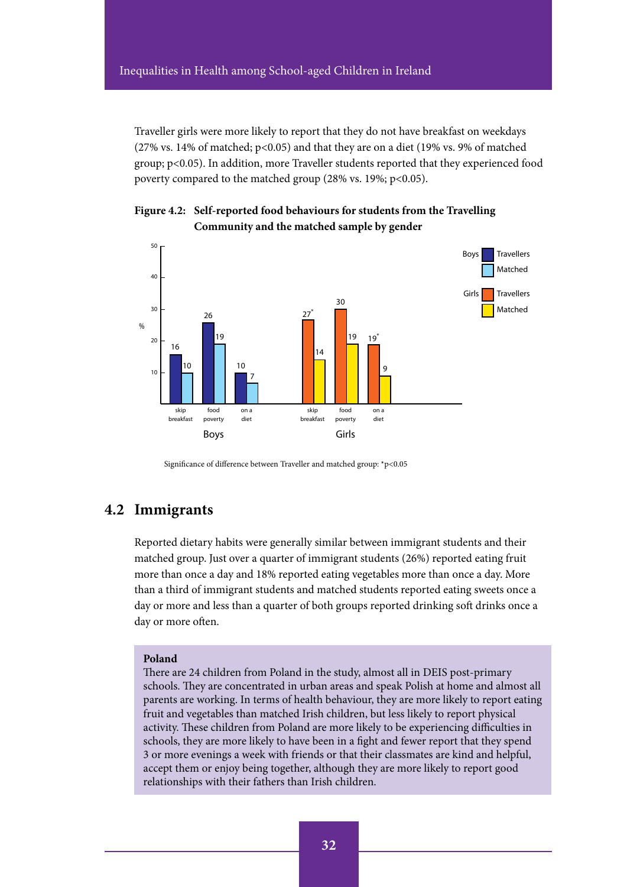Traveller girls were more likely to report that they do not have breakfast on weekdays (27% vs. 14% of matched; $p<0.05$) and that they are on a diet (19% vs. 9% of matched group; $p<0.05$). In addition, more Traveller students reported that they experienced food poverty compared to the matched group (28% vs. 19%; $p<0.05$).

**Figure 4.2: Self-reported food behaviours for students from the Travelling Community and the matched sample by gender**

| | Boys Travellers | Boys Matched | Girls Travellers | Girls Matched |
|---|---|---|---|---|
| skip breakfast | 16 | 10 | 27* | 14 |
| food poverty | 26 | 19 | 30 | 19 |
| on a diet | 10 | 7 | 19* | 9 |

Significance of difference between Traveller and matched group: *$p<0.05$

## 4.2 Immigrants

Reported dietary habits were generally similar between immigrant students and their matched group. Just over a quarter of immigrant students (26%) reported eating fruit more than once a day and 18% reported eating vegetables more than once a day. More than a third of immigrant students and matched students reported eating sweets once a day or more and less than a quarter of both groups reported drinking soft drinks once a day or more often.

**Poland**

There are 24 children from Poland in the study, almost all in DEIS post-primary schools. They are concentrated in urban areas and speak Polish at home and almost all parents are working. In terms of health behaviour, they are more likely to report eating fruit and vegetables than matched Irish children, but less likely to report physical activity. These children from Poland are more likely to be experiencing difficulties in schools, they are more likely to have been in a fight and fewer report that they spend 3 or more evenings a week with friends or that their classmates are kind and helpful, accept them or enjoy being together, although they are more likely to report good relationships with their fathers than Irish children.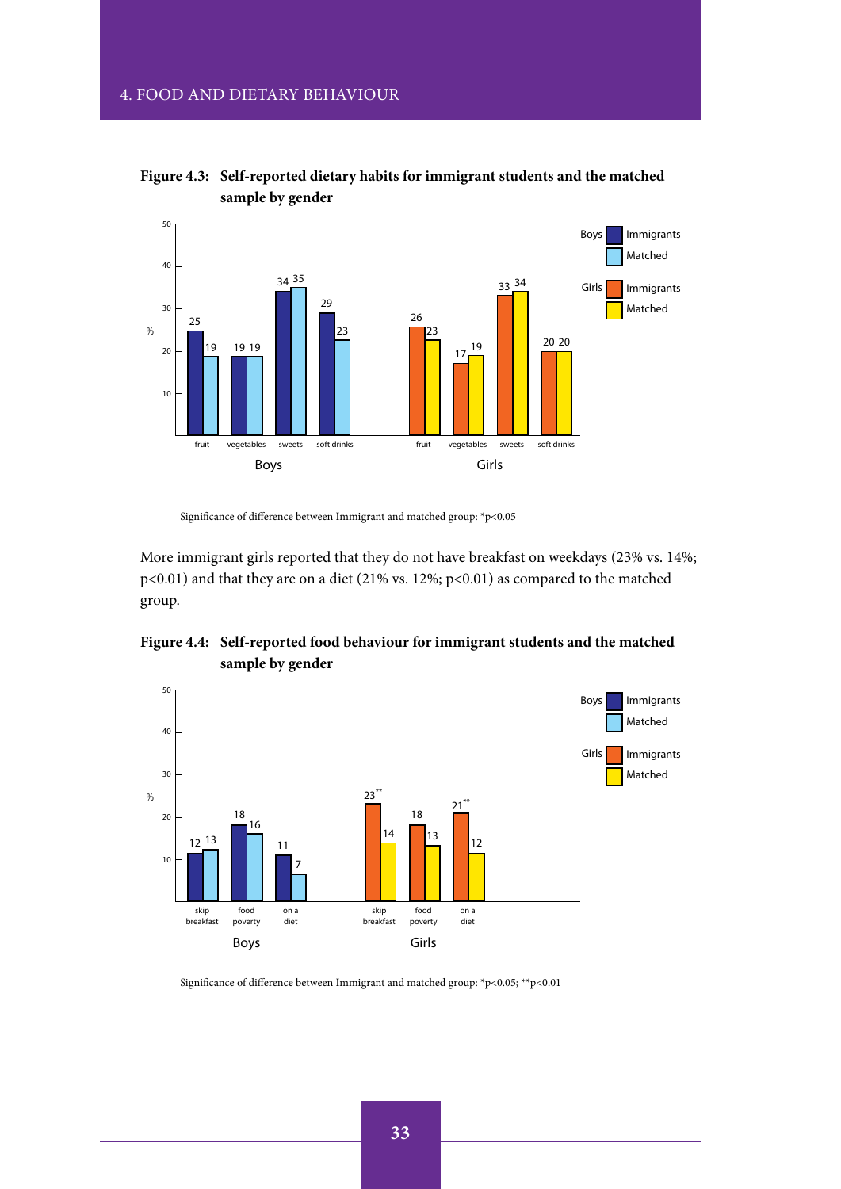**Figure 4.3: Self-reported dietary habits for immigrant students and the matched sample by gender**

Significance of difference between Immigrant and matched group: *p<0.05

More immigrant girls reported that they do not have breakfast on weekdays (23% vs. 14%; p<0.01) and that they are on a diet (21% vs. 12%; p<0.01) as compared to the matched group.

**Figure 4.4: Self-reported food behaviour for immigrant students and the matched sample by gender**

Significance of difference between Immigrant and matched group: *p<0.05; **p<0.01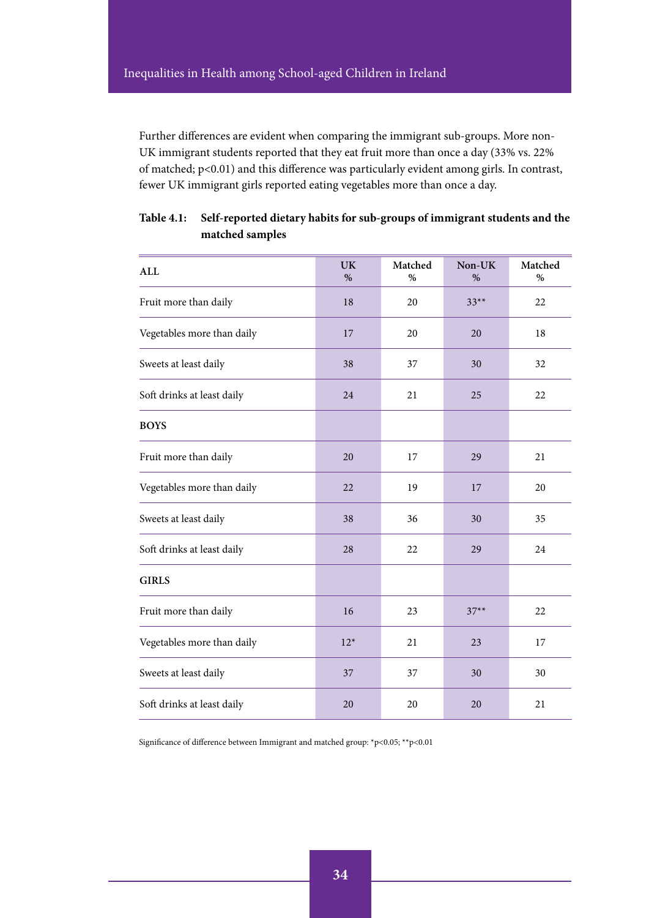Further differences are evident when comparing the immigrant sub-groups. More non-UK immigrant students reported that they eat fruit more than once a day (33% vs. 22% of matched; $p<0.01$) and this difference was particularly evident among girls. In contrast, fewer UK immigrant girls reported eating vegetables more than once a day.

**Table 4.1: Self-reported dietary habits for sub-groups of immigrant students and the matched samples**

| ALL | UK % | Matched % | Non-UK % | Matched % |
|---|---|---|---|---|
| Fruit more than daily | 18 | 20 | 33** | 22 |
| Vegetables more than daily | 17 | 20 | 20 | 18 |
| Sweets at least daily | 38 | 37 | 30 | 32 |
| Soft drinks at least daily | 24 | 21 | 25 | 22 |
| **BOYS** | | | | |
| Fruit more than daily | 20 | 17 | 29 | 21 |
| Vegetables more than daily | 22 | 19 | 17 | 20 |
| Sweets at least daily | 38 | 36 | 30 | 35 |
| Soft drinks at least daily | 28 | 22 | 29 | 24 |
| **GIRLS** | | | | |
| Fruit more than daily | 16 | 23 | 37** | 22 |
| Vegetables more than daily | 12* | 21 | 23 | 17 |
| Sweets at least daily | 37 | 37 | 30 | 30 |
| Soft drinks at least daily | 20 | 20 | 20 | 21 |

Significance of difference between Immigrant and matched group: $^{*}p<0.05$; $^{**}p<0.01$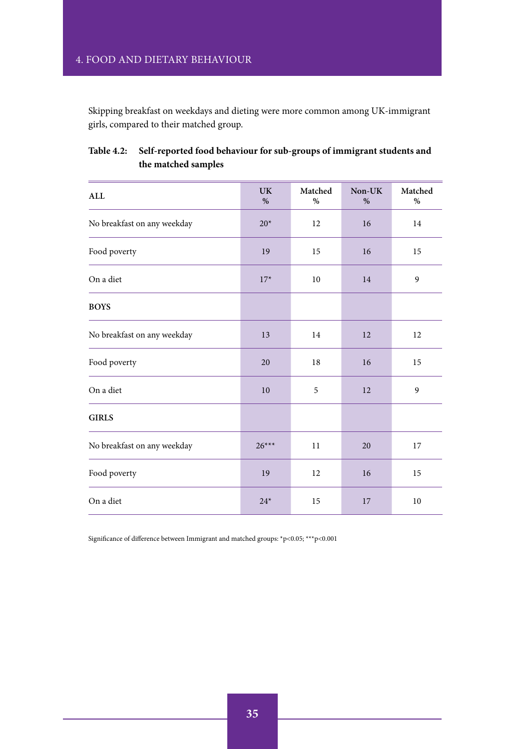Skipping breakfast on weekdays and dieting were more common among UK-immigrant girls, compared to their matched group.

**Table 4.2: Self-reported food behaviour for sub-groups of immigrant students and the matched samples**

| ALL | UK % | Matched % | Non-UK % | Matched % |
|---|---|---|---|---|
| No breakfast on any weekday | 20* | 12 | 16 | 14 |
| Food poverty | 19 | 15 | 16 | 15 |
| On a diet | 17* | 10 | 14 | 9 |
| **BOYS** | | | | |
| No breakfast on any weekday | 13 | 14 | 12 | 12 |
| Food poverty | 20 | 18 | 16 | 15 |
| On a diet | 10 | 5 | 12 | 9 |
| **GIRLS** | | | | |
| No breakfast on any weekday | 26*** | 11 | 20 | 17 |
| Food poverty | 19 | 12 | 16 | 15 |
| On a diet | 24* | 15 | 17 | 10 |

Significance of difference between Immigrant and matched groups: *$p<0.05$; ***$p<0.001$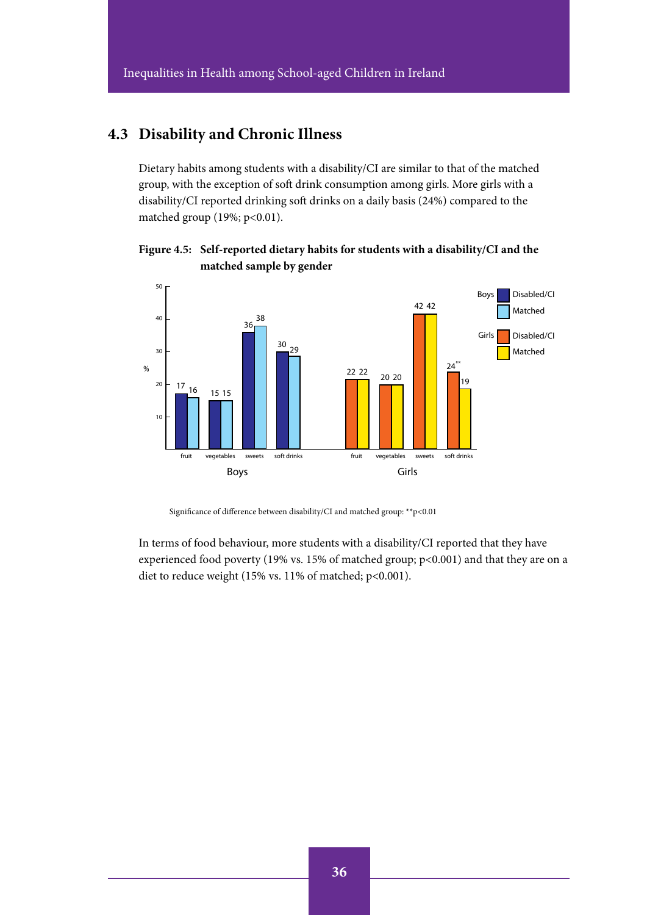## 4.3 Disability and Chronic Illness

Dietary habits among students with a disability/CI are similar to that of the matched group, with the exception of soft drink consumption among girls. More girls with a disability/CI reported drinking soft drinks on a daily basis (24%) compared to the matched group (19%; $p<0.01$).

**Figure 4.5: Self-reported dietary habits for students with a disability/CI and the matched sample by gender**

| % | Boys Disabled/CI | Boys Matched | Girls Disabled/CI | Girls Matched |
|---|---|---|---|---|
| fruit | 17 | 16 | 22 | 22 |
| vegetables | 15 | 15 | 20 | 20 |
| sweets | 36 | 38 | 42 | 42 |
| soft drinks | 30 | 29 | 24** | 19 |

Significance of difference between disability/CI and matched group: **$p<0.01$

In terms of food behaviour, more students with a disability/CI reported that they have experienced food poverty (19% vs. 15% of matched group; $p<0.001$) and that they are on a diet to reduce weight (15% vs. 11% of matched; $p<0.001$).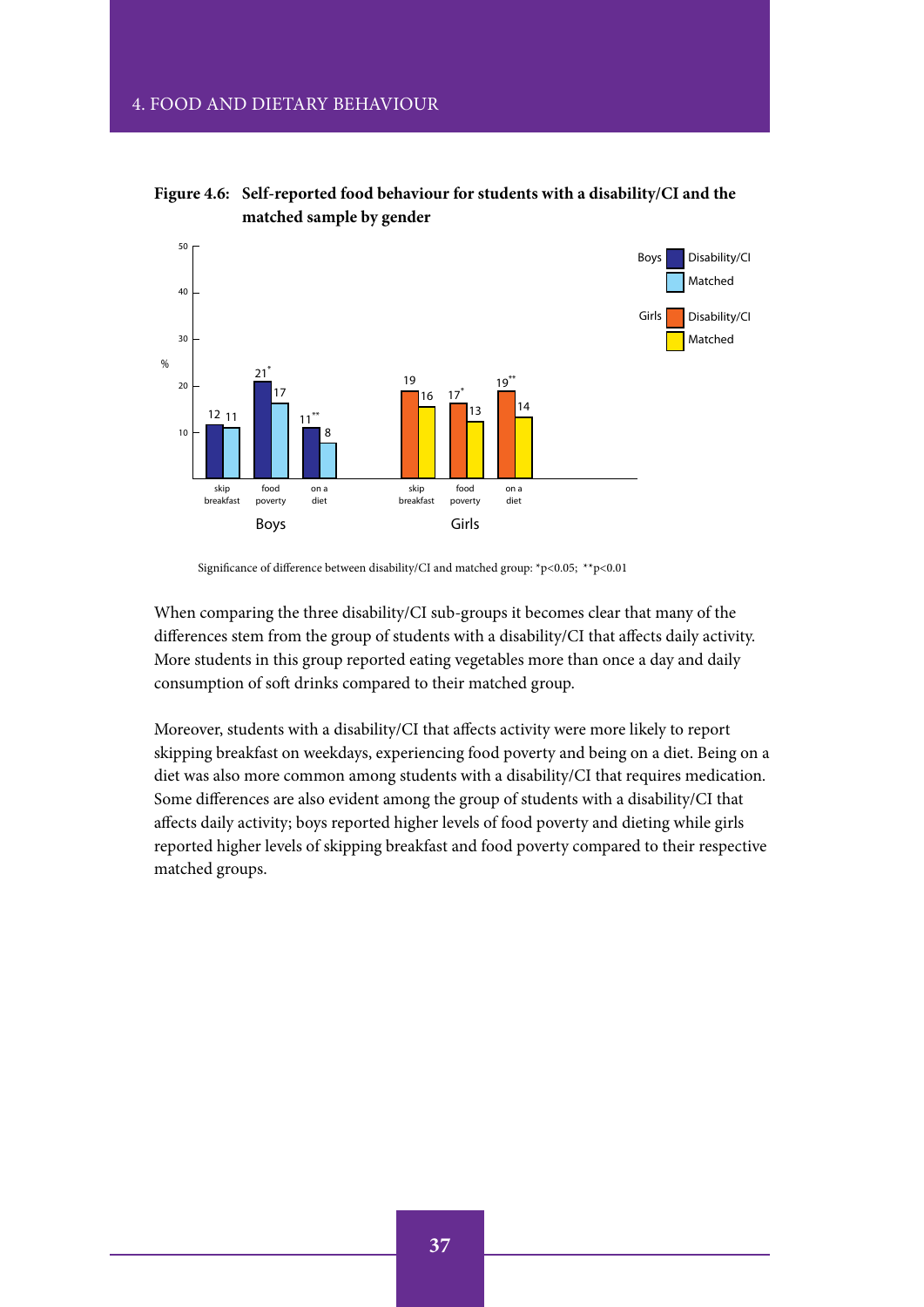**Figure 4.6: Self-reported food behaviour for students with a disability/CI and the matched sample by gender**

| % | Boys Disability/CI | Boys Matched | Girls Disability/CI | Girls Matched |
|---|---|---|---|---|
| skip breakfast | 12 | 11 | 19 | 16 |
| food poverty | 21* | 17 | 17* | 13 |
| on a diet | 11** | 8 | 19** | 14 |

Significance of difference between disability/CI and matched group: *p<0.05; **p<0.01

When comparing the three disability/CI sub-groups it becomes clear that many of the differences stem from the group of students with a disability/CI that affects daily activity. More students in this group reported eating vegetables more than once a day and daily consumption of soft drinks compared to their matched group.

Moreover, students with a disability/CI that affects activity were more likely to report skipping breakfast on weekdays, experiencing food poverty and being on a diet. Being on a diet was also more common among students with a disability/CI that requires medication. Some differences are also evident among the group of students with a disability/CI that affects daily activity; boys reported higher levels of food poverty and dieting while girls reported higher levels of skipping breakfast and food poverty compared to their respective matched groups.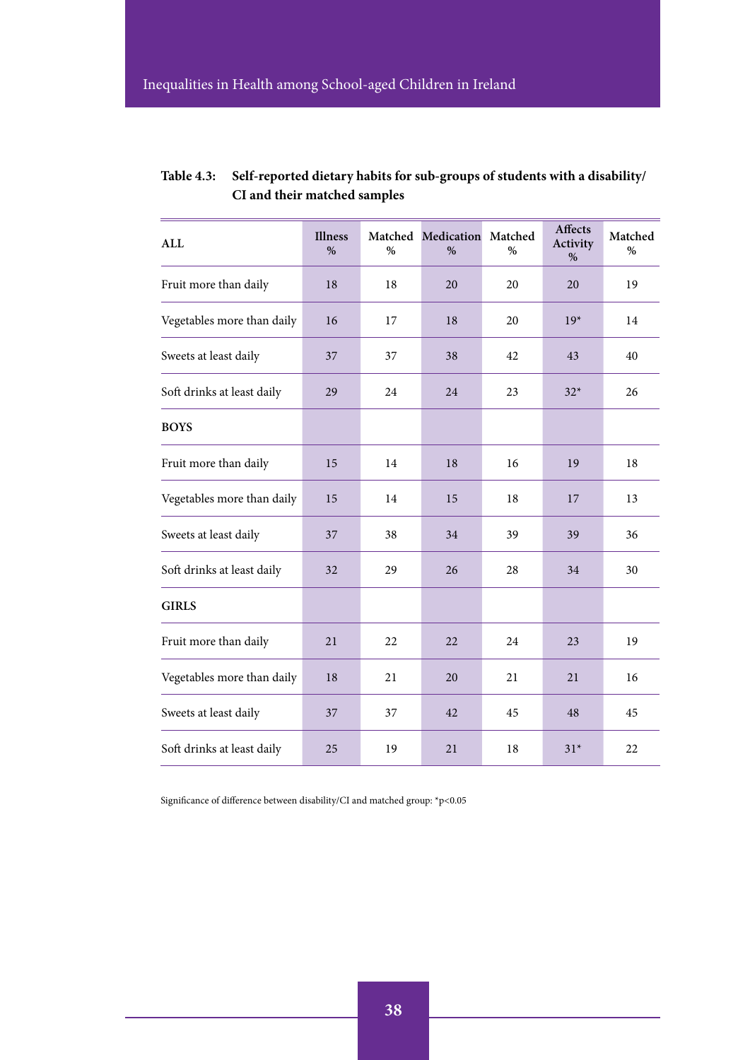**Table 4.3: Self-reported dietary habits for sub-groups of students with a disability/CI and their matched samples**

| ALL | Illness % | Matched % | Medication % | Matched % | Affects Activity % | Matched % |
|---|---|---|---|---|---|---|
| Fruit more than daily | 18 | 18 | 20 | 20 | 20 | 19 |
| Vegetables more than daily | 16 | 17 | 18 | 20 | 19* | 14 |
| Sweets at least daily | 37 | 37 | 38 | 42 | 43 | 40 |
| Soft drinks at least daily | 29 | 24 | 24 | 23 | 32* | 26 |
| **BOYS** | | | | | | |
| Fruit more than daily | 15 | 14 | 18 | 16 | 19 | 18 |
| Vegetables more than daily | 15 | 14 | 15 | 18 | 17 | 13 |
| Sweets at least daily | 37 | 38 | 34 | 39 | 39 | 36 |
| Soft drinks at least daily | 32 | 29 | 26 | 28 | 34 | 30 |
| **GIRLS** | | | | | | |
| Fruit more than daily | 21 | 22 | 22 | 24 | 23 | 19 |
| Vegetables more than daily | 18 | 21 | 20 | 21 | 21 | 16 |
| Sweets at least daily | 37 | 37 | 42 | 45 | 48 | 45 |
| Soft drinks at least daily | 25 | 19 | 21 | 18 | 31* | 22 |

Significance of difference between disability/CI and matched group: *$p<0.05$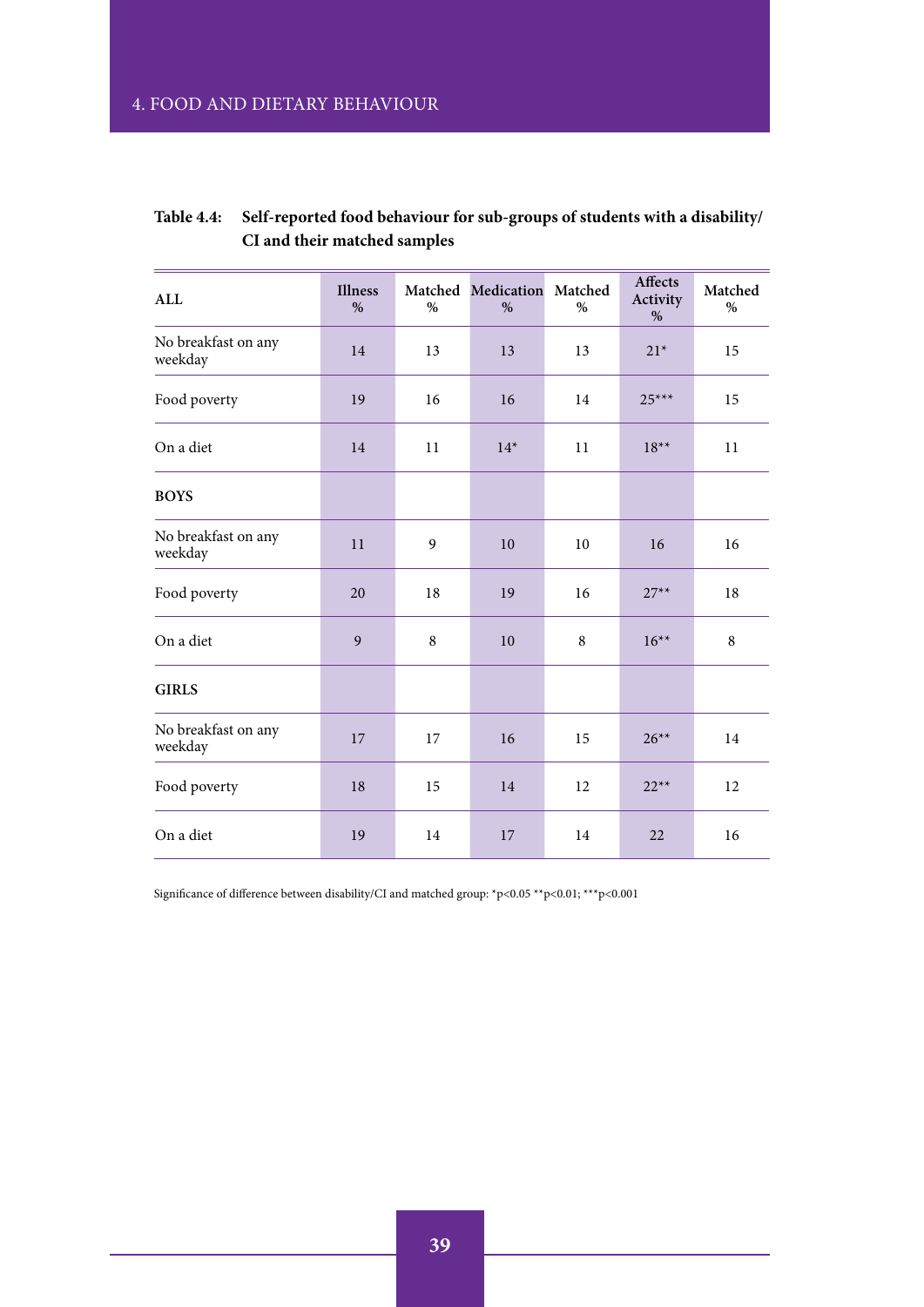**Table 4.4: Self-reported food behaviour for sub-groups of students with a disability/ CI and their matched samples**

| ALL | Illness % | Matched % | Medication % | Matched % | Affects Activity % | Matched % |
|---|---|---|---|---|---|---|
| No breakfast on any weekday | 14 | 13 | 13 | 13 | 21* | 15 |
| Food poverty | 19 | 16 | 16 | 14 | 25*** | 15 |
| On a diet | 14 | 11 | 14* | 11 | 18** | 11 |
| **BOYS** | | | | | | |
| No breakfast on any weekday | 11 | 9 | 10 | 10 | 16 | 16 |
| Food poverty | 20 | 18 | 19 | 16 | 27** | 18 |
| On a diet | 9 | 8 | 10 | 8 | 16** | 8 |
| **GIRLS** | | | | | | |
| No breakfast on any weekday | 17 | 17 | 16 | 15 | 26** | 14 |
| Food poverty | 18 | 15 | 14 | 12 | 22** | 12 |
| On a diet | 19 | 14 | 17 | 14 | 22 | 16 |

Significance of difference between disability/CI and matched group: *$p<0.05$ **$p<0.01$; ***$p<0.001$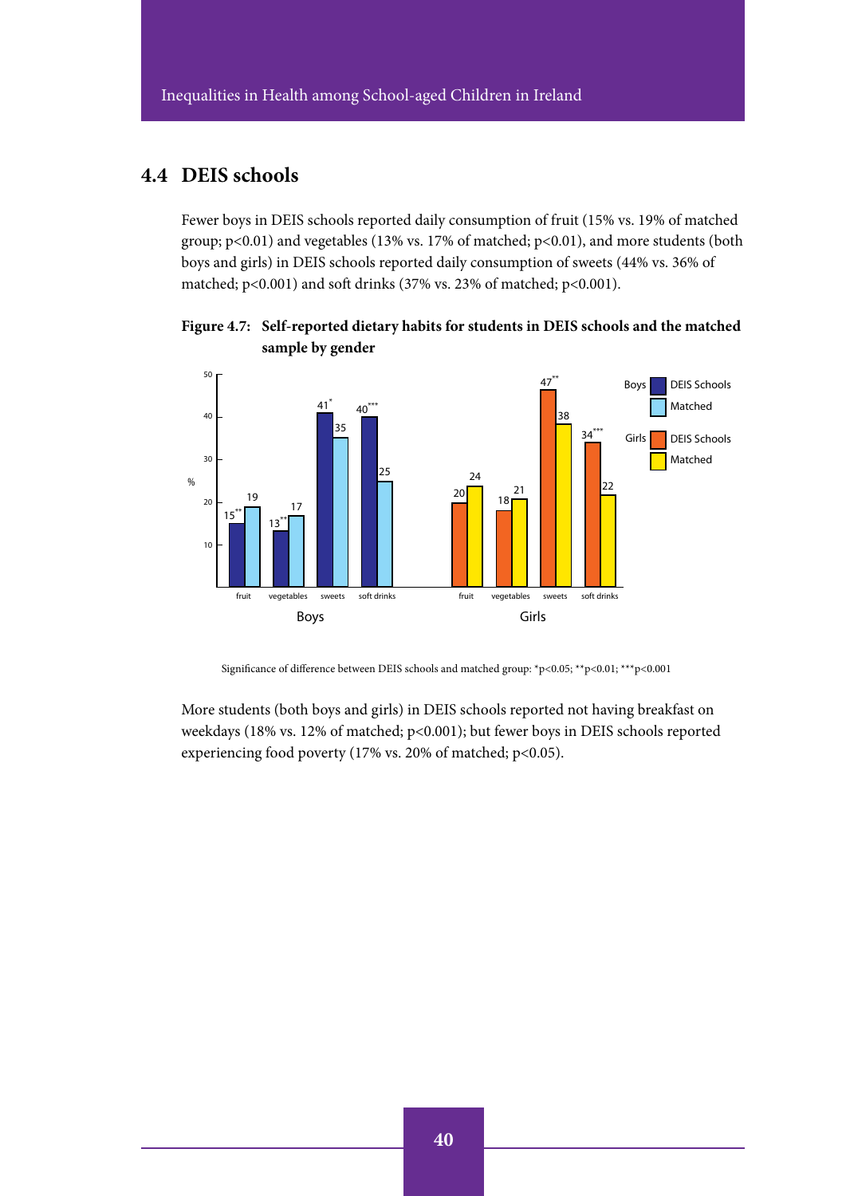## 4.4 DEIS schools

Fewer boys in DEIS schools reported daily consumption of fruit (15% vs. 19% of matched group; $p<0.01$) and vegetables (13% vs. 17% of matched; $p<0.01$), and more students (both boys and girls) in DEIS schools reported daily consumption of sweets (44% vs. 36% of matched; $p<0.001$) and soft drinks (37% vs. 23% of matched; $p<0.001$).

**Figure 4.7: Self-reported dietary habits for students in DEIS schools and the matched sample by gender**

| % | fruit | vegetables | sweets | soft drinks |
|---|---|---|---|---|
| Boys – DEIS Schools | 15** | 13** | 41* | 40*** |
| Boys – Matched | 19 | 17 | 35 | 25 |
| Girls – DEIS Schools | 20 | 18 | 47** | 34*** |
| Girls – Matched | 24 | 21 | 38 | 22 |

Significance of difference between DEIS schools and matched group: *$p<0.05$; **$p<0.01$; ***$p<0.001$

More students (both boys and girls) in DEIS schools reported not having breakfast on weekdays (18% vs. 12% of matched; $p<0.001$); but fewer boys in DEIS schools reported experiencing food poverty (17% vs. 20% of matched; $p<0.05$).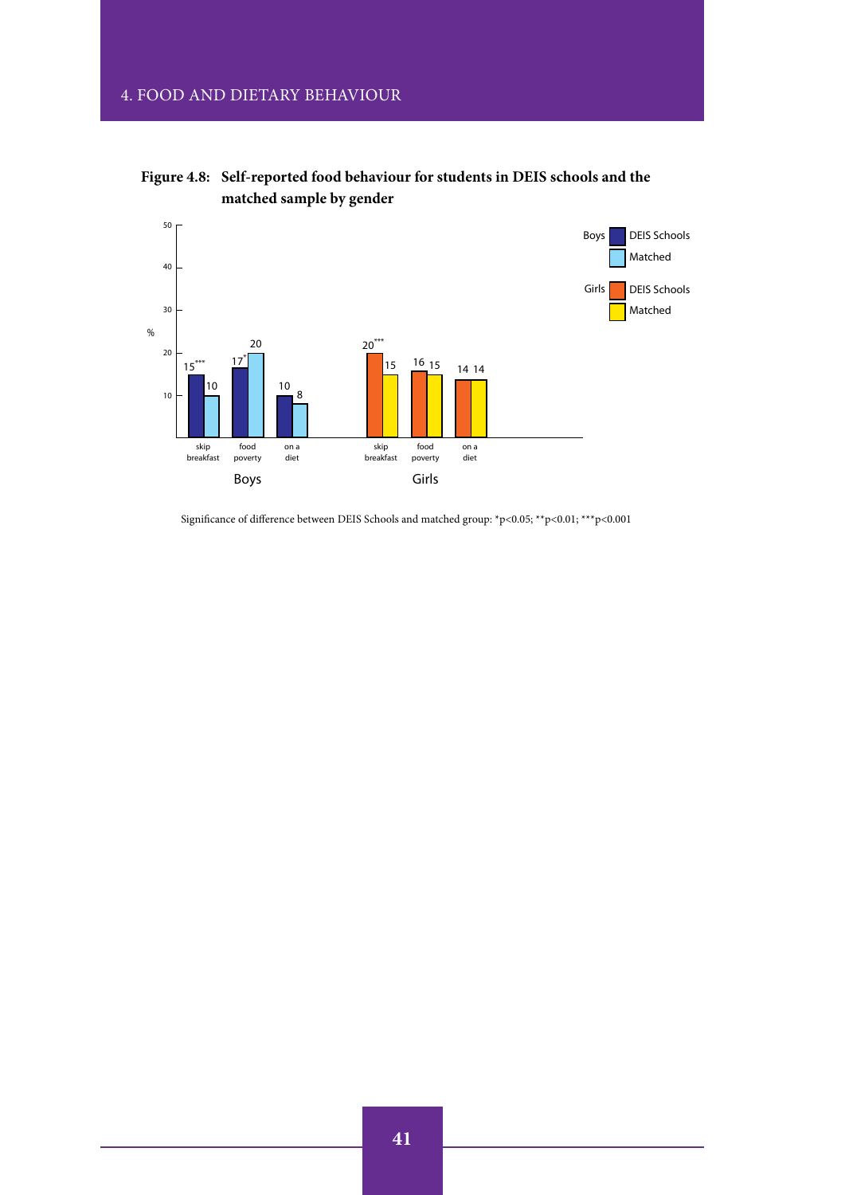**Figure 4.8: Self-reported food behaviour for students in DEIS schools and the matched sample by gender**

| | Boys: DEIS Schools (%) | Boys: Matched (%) | Girls: DEIS Schools (%) | Girls: Matched (%) |
|---|---|---|---|---|
| skip breakfast | 15*** | 10 | 20*** | 15 |
| food poverty | 17* | 20 | 16 | 15 |
| on a diet | 10 | 8 | 14 | 14 |

Significance of difference between DEIS Schools and matched group: *p<0.05; **p<0.01; ***p<0.001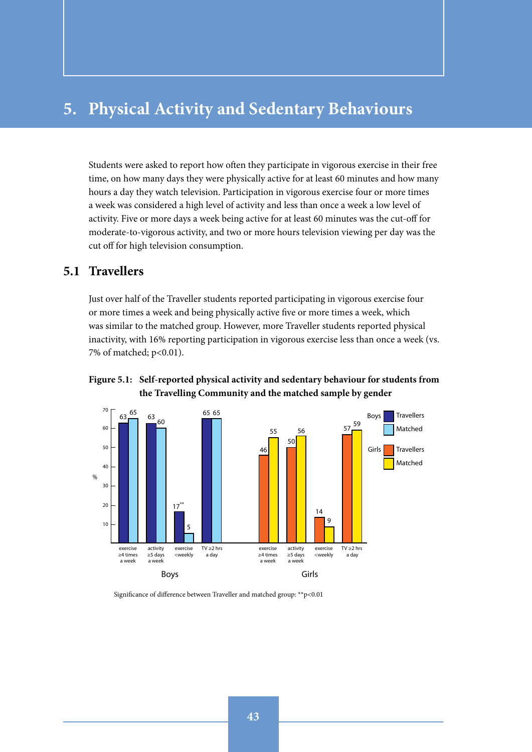# 5. Physical Activity and Sedentary Behaviours

Students were asked to report how often they participate in vigorous exercise in their free time, on how many days they were physically active for at least 60 minutes and how many hours a day they watch television. Participation in vigorous exercise four or more times a week was considered a high level of activity and less than once a week a low level of activity. Five or more days a week being active for at least 60 minutes was the cut-off for moderate-to-vigorous activity, and two or more hours television viewing per day was the cut off for high television consumption.

## 5.1 Travellers

Just over half of the Traveller students reported participating in vigorous exercise four or more times a week and being physically active five or more times a week, which was similar to the matched group. However, more Traveller students reported physical inactivity, with 16% reporting participation in vigorous exercise less than once a week (vs. 7% of matched; $p<0.01$).

**Figure 5.1: Self-reported physical activity and sedentary behaviour for students from the Travelling Community and the matched sample by gender**

| % | Boys: Travellers | Boys: Matched | Girls: Travellers | Girls: Matched |
|---|---|---|---|---|
| exercise ≥4 times a week | 63 | 65 | 46 | 55 |
| activity ≥5 days a week | 63 | 60 | 50 | 56 |
| exercise <weekly | 17** | 5 | 14 | 9 |
| TV ≥2 hrs a day | 65 | 65 | 57 | 59 |

Significance of difference between Traveller and matched group: **$p<0.01$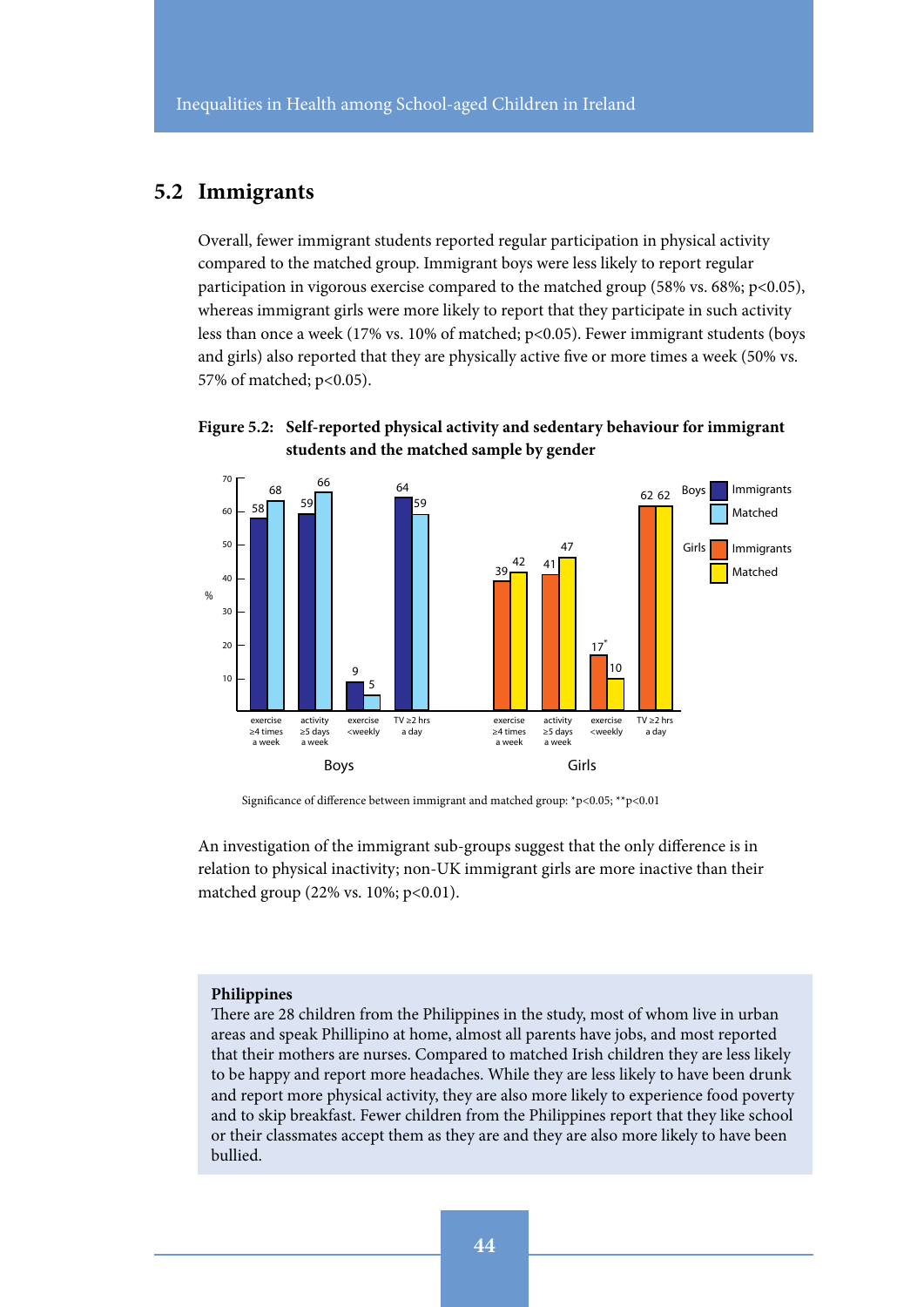## 5.2 Immigrants

Overall, fewer immigrant students reported regular participation in physical activity compared to the matched group. Immigrant boys were less likely to report regular participation in vigorous exercise compared to the matched group (58% vs. 68%; $p<0.05$), whereas immigrant girls were more likely to report that they participate in such activity less than once a week (17% vs. 10% of matched; $p<0.05$). Fewer immigrant students (boys and girls) also reported that they are physically active five or more times a week (50% vs. 57% of matched; $p<0.05$).

**Figure 5.2: Self-reported physical activity and sedentary behaviour for immigrant students and the matched sample by gender**

| | Boys: Immigrants (%) | Boys: Matched (%) | Girls: Immigrants (%) | Girls: Matched (%) |
|---|---|---|---|---|
| exercise ≥4 times a week | 58 | 68 | 39 | 42 |
| activity ≥5 days a week | 59 | 66 | 41 | 47 |
| exercise <weekly | 9 | 5 | 17* | 10 |
| TV ≥2 hrs a day | 64 | 59 | 62 | 62 |

Significance of difference between immigrant and matched group: *p<0.05; **p<0.01

An investigation of the immigrant sub-groups suggest that the only difference is in relation to physical inactivity; non-UK immigrant girls are more inactive than their matched group (22% vs. 10%; $p<0.01$).

**Philippines**
There are 28 children from the Philippines in the study, most of whom live in urban areas and speak Phillipino at home, almost all parents have jobs, and most reported that their mothers are nurses. Compared to matched Irish children they are less likely to be happy and report more headaches. While they are less likely to have been drunk and report more physical activity, they are also more likely to experience food poverty and to skip breakfast. Fewer children from the Philippines report that they like school or their classmates accept them as they are and they are also more likely to have been bullied.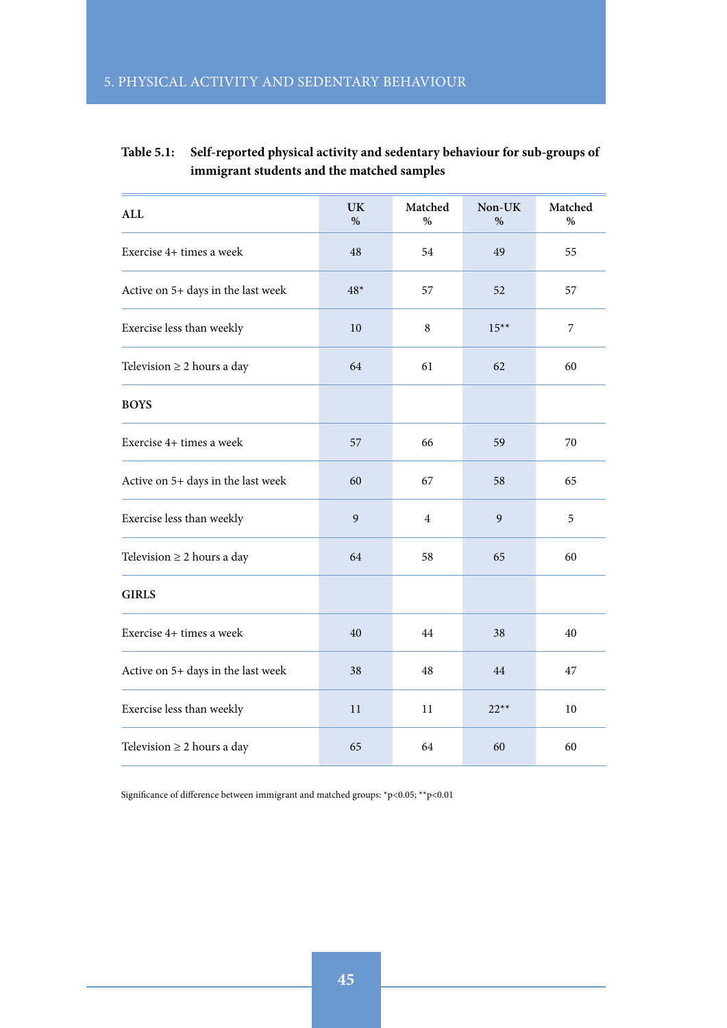**Table 5.1: Self-reported physical activity and sedentary behaviour for sub-groups of immigrant students and the matched samples**

| ALL | UK % | Matched % | Non-UK % | Matched % |
|---|---|---|---|---|
| Exercise 4+ times a week | 48 | 54 | 49 | 55 |
| Active on 5+ days in the last week | 48* | 57 | 52 | 57 |
| Exercise less than weekly | 10 | 8 | 15** | 7 |
| Television ≥ 2 hours a day | 64 | 61 | 62 | 60 |
| **BOYS** | | | | |
| Exercise 4+ times a week | 57 | 66 | 59 | 70 |
| Active on 5+ days in the last week | 60 | 67 | 58 | 65 |
| Exercise less than weekly | 9 | 4 | 9 | 5 |
| Television ≥ 2 hours a day | 64 | 58 | 65 | 60 |
| **GIRLS** | | | | |
| Exercise 4+ times a week | 40 | 44 | 38 | 40 |
| Active on 5+ days in the last week | 38 | 48 | 44 | 47 |
| Exercise less than weekly | 11 | 11 | 22** | 10 |
| Television ≥ 2 hours a day | 65 | 64 | 60 | 60 |

Significance of difference between immigrant and matched groups: *$p<0.05$; **$p<0.01$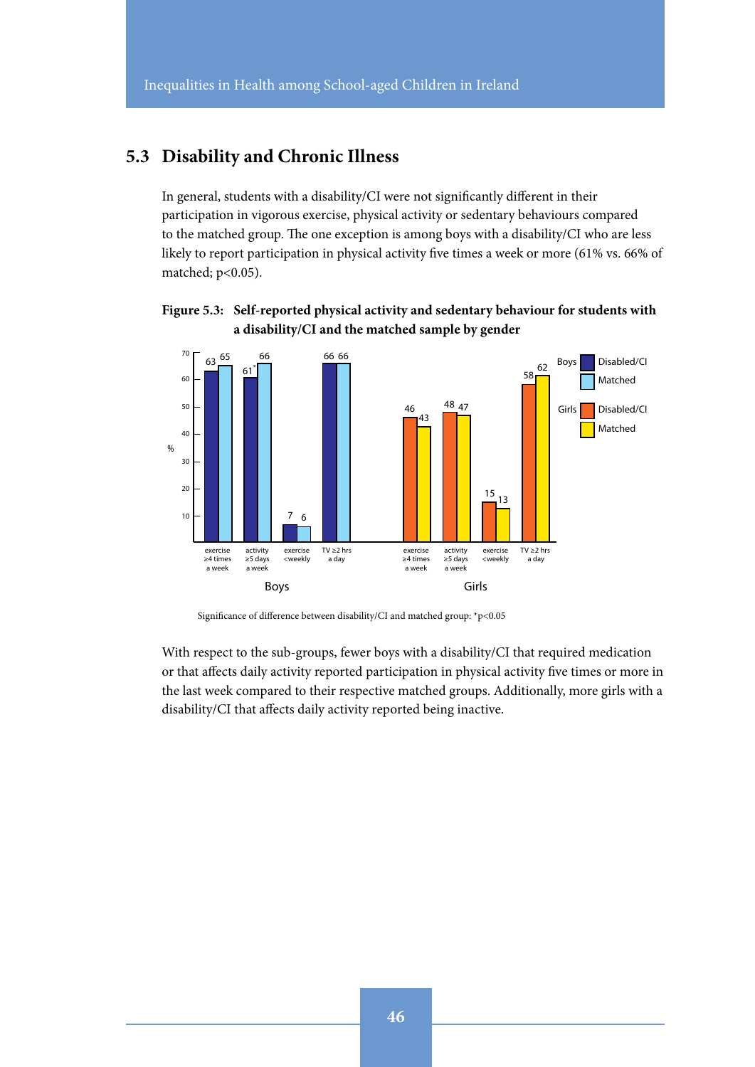## 5.3 Disability and Chronic Illness

In general, students with a disability/CI were not significantly different in their participation in vigorous exercise, physical activity or sedentary behaviours compared to the matched group. The one exception is among boys with a disability/CI who are less likely to report participation in physical activity five times a week or more (61% vs. 66% of matched; p<0.05).

**Figure 5.3: Self-reported physical activity and sedentary behaviour for students with a disability/CI and the matched sample by gender**

| | Boys – Disabled/CI (%) | Boys – Matched (%) | Girls – Disabled/CI (%) | Girls – Matched (%) |
|---|---|---|---|---|
| exercise ≥4 times a week | 63 | 65 | 46 | 43 |
| activity ≥5 days a week | 61* | 66 | 48 | 47 |
| exercise <weekly | 7 | 6 | 15 | 13 |
| TV ≥2 hrs a day | 66 | 66 | 58 | 62 |

Significance of difference between disability/CI and matched group: *p<0.05

With respect to the sub-groups, fewer boys with a disability/CI that required medication or that affects daily activity reported participation in physical activity five times or more in the last week compared to their respective matched groups. Additionally, more girls with a disability/CI that affects daily activity reported being inactive.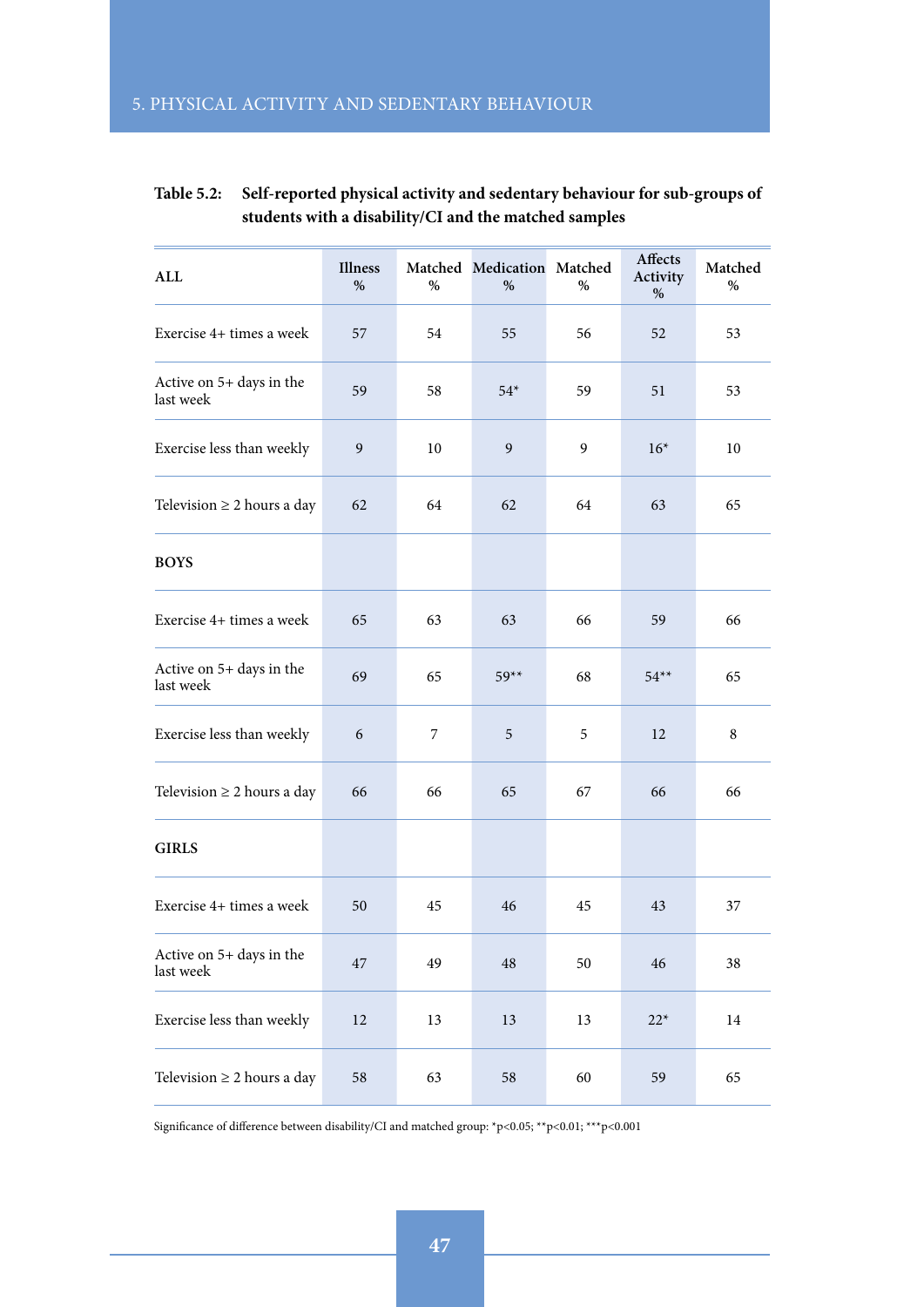**Table 5.2: Self-reported physical activity and sedentary behaviour for sub-groups of students with a disability/CI and the matched samples**

| ALL | Illness % | Matched % | Medication % | Matched % | Affects Activity % | Matched % |
|---|---|---|---|---|---|---|
| Exercise 4+ times a week | 57 | 54 | 55 | 56 | 52 | 53 |
| Active on 5+ days in the last week | 59 | 58 | 54* | 59 | 51 | 53 |
| Exercise less than weekly | 9 | 10 | 9 | 9 | 16* | 10 |
| Television ≥ 2 hours a day | 62 | 64 | 62 | 64 | 63 | 65 |
| **BOYS** | | | | | | |
| Exercise 4+ times a week | 65 | 63 | 63 | 66 | 59 | 66 |
| Active on 5+ days in the last week | 69 | 65 | 59** | 68 | 54** | 65 |
| Exercise less than weekly | 6 | 7 | 5 | 5 | 12 | 8 |
| Television ≥ 2 hours a day | 66 | 66 | 65 | 67 | 66 | 66 |
| **GIRLS** | | | | | | |
| Exercise 4+ times a week | 50 | 45 | 46 | 45 | 43 | 37 |
| Active on 5+ days in the last week | 47 | 49 | 48 | 50 | 46 | 38 |
| Exercise less than weekly | 12 | 13 | 13 | 13 | 22* | 14 |
| Television ≥ 2 hours a day | 58 | 63 | 58 | 60 | 59 | 65 |

Significance of difference between disability/CI and matched group: *$p<0.05$; **$p<0.01$; ***$p<0.001$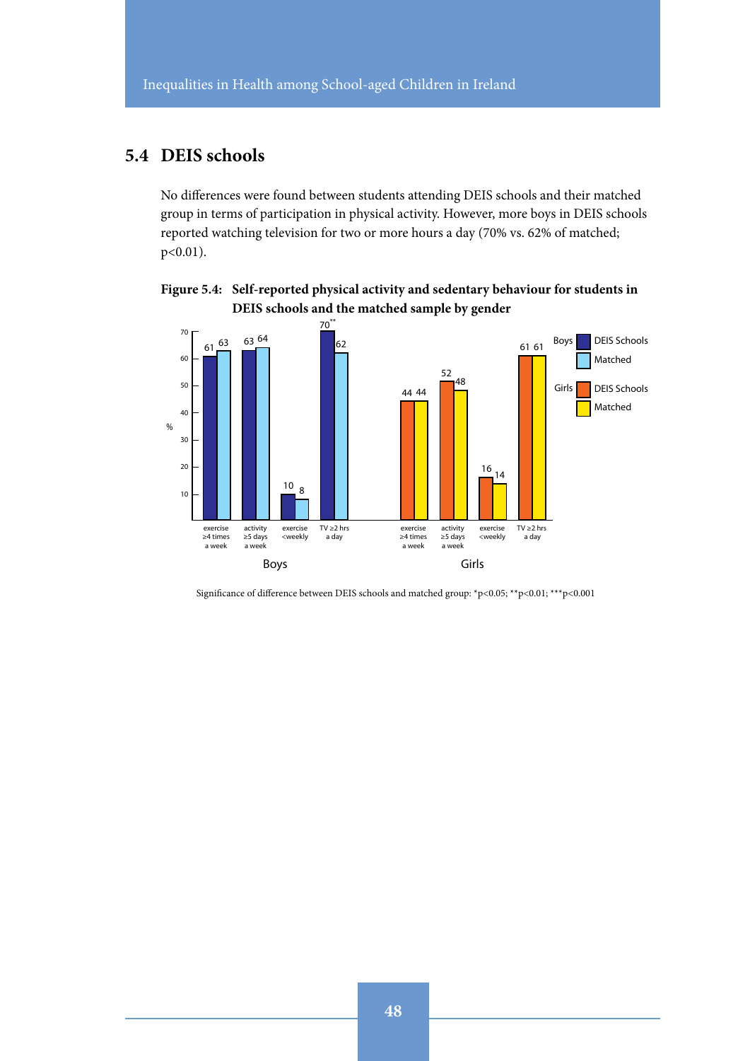## 5.4 DEIS schools

No differences were found between students attending DEIS schools and their matched group in terms of participation in physical activity. However, more boys in DEIS schools reported watching television for two or more hours a day (70% vs. 62% of matched; p<0.01).

**Figure 5.4: Self-reported physical activity and sedentary behaviour for students in DEIS schools and the matched sample by gender**

| | exercise ≥4 times a week | activity ≥5 days a week | exercise <weekly | TV ≥2 hrs a day |
|---|---|---|---|---|
| Boys – DEIS Schools (%) | 61 | 63 | 10 | 70** |
| Boys – Matched (%) | 63 | 64 | 8 | 62 |
| Girls – DEIS Schools (%) | 44 | 52 | 16 | 61 |
| Girls – Matched (%) | 44 | 48 | 14 | 61 |

Significance of difference between DEIS schools and matched group: *p<0.05; **p<0.01; ***p<0.001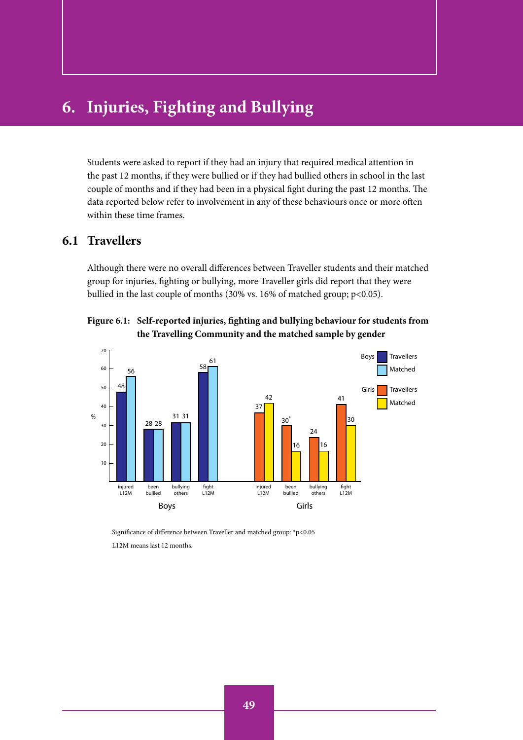# 6. Injuries, Fighting and Bullying

Students were asked to report if they had an injury that required medical attention in the past 12 months, if they were bullied or if they had bullied others in school in the last couple of months and if they had been in a physical fight during the past 12 months. The data reported below refer to involvement in any of these behaviours once or more often within these time frames.

## 6.1 Travellers

Although there were no overall differences between Traveller students and their matched group for injuries, fighting or bullying, more Traveller girls did report that they were bullied in the last couple of months (30% vs. 16% of matched group; $p<0.05$).

**Figure 6.1: Self-reported injuries, fighting and bullying behaviour for students from the Travelling Community and the matched sample by gender**

| % | Boys Travellers | Boys Matched | Girls Travellers | Girls Matched |
|---|---|---|---|---|
| injured L12M | 48 | 56 | 37 | 42 |
| been bullied | 28 | 28 | 30* | 16 |
| bullying others | 31 | 31 | 24 | 16 |
| fight L12M | 58 | 61 | 41 | 30 |

Significance of difference between Traveller and matched group: *p<0.05

L12M means last 12 months.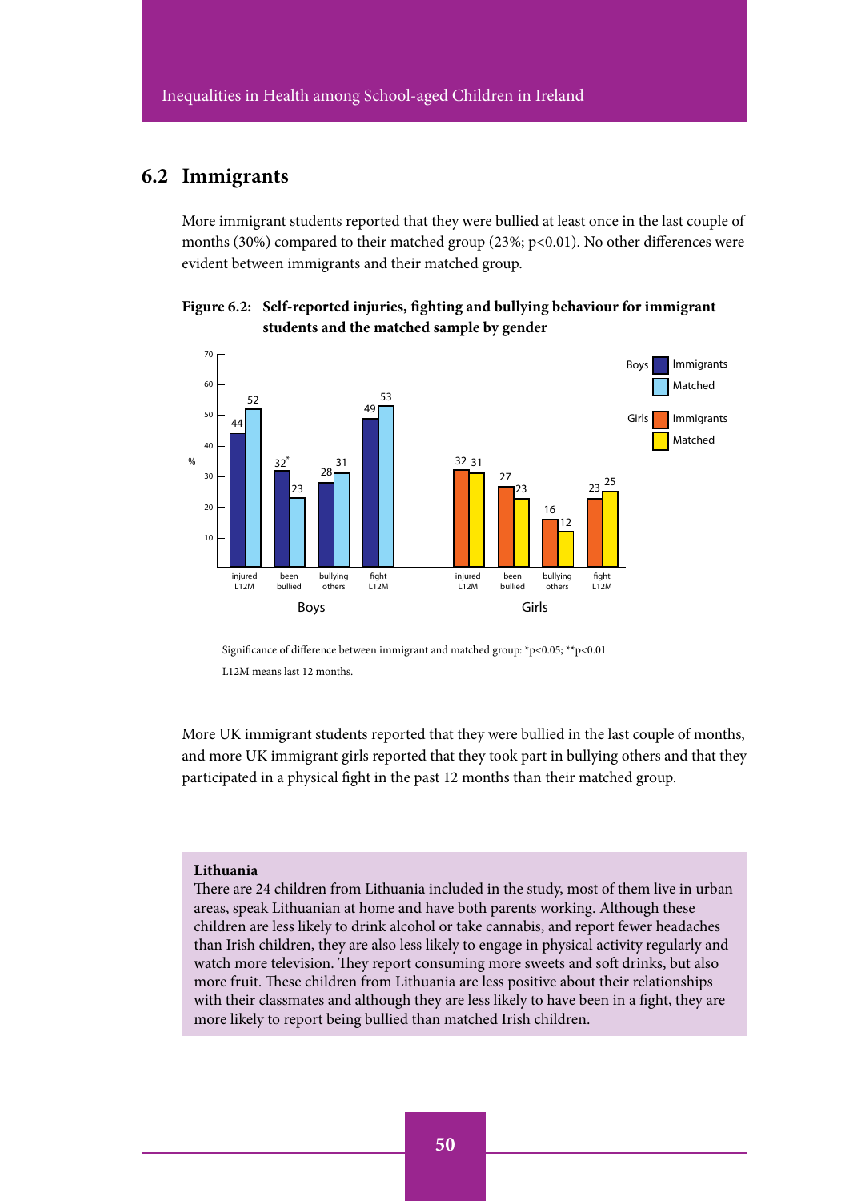## 6.2 Immigrants

More immigrant students reported that they were bullied at least once in the last couple of months (30%) compared to their matched group (23%; $p<0.01$). No other differences were evident between immigrants and their matched group.

**Figure 6.2: Self-reported injuries, fighting and bullying behaviour for immigrant students and the matched sample by gender**

| % | Boys Immigrants | Boys Matched | Girls Immigrants | Girls Matched |
|---|---|---|---|---|
| injured L12M | 44 | 52 | 32 | 31 |
| been bullied | 32* | 23 | 27 | 23 |
| bullying others | 28 | 31 | 16 | 12 |
| fight L12M | 49 | 53 | 23 | 25 |

Significance of difference between immigrant and matched group: *$p<0.05$; **$p<0.01$

L12M means last 12 months.

More UK immigrant students reported that they were bullied in the last couple of months, and more UK immigrant girls reported that they took part in bullying others and that they participated in a physical fight in the past 12 months than their matched group.

**Lithuania**

There are 24 children from Lithuania included in the study, most of them live in urban areas, speak Lithuanian at home and have both parents working. Although these children are less likely to drink alcohol or take cannabis, and report fewer headaches than Irish children, they are also less likely to engage in physical activity regularly and watch more television. They report consuming more sweets and soft drinks, but also more fruit. These children from Lithuania are less positive about their relationships with their classmates and although they are less likely to have been in a fight, they are more likely to report being bullied than matched Irish children.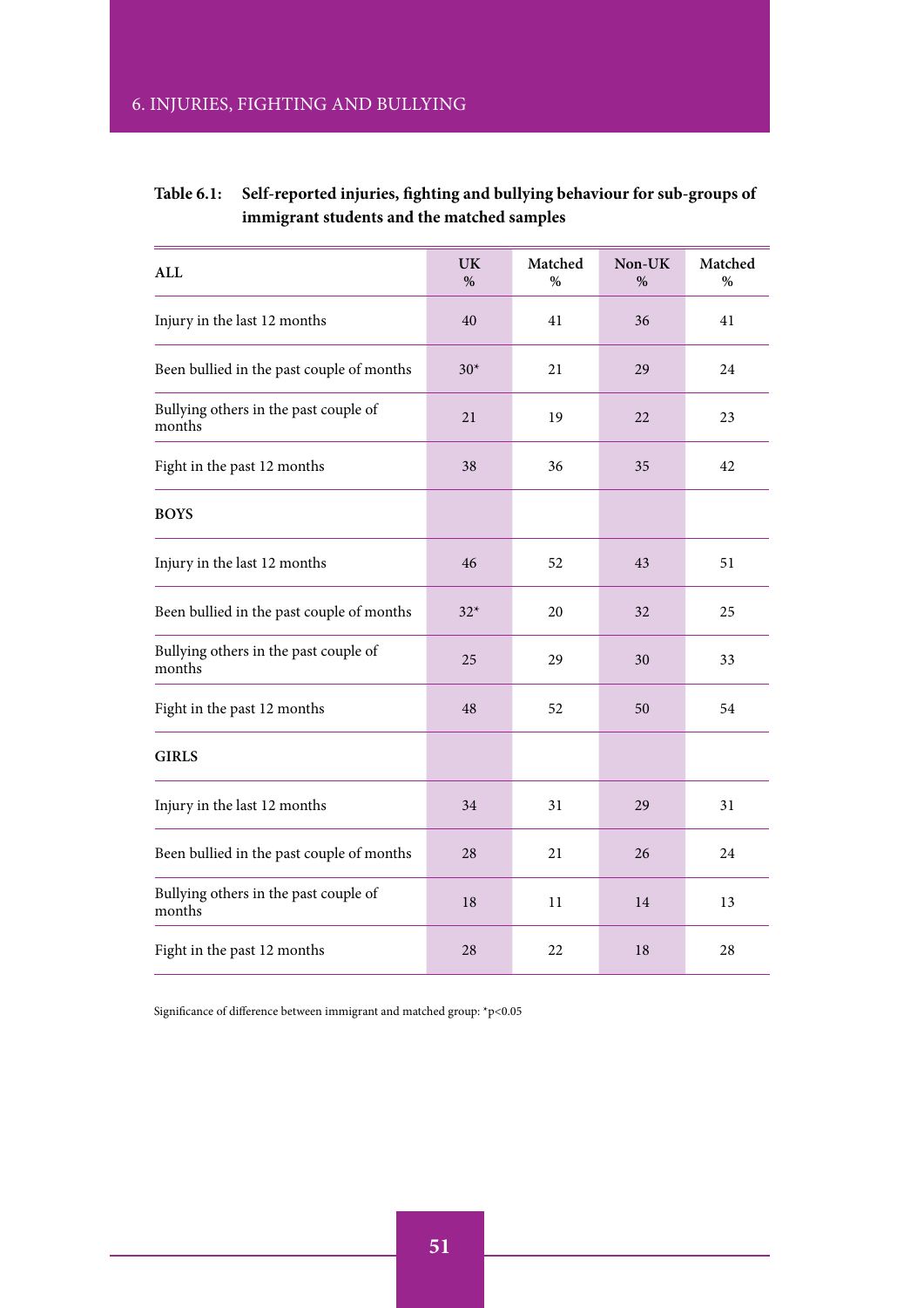**Table 6.1: Self-reported injuries, fighting and bullying behaviour for sub-groups of immigrant students and the matched samples**

| ALL | UK % | Matched % | Non-UK % | Matched % |
|---|---|---|---|---|
| Injury in the last 12 months | 40 | 41 | 36 | 41 |
| Been bullied in the past couple of months | 30* | 21 | 29 | 24 |
| Bullying others in the past couple of months | 21 | 19 | 22 | 23 |
| Fight in the past 12 months | 38 | 36 | 35 | 42 |
| **BOYS** | | | | |
| Injury in the last 12 months | 46 | 52 | 43 | 51 |
| Been bullied in the past couple of months | 32* | 20 | 32 | 25 |
| Bullying others in the past couple of months | 25 | 29 | 30 | 33 |
| Fight in the past 12 months | 48 | 52 | 50 | 54 |
| **GIRLS** | | | | |
| Injury in the last 12 months | 34 | 31 | 29 | 31 |
| Been bullied in the past couple of months | 28 | 21 | 26 | 24 |
| Bullying others in the past couple of months | 18 | 11 | 14 | 13 |
| Fight in the past 12 months | 28 | 22 | 18 | 28 |

Significance of difference between immigrant and matched group: *$p<0.05$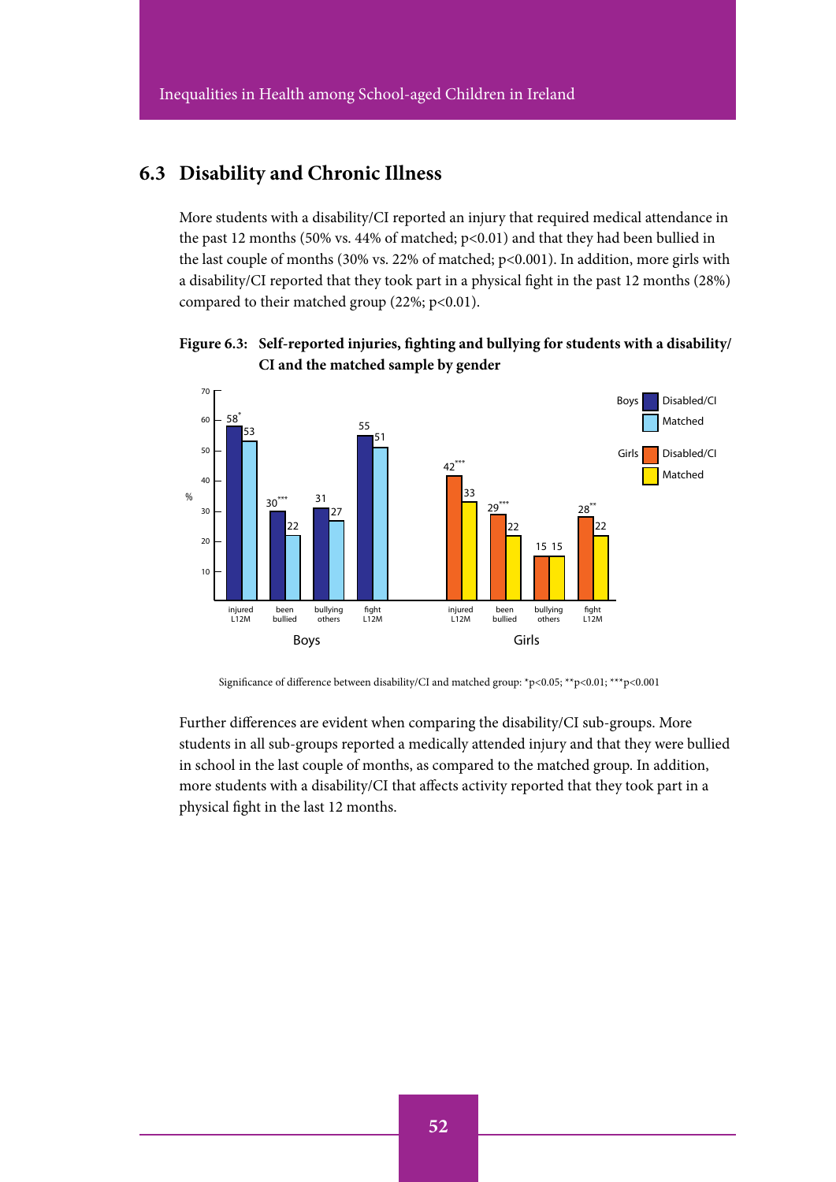## 6.3 Disability and Chronic Illness

More students with a disability/CI reported an injury that required medical attendance in the past 12 months (50% vs. 44% of matched; $p<0.01$) and that they had been bullied in the last couple of months (30% vs. 22% of matched; $p<0.001$). In addition, more girls with a disability/CI reported that they took part in a physical fight in the past 12 months (28%) compared to their matched group (22%; $p<0.01$).

**Figure 6.3: Self-reported injuries, fighting and bullying for students with a disability/CI and the matched sample by gender**

| | | Disabled/CI (%) | Matched (%) |
|---|---|---|---|
| Boys | injured L12M | 58* | 53 |
| Boys | been bullied | 30*** | 22 |
| Boys | bullying others | 31 | 27 |
| Boys | fight L12M | 55 | 51 |
| Girls | injured L12M | 42*** | 33 |
| Girls | been bullied | 29*** | 22 |
| Girls | bullying others | 15 | 15 |
| Girls | fight L12M | 28** | 22 |

Significance of difference between disability/CI and matched group: *$p<0.05$; **$p<0.01$; ***$p<0.001$

Further differences are evident when comparing the disability/CI sub-groups. More students in all sub-groups reported a medically attended injury and that they were bullied in school in the last couple of months, as compared to the matched group. In addition, more students with a disability/CI that affects activity reported that they took part in a physical fight in the last 12 months.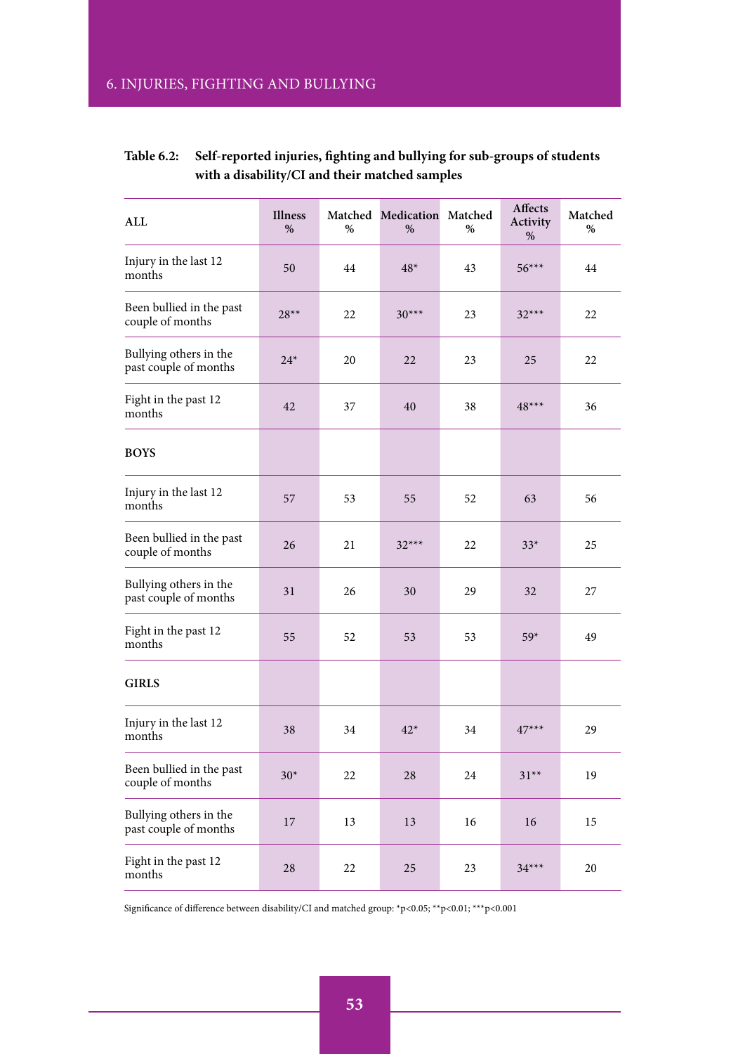**Table 6.2: Self-reported injuries, fighting and bullying for sub-groups of students with a disability/CI and their matched samples**

| ALL | Illness % | Matched % | Medication % | Matched % | Affects Activity % | Matched % |
|---|---|---|---|---|---|---|
| Injury in the last 12 months | 50 | 44 | 48* | 43 | 56*** | 44 |
| Been bullied in the past couple of months | 28** | 22 | 30*** | 23 | 32*** | 22 |
| Bullying others in the past couple of months | 24* | 20 | 22 | 23 | 25 | 22 |
| Fight in the past 12 months | 42 | 37 | 40 | 38 | 48*** | 36 |
| **BOYS** | | | | | | |
| Injury in the last 12 months | 57 | 53 | 55 | 52 | 63 | 56 |
| Been bullied in the past couple of months | 26 | 21 | 32*** | 22 | 33* | 25 |
| Bullying others in the past couple of months | 31 | 26 | 30 | 29 | 32 | 27 |
| Fight in the past 12 months | 55 | 52 | 53 | 53 | 59* | 49 |
| **GIRLS** | | | | | | |
| Injury in the last 12 months | 38 | 34 | 42* | 34 | 47*** | 29 |
| Been bullied in the past couple of months | 30* | 22 | 28 | 24 | 31** | 19 |
| Bullying others in the past couple of months | 17 | 13 | 13 | 16 | 16 | 15 |
| Fight in the past 12 months | 28 | 22 | 25 | 23 | 34*** | 20 |

Significance of difference between disability/CI and matched group: *$p<0.05$; **$p<0.01$; ***$p<0.001$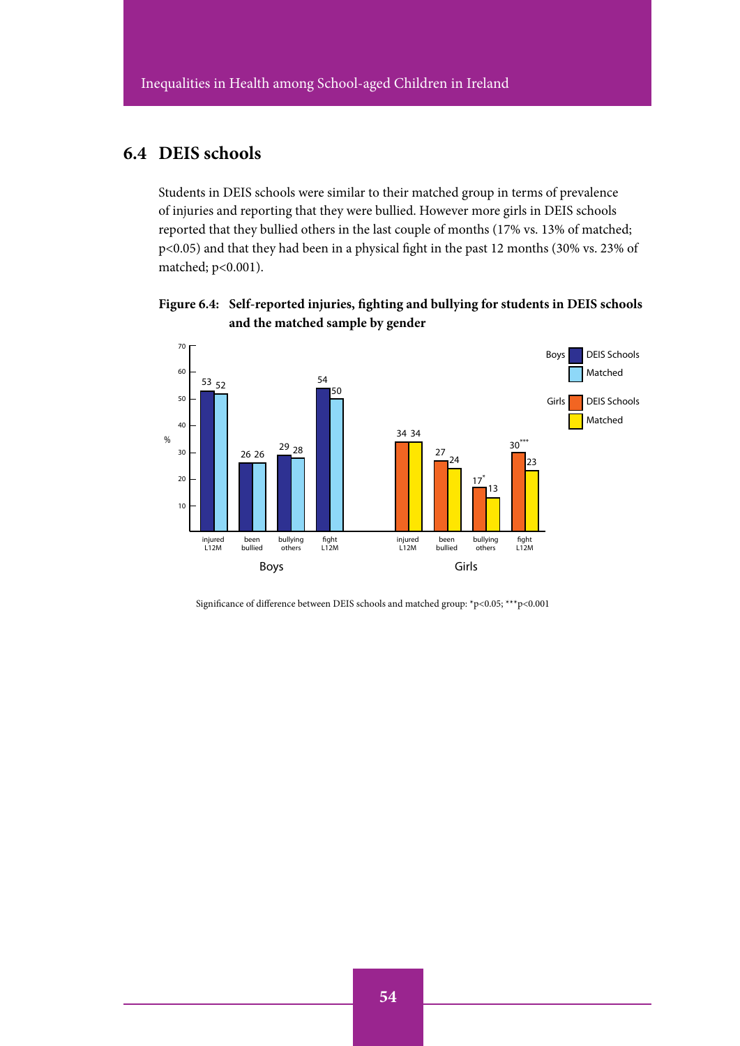## 6.4 DEIS schools

Students in DEIS schools were similar to their matched group in terms of prevalence of injuries and reporting that they were bullied. However more girls in DEIS schools reported that they bullied others in the last couple of months (17% vs. 13% of matched; $p<0.05$) and that they had been in a physical fight in the past 12 months (30% vs. 23% of matched; $p<0.001$).

**Figure 6.4: Self-reported injuries, fighting and bullying for students in DEIS schools and the matched sample by gender**

| | | injured L12M | been bullied | bullying others | fight L12M |
|---|---|---|---|---|---|
| Boys | DEIS Schools | 53 | 26 | 29 | 54 |
| | Matched | 52 | 26 | 28 | 50 |
| Girls | DEIS Schools | 34 | 27 | 17* | 30*** |
| | Matched | 34 | 24 | 13 | 23 |

Significance of difference between DEIS schools and matched group: *$p<0.05$; ***$p<0.001$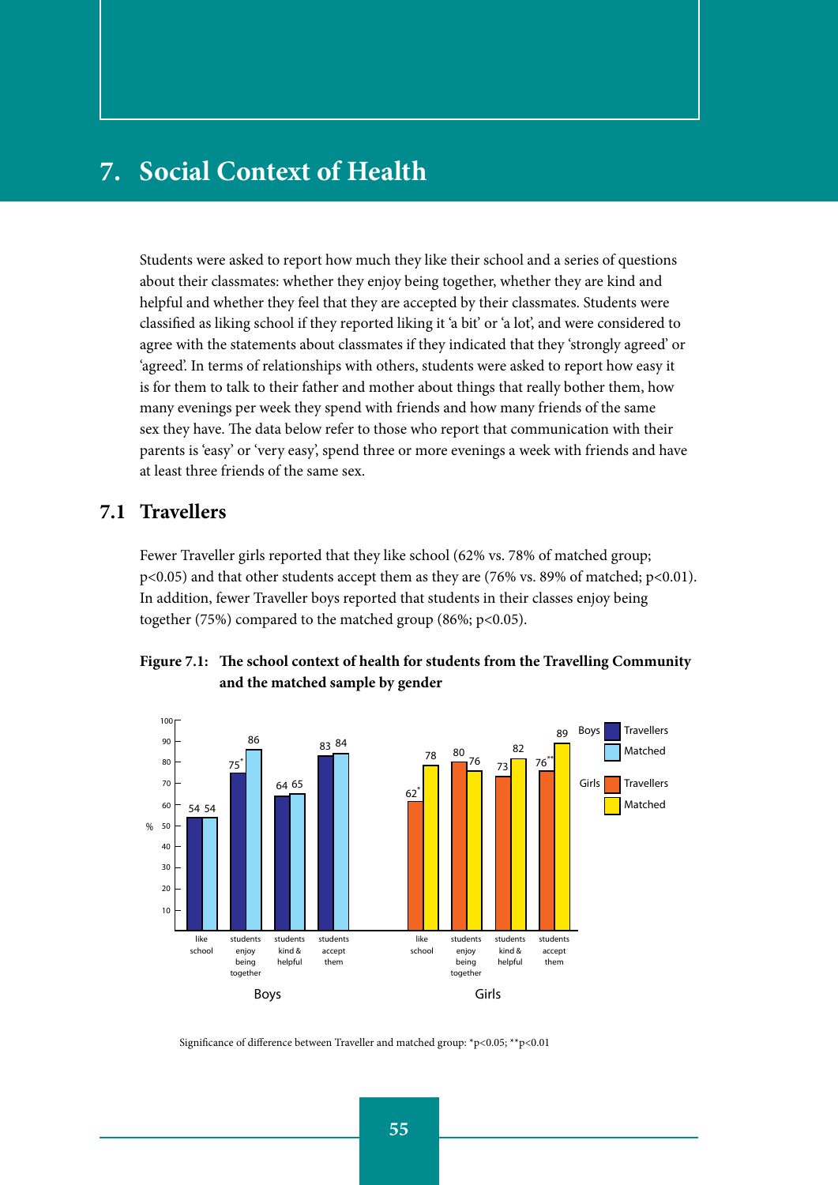# 7. Social Context of Health

Students were asked to report how much they like their school and a series of questions about their classmates: whether they enjoy being together, whether they are kind and helpful and whether they feel that they are accepted by their classmates. Students were classified as liking school if they reported liking it 'a bit' or 'a lot', and were considered to agree with the statements about classmates if they indicated that they 'strongly agreed' or 'agreed'. In terms of relationships with others, students were asked to report how easy it is for them to talk to their father and mother about things that really bother them, how many evenings per week they spend with friends and how many friends of the same sex they have. The data below refer to those who report that communication with their parents is 'easy' or 'very easy', spend three or more evenings a week with friends and have at least three friends of the same sex.

## 7.1 Travellers

Fewer Traveller girls reported that they like school (62% vs. 78% of matched group; $p<0.05$) and that other students accept them as they are (76% vs. 89% of matched; $p<0.01$). In addition, fewer Traveller boys reported that students in their classes enjoy being together (75%) compared to the matched group (86%; $p<0.05$).

**Figure 7.1: The school context of health for students from the Travelling Community and the matched sample by gender**

| | Boys – Travellers (%) | Boys – Matched (%) | Girls – Travellers (%) | Girls – Matched (%) |
|---|---|---|---|---|
| like school | 54 | 54 | 62* | 78 |
| students enjoy being together | 75* | 86 | 80 | 76 |
| students kind & helpful | 64 | 65 | 73 | 82 |
| students accept them | 83 | 84 | 76** | 89 |

Significance of difference between Traveller and matched group: *$p<0.05$; **$p<0.01$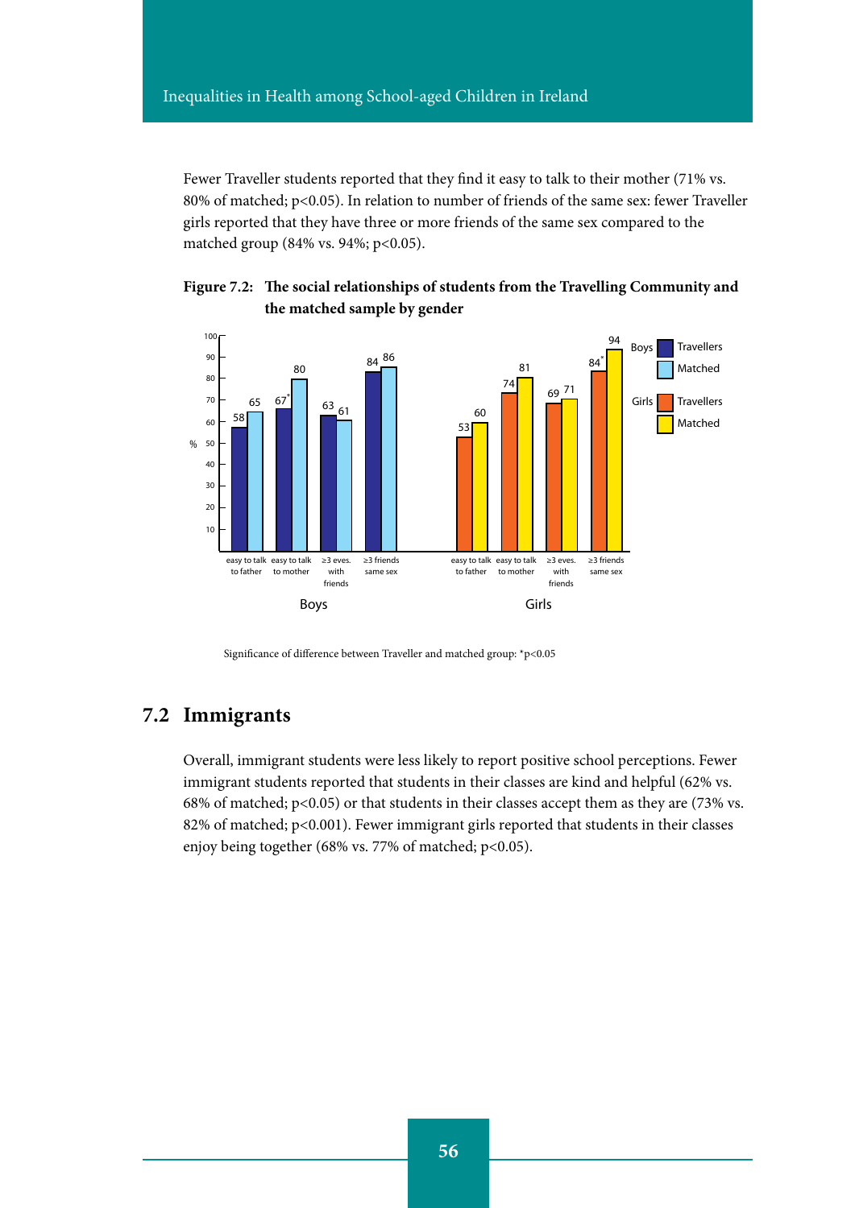Fewer Traveller students reported that they find it easy to talk to their mother (71% vs. 80% of matched; $p<0.05$). In relation to number of friends of the same sex: fewer Traveller girls reported that they have three or more friends of the same sex compared to the matched group (84% vs. 94%; $p<0.05$).

**Figure 7.2: The social relationships of students from the Travelling Community and the matched sample by gender**

| | Boys – Travellers (%) | Boys – Matched (%) | Girls – Travellers (%) | Girls – Matched (%) |
|---|---|---|---|---|
| easy to talk to father | 58 | 65 | 53 | 60 |
| easy to talk to mother | 67* | 80 | 74 | 81 |
| ≥3 eves. with friends | 63 | 61 | 69 | 71 |
| ≥3 friends same sex | 84 | 86 | 84* | 94 |

Significance of difference between Traveller and matched group: *$p<0.05$

## 7.2 Immigrants

Overall, immigrant students were less likely to report positive school perceptions. Fewer immigrant students reported that students in their classes are kind and helpful (62% vs. 68% of matched; $p<0.05$) or that students in their classes accept them as they are (73% vs. 82% of matched; $p<0.001$). Fewer immigrant girls reported that students in their classes enjoy being together (68% vs. 77% of matched; $p<0.05$).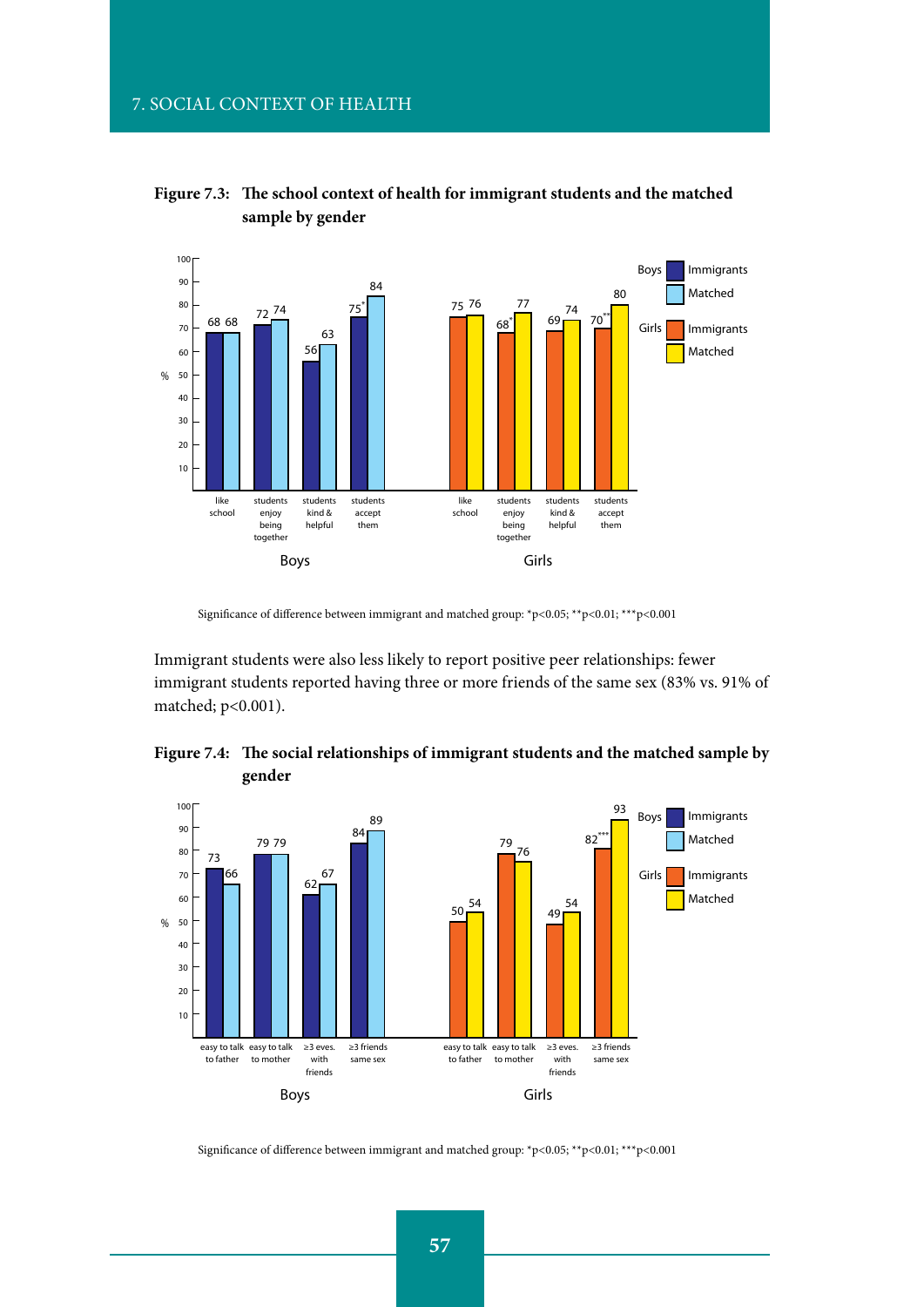**Figure 7.3: The school context of health for immigrant students and the matched sample by gender**

| | Boys – Immigrants | Boys – Matched | Girls – Immigrants | Girls – Matched |
|---|---|---|---|---|
| like school | 68 | 68 | 75 | 76 |
| students enjoy being together | 72 | 74 | 68* | 77 |
| students kind & helpful | 56 | 63 | 69 | 74 |
| students accept them | 75* | 84 | 70** | 80 |

Significance of difference between immigrant and matched group: *p<0.05; **p<0.01; ***p<0.001

Immigrant students were also less likely to report positive peer relationships: fewer immigrant students reported having three or more friends of the same sex (83% vs. 91% of matched; p<0.001).

**Figure 7.4: The social relationships of immigrant students and the matched sample by gender**

| | Boys – Immigrants | Boys – Matched | Girls – Immigrants | Girls – Matched |
|---|---|---|---|---|
| easy to talk to father | 73 | 66 | 50 | 54 |
| easy to talk to mother | 79 | 79 | 79 | 76 |
| ≥3 eves. with friends | 62 | 67 | 49 | 54 |
| ≥3 friends same sex | 84 | 89 | 82*** | 93 |

Significance of difference between immigrant and matched group: *p<0.05; **p<0.01; ***p<0.001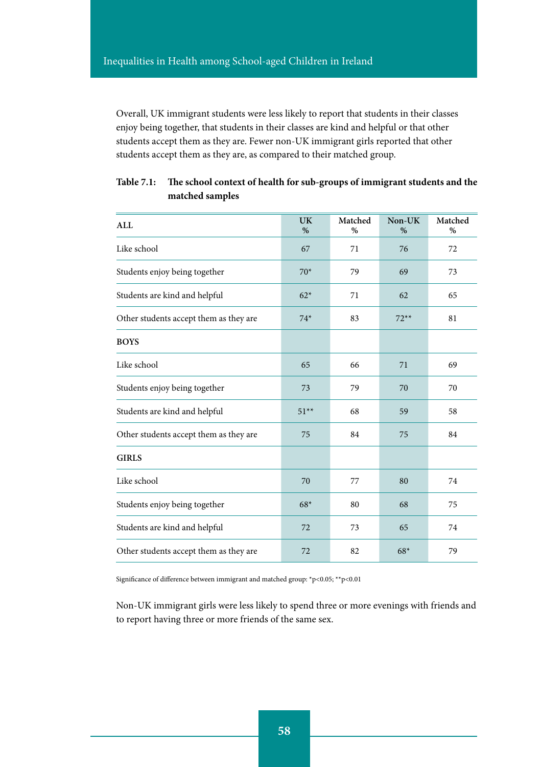Overall, UK immigrant students were less likely to report that students in their classes enjoy being together, that students in their classes are kind and helpful or that other students accept them as they are. Fewer non-UK immigrant girls reported that other students accept them as they are, as compared to their matched group.

**Table 7.1: The school context of health for sub-groups of immigrant students and the matched samples**

| ALL | UK % | Matched % | Non-UK % | Matched % |
|---|---|---|---|---|
| Like school | 67 | 71 | 76 | 72 |
| Students enjoy being together | 70* | 79 | 69 | 73 |
| Students are kind and helpful | 62* | 71 | 62 | 65 |
| Other students accept them as they are | 74* | 83 | 72** | 81 |
| **BOYS** | | | | |
| Like school | 65 | 66 | 71 | 69 |
| Students enjoy being together | 73 | 79 | 70 | 70 |
| Students are kind and helpful | 51** | 68 | 59 | 58 |
| Other students accept them as they are | 75 | 84 | 75 | 84 |
| **GIRLS** | | | | |
| Like school | 70 | 77 | 80 | 74 |
| Students enjoy being together | 68* | 80 | 68 | 75 |
| Students are kind and helpful | 72 | 73 | 65 | 74 |
| Other students accept them as they are | 72 | 82 | 68* | 79 |

Significance of difference between immigrant and matched group: *$p<0.05$; **$p<0.01$

Non-UK immigrant girls were less likely to spend three or more evenings with friends and to report having three or more friends of the same sex.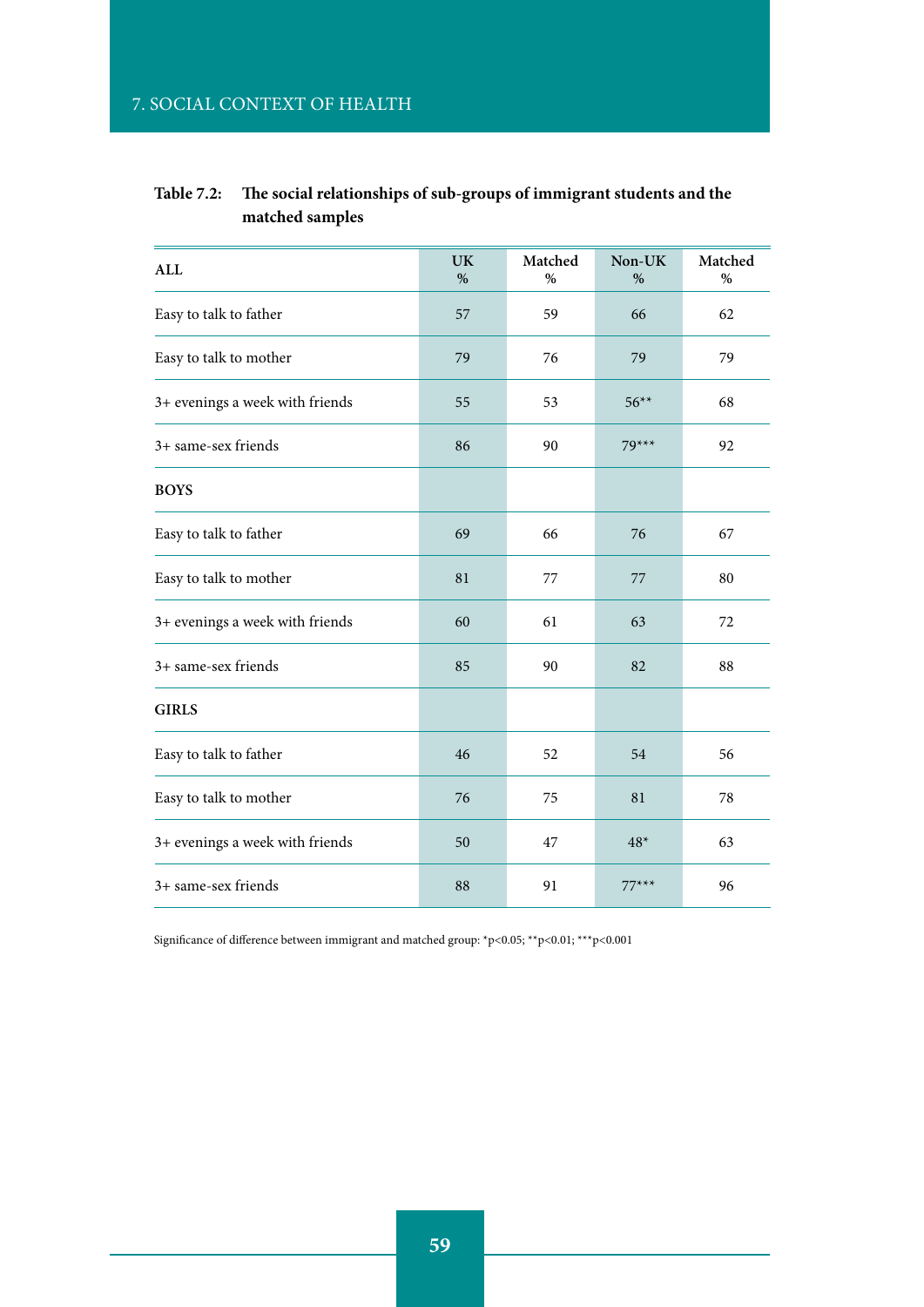**Table 7.2: The social relationships of sub-groups of immigrant students and the matched samples**

| ALL | UK % | Matched % | Non-UK % | Matched % |
|---|---|---|---|---|
| Easy to talk to father | 57 | 59 | 66 | 62 |
| Easy to talk to mother | 79 | 76 | 79 | 79 |
| 3+ evenings a week with friends | 55 | 53 | 56** | 68 |
| 3+ same-sex friends | 86 | 90 | 79*** | 92 |
| **BOYS** | | | | |
| Easy to talk to father | 69 | 66 | 76 | 67 |
| Easy to talk to mother | 81 | 77 | 77 | 80 |
| 3+ evenings a week with friends | 60 | 61 | 63 | 72 |
| 3+ same-sex friends | 85 | 90 | 82 | 88 |
| **GIRLS** | | | | |
| Easy to talk to father | 46 | 52 | 54 | 56 |
| Easy to talk to mother | 76 | 75 | 81 | 78 |
| 3+ evenings a week with friends | 50 | 47 | 48* | 63 |
| 3+ same-sex friends | 88 | 91 | 77*** | 96 |

Significance of difference between immigrant and matched group: *$p<0.05$; **$p<0.01$; ***$p<0.001$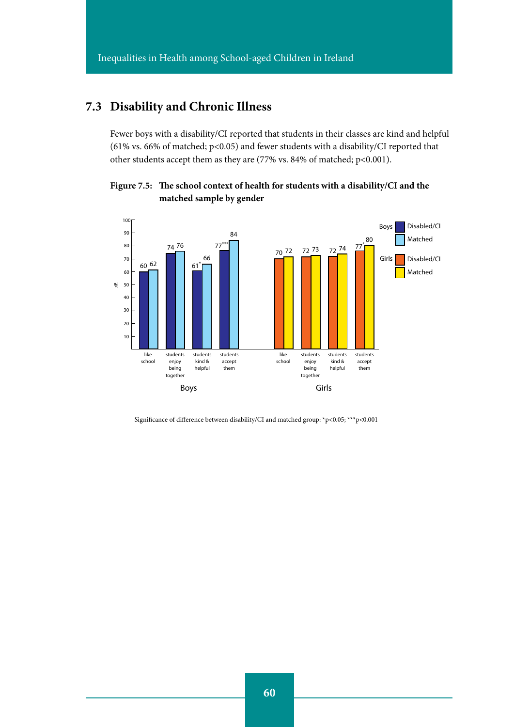## 7.3 Disability and Chronic Illness

Fewer boys with a disability/CI reported that students in their classes are kind and helpful (61% vs. 66% of matched; p<0.05) and fewer students with a disability/CI reported that other students accept them as they are (77% vs. 84% of matched; p<0.001).

**Figure 7.5: The school context of health for students with a disability/CI and the matched sample by gender**

| | Boys Disabled/CI (%) | Boys Matched (%) | Girls Disabled/CI (%) | Girls Matched (%) |
|---|---|---|---|---|
| like school | 60 | 62 | 70 | 72 |
| students enjoy being together | 74 | 76 | 72 | 73 |
| students kind & helpful | 61* | 66 | 72 | 74 |
| students accept them | 77*** | 84 | 77* | 80 |

Significance of difference between disability/CI and matched group: *p<0.05; ***p<0.001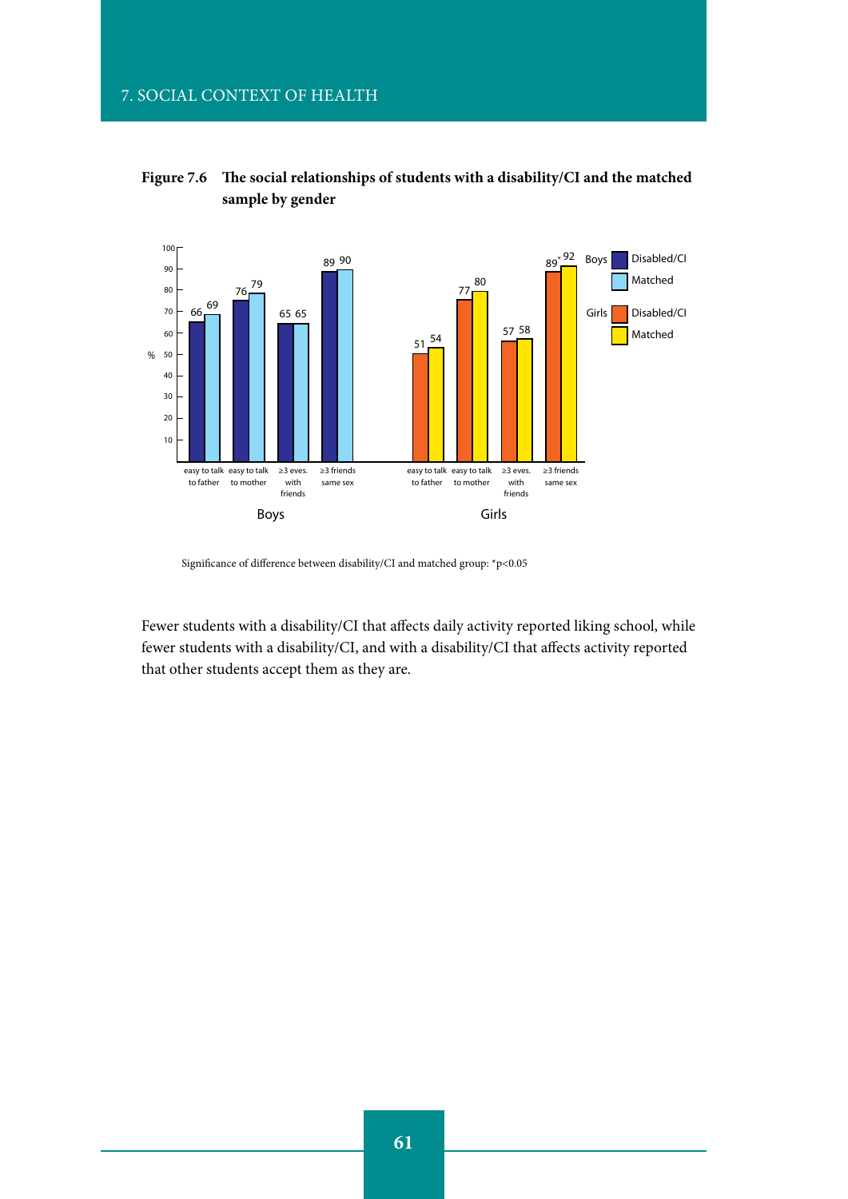**Figure 7.6 The social relationships of students with a disability/CI and the matched sample by gender**

| | Boys Disabled/CI | Boys Matched | Girls Disabled/CI | Girls Matched |
|---|---|---|---|---|
| easy to talk to father | 66 | 69 | 51 | 54 |
| easy to talk to mother | 76 | 79 | 77 | 80 |
| ≥3 eves. with friends | 65 | 65 | 57 | 58 |
| ≥3 friends same sex | 89 | 90 | 89* | 92 |

Significance of difference between disability/CI and matched group: *$p<0.05$

Fewer students with a disability/CI that affects daily activity reported liking school, while fewer students with a disability/CI, and with a disability/CI that affects activity reported that other students accept them as they are.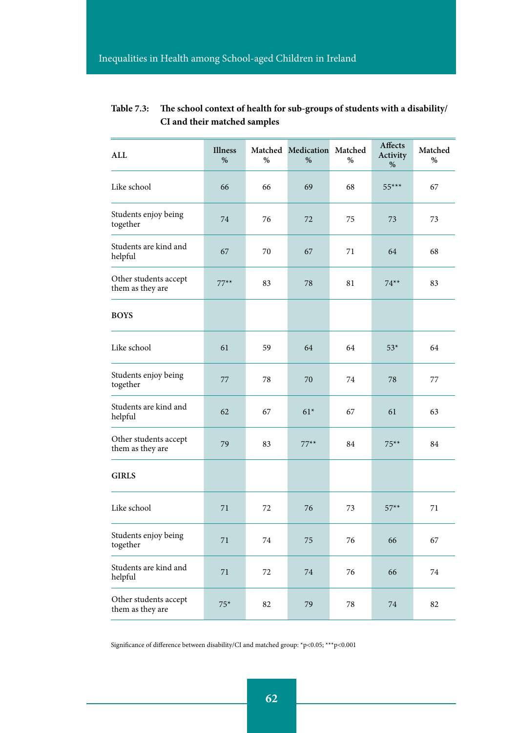**Table 7.3: The school context of health for sub-groups of students with a disability/CI and their matched samples**

| ALL | Illness % | Matched % | Medication % | Matched % | Affects Activity % | Matched % |
|---|---|---|---|---|---|---|
| Like school | 66 | 66 | 69 | 68 | 55*** | 67 |
| Students enjoy being together | 74 | 76 | 72 | 75 | 73 | 73 |
| Students are kind and helpful | 67 | 70 | 67 | 71 | 64 | 68 |
| Other students accept them as they are | 77** | 83 | 78 | 81 | 74** | 83 |
| **BOYS** | | | | | | |
| Like school | 61 | 59 | 64 | 64 | 53* | 64 |
| Students enjoy being together | 77 | 78 | 70 | 74 | 78 | 77 |
| Students are kind and helpful | 62 | 67 | 61* | 67 | 61 | 63 |
| Other students accept them as they are | 79 | 83 | 77** | 84 | 75** | 84 |
| **GIRLS** | | | | | | |
| Like school | 71 | 72 | 76 | 73 | 57** | 71 |
| Students enjoy being together | 71 | 74 | 75 | 76 | 66 | 67 |
| Students are kind and helpful | 71 | 72 | 74 | 76 | 66 | 74 |
| Other students accept them as they are | 75* | 82 | 79 | 78 | 74 | 82 |

Significance of difference between disability/CI and matched group: *p<0.05; ***p<0.001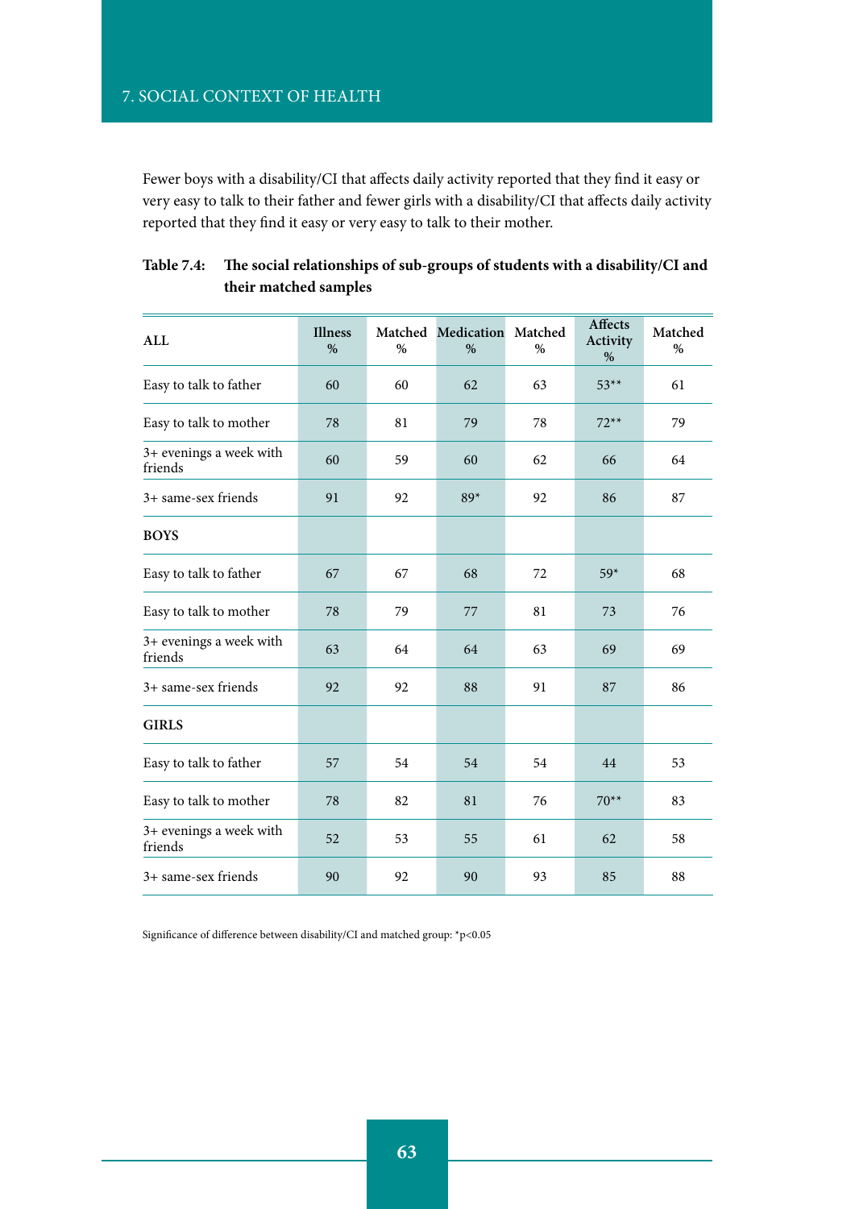Fewer boys with a disability/CI that affects daily activity reported that they find it easy or very easy to talk to their father and fewer girls with a disability/CI that affects daily activity reported that they find it easy or very easy to talk to their mother.

**Table 7.4: The social relationships of sub-groups of students with a disability/CI and their matched samples**

| ALL | Illness % | Matched % | Medication % | Matched % | Affects Activity % | Matched % |
|---|---|---|---|---|---|---|
| Easy to talk to father | 60 | 60 | 62 | 63 | 53** | 61 |
| Easy to talk to mother | 78 | 81 | 79 | 78 | 72** | 79 |
| 3+ evenings a week with friends | 60 | 59 | 60 | 62 | 66 | 64 |
| 3+ same-sex friends | 91 | 92 | 89* | 92 | 86 | 87 |
| **BOYS** | | | | | | |
| Easy to talk to father | 67 | 67 | 68 | 72 | 59* | 68 |
| Easy to talk to mother | 78 | 79 | 77 | 81 | 73 | 76 |
| 3+ evenings a week with friends | 63 | 64 | 64 | 63 | 69 | 69 |
| 3+ same-sex friends | 92 | 92 | 88 | 91 | 87 | 86 |
| **GIRLS** | | | | | | |
| Easy to talk to father | 57 | 54 | 54 | 54 | 44 | 53 |
| Easy to talk to mother | 78 | 82 | 81 | 76 | 70** | 83 |
| 3+ evenings a week with friends | 52 | 53 | 55 | 61 | 62 | 58 |
| 3+ same-sex friends | 90 | 92 | 90 | 93 | 85 | 88 |

Significance of difference between disability/CI and matched group: *$p<0.05$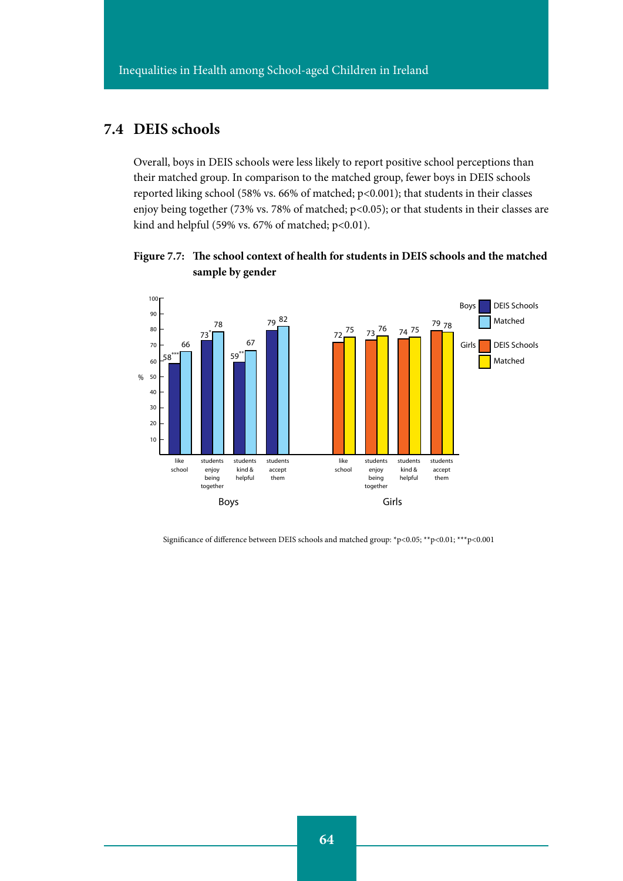## 7.4 DEIS schools

Overall, boys in DEIS schools were less likely to report positive school perceptions than their matched group. In comparison to the matched group, fewer boys in DEIS schools reported liking school (58% vs. 66% of matched; $p<0.001$); that students in their classes enjoy being together (73% vs. 78% of matched; $p<0.05$); or that students in their classes are kind and helpful (59% vs. 67% of matched; $p<0.01$).

**Figure 7.7: The school context of health for students in DEIS schools and the matched sample by gender**

| % | Boys – DEIS Schools | Boys – Matched | Girls – DEIS Schools | Girls – Matched |
|---|---|---|---|---|
| like school | 58*** | 66 | 72 | 75 |
| students enjoy being together | 73* | 78 | 73 | 76 |
| students kind & helpful | 59** | 67 | 74 | 75 |
| students accept them | 79 | 82 | 79 | 78 |

Significance of difference between DEIS schools and matched group: *$p<0.05$; **$p<0.01$; ***$p<0.001$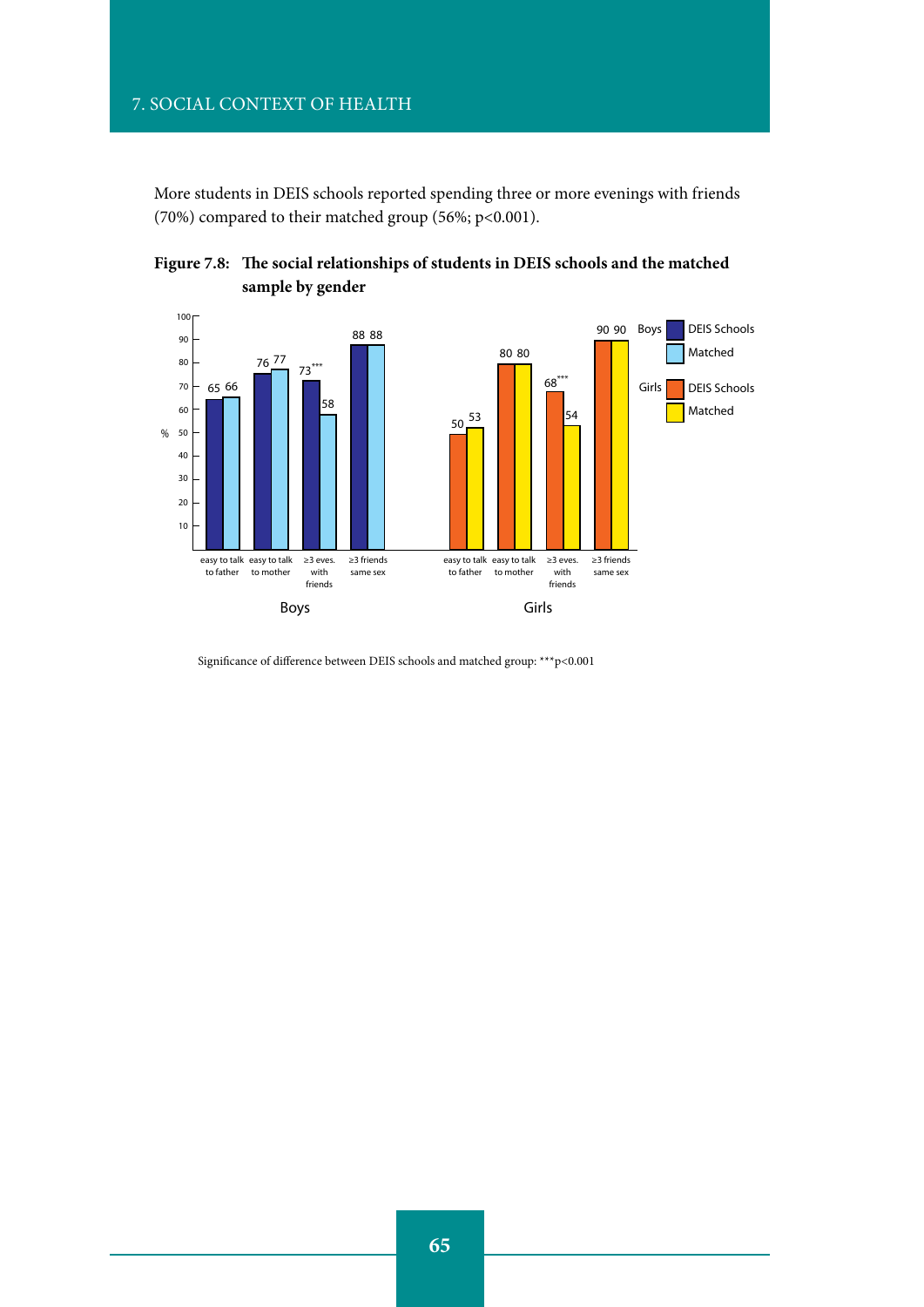More students in DEIS schools reported spending three or more evenings with friends (70%) compared to their matched group (56%; $p<0.001$).

**Figure 7.8: The social relationships of students in DEIS schools and the matched sample by gender**

| | Boys – DEIS Schools | Boys – Matched | Girls – DEIS Schools | Girls – Matched |
|---|---|---|---|---|
| easy to talk to father | 65 | 66 | 50 | 53 |
| easy to talk to mother | 76 | 77 | 80 | 80 |
| ≥3 eves. with friends | 73*** | 58 | 68*** | 54 |
| ≥3 friends same sex | 88 | 88 | 90 | 90 |

Significance of difference between DEIS schools and matched group: ***$p<0.001$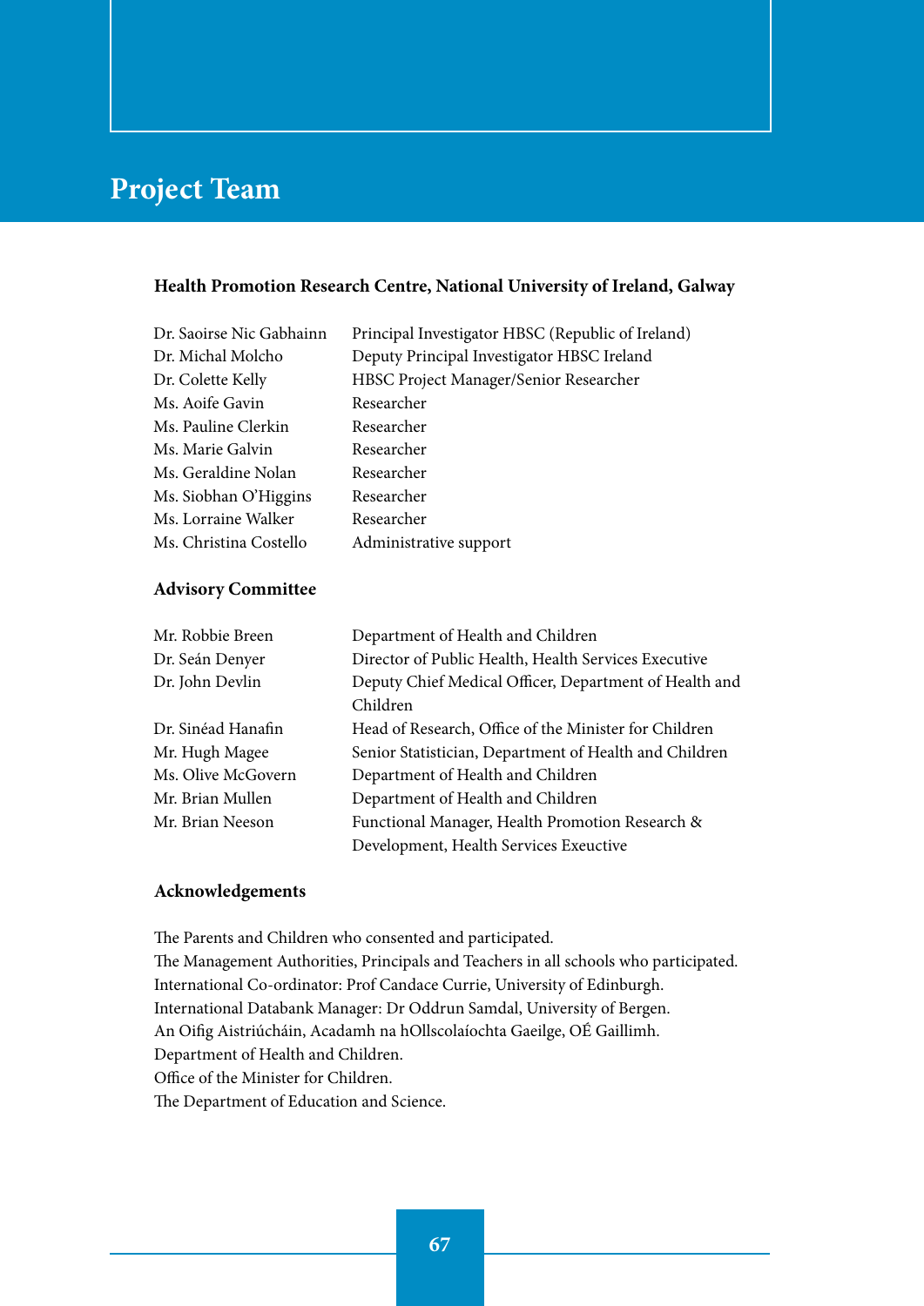# Project Team

### Health Promotion Research Centre, National University of Ireland, Galway

| | |
|---|---|
| Dr. Saoirse Nic Gabhainn | Principal Investigator HBSC (Republic of Ireland) |
| Dr. Michal Molcho | Deputy Principal Investigator HBSC Ireland |
| Dr. Colette Kelly | HBSC Project Manager/Senior Researcher |
| Ms. Aoife Gavin | Researcher |
| Ms. Pauline Clerkin | Researcher |
| Ms. Marie Galvin | Researcher |
| Ms. Geraldine Nolan | Researcher |
| Ms. Siobhan O'Higgins | Researcher |
| Ms. Lorraine Walker | Researcher |
| Ms. Christina Costello | Administrative support |

### Advisory Committee

| | |
|---|---|
| Mr. Robbie Breen | Department of Health and Children |
| Dr. Seán Denyer | Director of Public Health, Health Services Executive |
| Dr. John Devlin | Deputy Chief Medical Officer, Department of Health and Children |
| Dr. Sinéad Hanafin | Head of Research, Office of the Minister for Children |
| Mr. Hugh Magee | Senior Statistician, Department of Health and Children |
| Ms. Olive McGovern | Department of Health and Children |
| Mr. Brian Mullen | Department of Health and Children |
| Mr. Brian Neeson | Functional Manager, Health Promotion Research & Development, Health Services Exeuctive |

### Acknowledgements

The Parents and Children who consented and participated.
The Management Authorities, Principals and Teachers in all schools who participated.
International Co-ordinator: Prof Candace Currie, University of Edinburgh.
International Databank Manager: Dr Oddrun Samdal, University of Bergen.
An Oifig Aistriúcháin, Acadamh na hOllscolaíochta Gaeilge, OÉ Gaillimh.
Department of Health and Children.
Office of the Minister for Children.
The Department of Education and Science.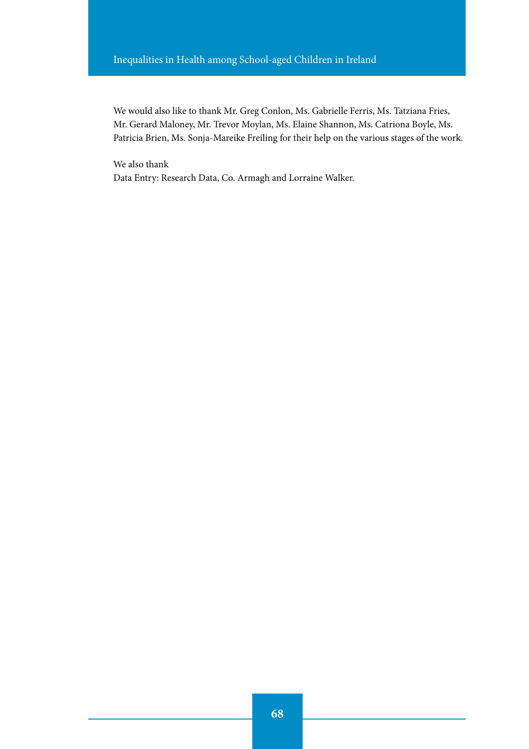We would also like to thank Mr. Greg Conlon, Ms. Gabrielle Ferris, Ms. Tatziana Fries, Mr. Gerard Maloney, Mr. Trevor Moylan, Ms. Elaine Shannon, Ms. Catriona Boyle, Ms. Patricia Brien, Ms. Sonja-Mareike Freiling for their help on the various stages of the work.

We also thank
Data Entry: Research Data, Co. Armagh and Lorraine Walker.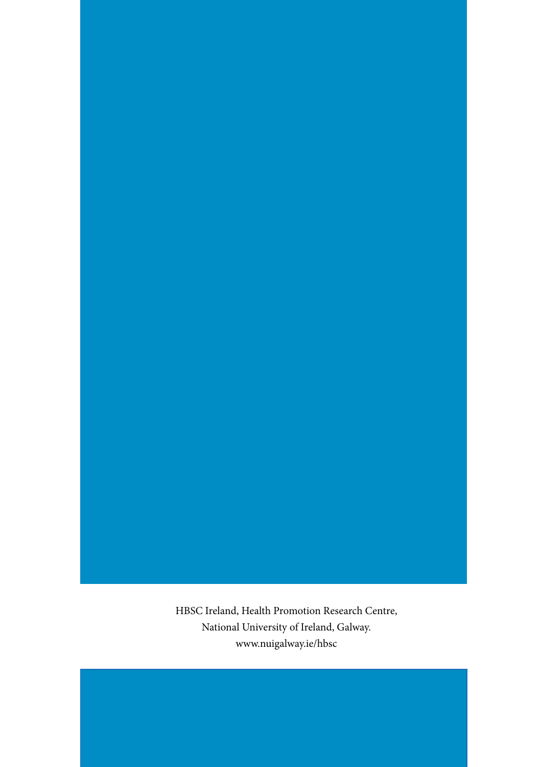HBSC Ireland, Health Promotion Research Centre,
National University of Ireland, Galway.
www.nuigalway.ie/hbsc